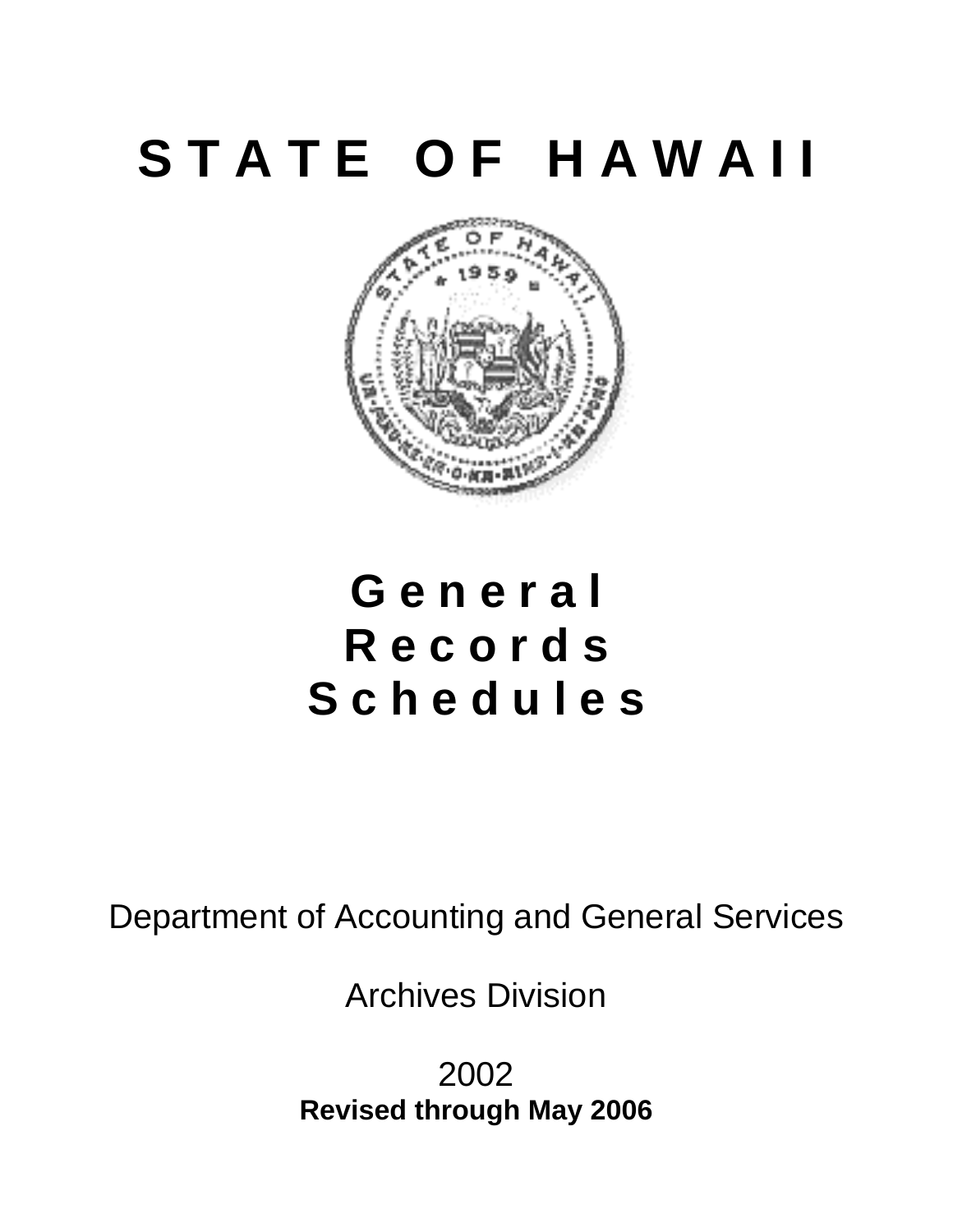# STATE OF HAWAII

# General Records Schedules

Department of Accounting and General Services

Archives Division

2002

**Revised through May 2006**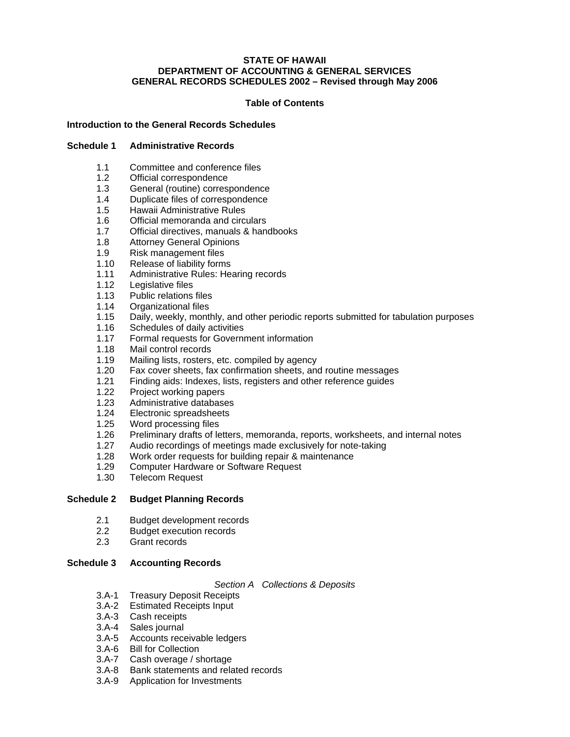**STATE OF HAWAII**
**DEPARTMENT OF ACCOUNTING & GENERAL SERVICES**
**GENERAL RECORDS SCHEDULES 2002 – Revised through May 2006**

**Table of Contents**

**Introduction to the General Records Schedules**

**Schedule 1 Administrative Records**

- 1.1 Committee and conference files
- 1.2 Official correspondence
- 1.3 General (routine) correspondence
- 1.4 Duplicate files of correspondence
- 1.5 Hawaii Administrative Rules
- 1.6 Official memoranda and circulars
- 1.7 Official directives, manuals & handbooks
- 1.8 Attorney General Opinions
- 1.9 Risk management files
- 1.10 Release of liability forms
- 1.11 Administrative Rules: Hearing records
- 1.12 Legislative files
- 1.13 Public relations files
- 1.14 Organizational files
- 1.15 Daily, weekly, monthly, and other periodic reports submitted for tabulation purposes
- 1.16 Schedules of daily activities
- 1.17 Formal requests for Government information
- 1.18 Mail control records
- 1.19 Mailing lists, rosters, etc. compiled by agency
- 1.20 Fax cover sheets, fax confirmation sheets, and routine messages
- 1.21 Finding aids: Indexes, lists, registers and other reference guides
- 1.22 Project working papers
- 1.23 Administrative databases
- 1.24 Electronic spreadsheets
- 1.25 Word processing files
- 1.26 Preliminary drafts of letters, memoranda, reports, worksheets, and internal notes
- 1.27 Audio recordings of meetings made exclusively for note-taking
- 1.28 Work order requests for building repair & maintenance
- 1.29 Computer Hardware or Software Request
- 1.30 Telecom Request

**Schedule 2 Budget Planning Records**

- 2.1 Budget development records
- 2.2 Budget execution records
- 2.3 Grant records

**Schedule 3 Accounting Records**

*Section A Collections & Deposits*

- 3.A-1 Treasury Deposit Receipts
- 3.A-2 Estimated Receipts Input
- 3.A-3 Cash receipts
- 3.A-4 Sales journal
- 3.A-5 Accounts receivable ledgers
- 3.A-6 Bill for Collection
- 3.A-7 Cash overage / shortage
- 3.A-8 Bank statements and related records
- 3.A-9 Application for Investments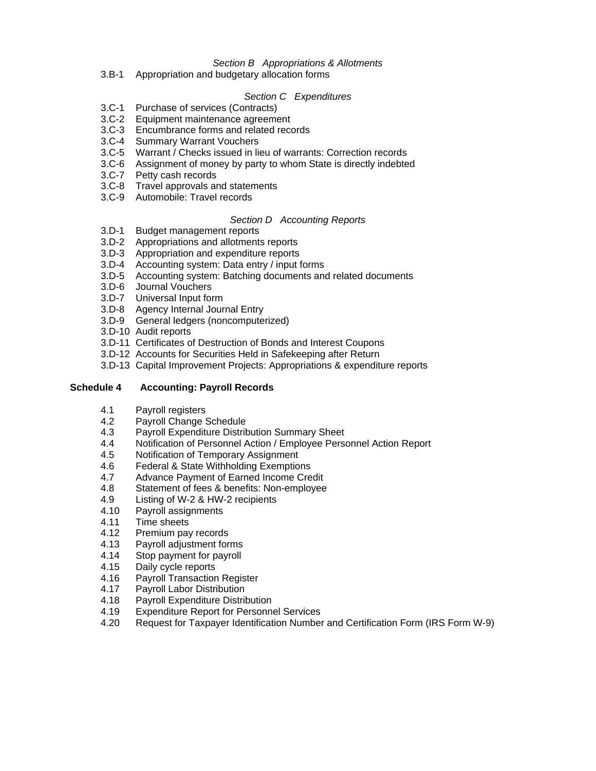*Section B Appropriations & Allotments*

3.B-1 Appropriation and budgetary allocation forms

*Section C Expenditures*

3.C-1 Purchase of services (Contracts)
3.C-2 Equipment maintenance agreement
3.C-3 Encumbrance forms and related records
3.C-4 Summary Warrant Vouchers
3.C-5 Warrant / Checks issued in lieu of warrants: Correction records
3.C-6 Assignment of money by party to whom State is directly indebted
3.C-7 Petty cash records
3.C-8 Travel approvals and statements
3.C-9 Automobile: Travel records

*Section D Accounting Reports*

3.D-1 Budget management reports
3.D-2 Appropriations and allotments reports
3.D-3 Appropriation and expenditure reports
3.D-4 Accounting system: Data entry / input forms
3.D-5 Accounting system: Batching documents and related documents
3.D-6 Journal Vouchers
3.D-7 Universal Input form
3.D-8 Agency Internal Journal Entry
3.D-9 General ledgers (noncomputerized)
3.D-10 Audit reports
3.D-11 Certificates of Destruction of Bonds and Interest Coupons
3.D-12 Accounts for Securities Held in Safekeeping after Return
3.D-13 Capital Improvement Projects: Appropriations & expenditure reports

**Schedule 4 Accounting: Payroll Records**

4.1 Payroll registers
4.2 Payroll Change Schedule
4.3 Payroll Expenditure Distribution Summary Sheet
4.4 Notification of Personnel Action / Employee Personnel Action Report
4.5 Notification of Temporary Assignment
4.6 Federal & State Withholding Exemptions
4.7 Advance Payment of Earned Income Credit
4.8 Statement of fees & benefits: Non-employee
4.9 Listing of W-2 & HW-2 recipients
4.10 Payroll assignments
4.11 Time sheets
4.12 Premium pay records
4.13 Payroll adjustment forms
4.14 Stop payment for payroll
4.15 Daily cycle reports
4.16 Payroll Transaction Register
4.17 Payroll Labor Distribution
4.18 Payroll Expenditure Distribution
4.19 Expenditure Report for Personnel Services
4.20 Request for Taxpayer Identification Number and Certification Form (IRS Form W-9)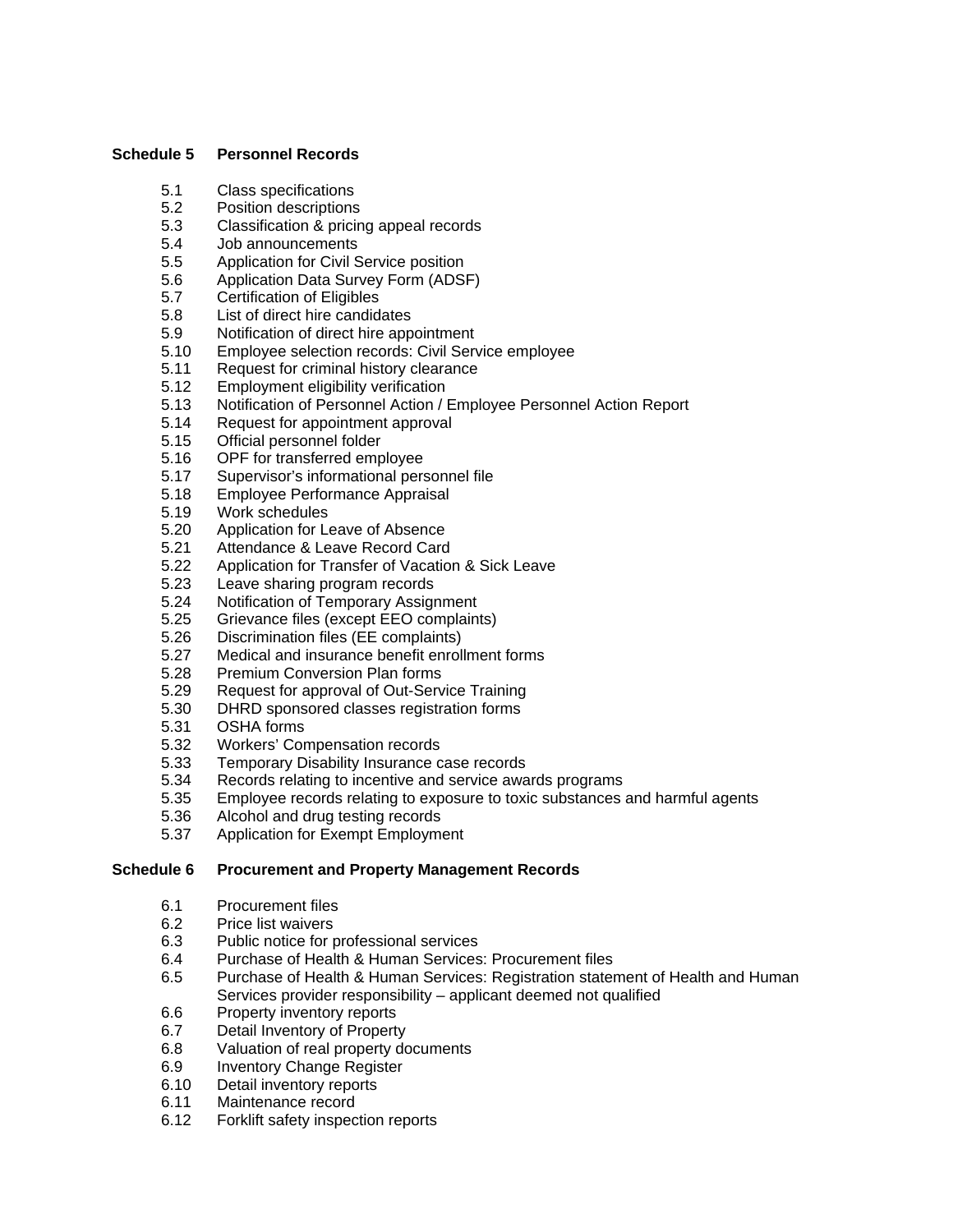## Schedule 5 Personnel Records

5.1 Class specifications
5.2 Position descriptions
5.3 Classification & pricing appeal records
5.4 Job announcements
5.5 Application for Civil Service position
5.6 Application Data Survey Form (ADSF)
5.7 Certification of Eligibles
5.8 List of direct hire candidates
5.9 Notification of direct hire appointment
5.10 Employee selection records: Civil Service employee
5.11 Request for criminal history clearance
5.12 Employment eligibility verification
5.13 Notification of Personnel Action / Employee Personnel Action Report
5.14 Request for appointment approval
5.15 Official personnel folder
5.16 OPF for transferred employee
5.17 Supervisor's informational personnel file
5.18 Employee Performance Appraisal
5.19 Work schedules
5.20 Application for Leave of Absence
5.21 Attendance & Leave Record Card
5.22 Application for Transfer of Vacation & Sick Leave
5.23 Leave sharing program records
5.24 Notification of Temporary Assignment
5.25 Grievance files (except EEO complaints)
5.26 Discrimination files (EE complaints)
5.27 Medical and insurance benefit enrollment forms
5.28 Premium Conversion Plan forms
5.29 Request for approval of Out-Service Training
5.30 DHRD sponsored classes registration forms
5.31 OSHA forms
5.32 Workers' Compensation records
5.33 Temporary Disability Insurance case records
5.34 Records relating to incentive and service awards programs
5.35 Employee records relating to exposure to toxic substances and harmful agents
5.36 Alcohol and drug testing records
5.37 Application for Exempt Employment

## Schedule 6 Procurement and Property Management Records

6.1 Procurement files
6.2 Price list waivers
6.3 Public notice for professional services
6.4 Purchase of Health & Human Services: Procurement files
6.5 Purchase of Health & Human Services: Registration statement of Health and Human Services provider responsibility – applicant deemed not qualified
6.6 Property inventory reports
6.7 Detail Inventory of Property
6.8 Valuation of real property documents
6.9 Inventory Change Register
6.10 Detail inventory reports
6.11 Maintenance record
6.12 Forklift safety inspection reports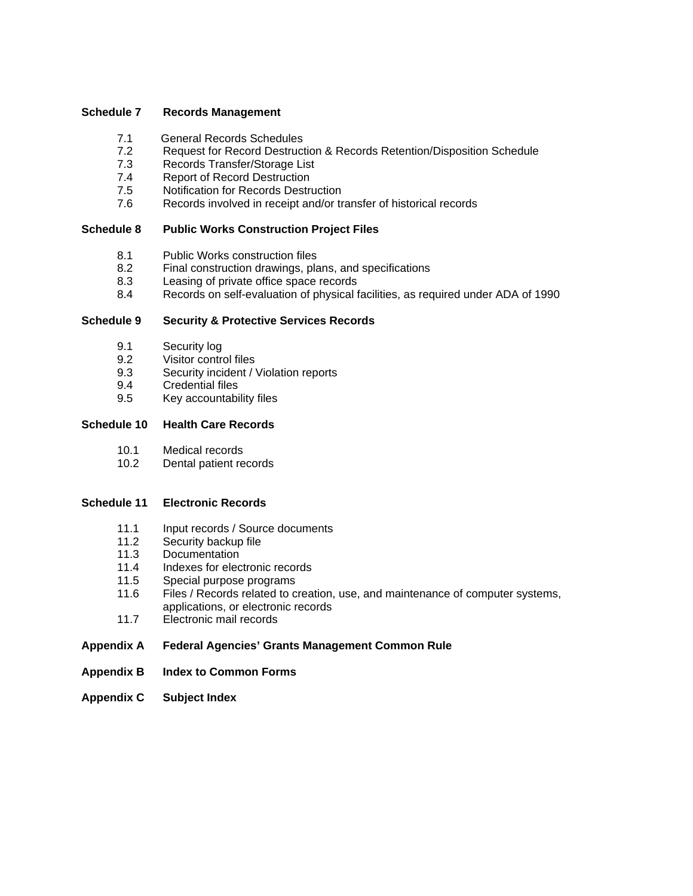**Schedule 7 Records Management**

- 7.1 General Records Schedules
- 7.2 Request for Record Destruction & Records Retention/Disposition Schedule
- 7.3 Records Transfer/Storage List
- 7.4 Report of Record Destruction
- 7.5 Notification for Records Destruction
- 7.6 Records involved in receipt and/or transfer of historical records

**Schedule 8 Public Works Construction Project Files**

- 8.1 Public Works construction files
- 8.2 Final construction drawings, plans, and specifications
- 8.3 Leasing of private office space records
- 8.4 Records on self-evaluation of physical facilities, as required under ADA of 1990

**Schedule 9 Security & Protective Services Records**

- 9.1 Security log
- 9.2 Visitor control files
- 9.3 Security incident / Violation reports
- 9.4 Credential files
- 9.5 Key accountability files

**Schedule 10 Health Care Records**

- 10.1 Medical records
- 10.2 Dental patient records

**Schedule 11 Electronic Records**

- 11.1 Input records / Source documents
- 11.2 Security backup file
- 11.3 Documentation
- 11.4 Indexes for electronic records
- 11.5 Special purpose programs
- 11.6 Files / Records related to creation, use, and maintenance of computer systems, applications, or electronic records
- 11.7 Electronic mail records

**Appendix A Federal Agencies' Grants Management Common Rule**

**Appendix B Index to Common Forms**

**Appendix C Subject Index**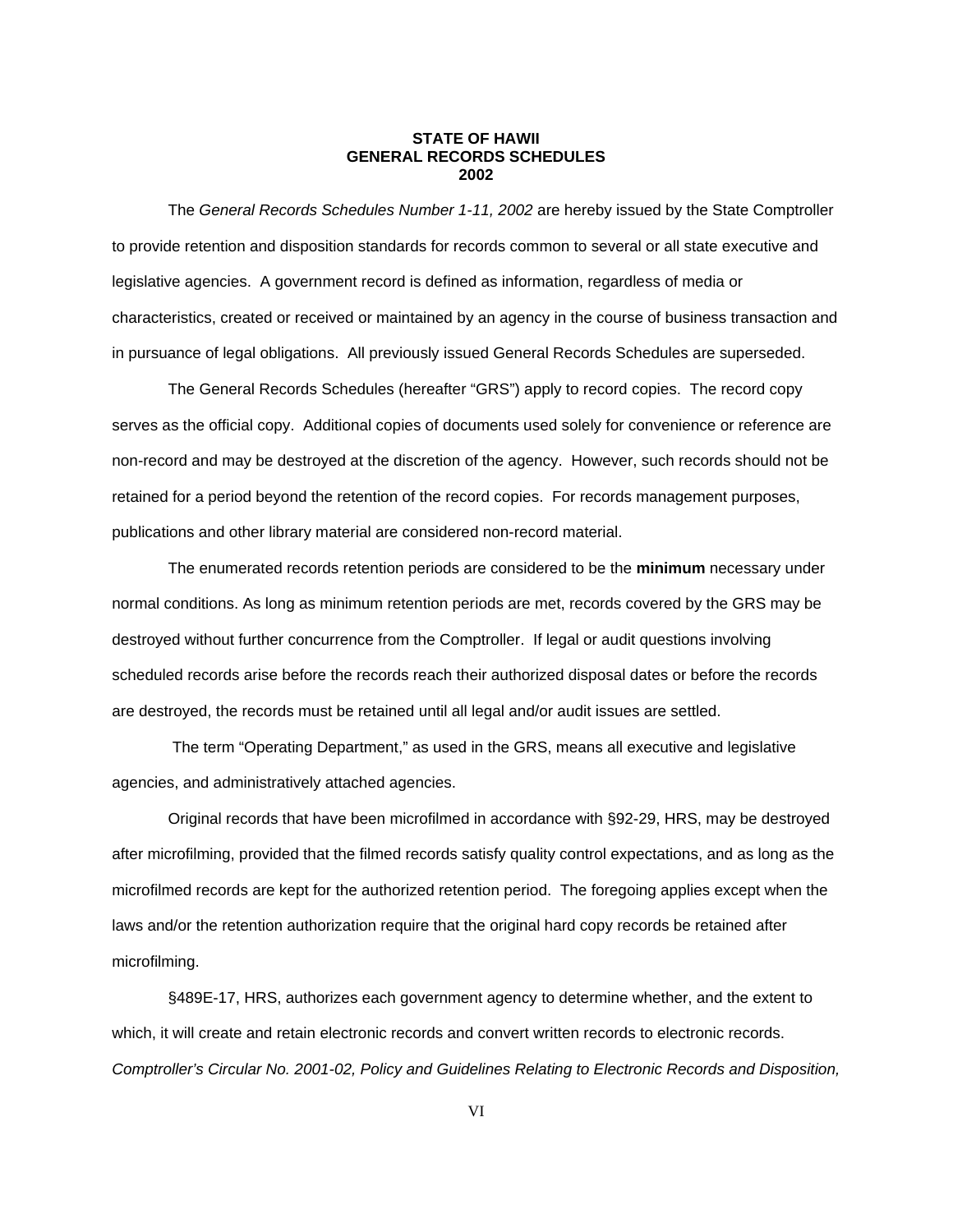**STATE OF HAWII**
**GENERAL RECORDS SCHEDULES**
**2002**

The *General Records Schedules Number 1-11, 2002* are hereby issued by the State Comptroller to provide retention and disposition standards for records common to several or all state executive and legislative agencies. A government record is defined as information, regardless of media or characteristics, created or received or maintained by an agency in the course of business transaction and in pursuance of legal obligations. All previously issued General Records Schedules are superseded.

The General Records Schedules (hereafter "GRS") apply to record copies. The record copy serves as the official copy. Additional copies of documents used solely for convenience or reference are non-record and may be destroyed at the discretion of the agency. However, such records should not be retained for a period beyond the retention of the record copies. For records management purposes, publications and other library material are considered non-record material.

The enumerated records retention periods are considered to be the **minimum** necessary under normal conditions. As long as minimum retention periods are met, records covered by the GRS may be destroyed without further concurrence from the Comptroller. If legal or audit questions involving scheduled records arise before the records reach their authorized disposal dates or before the records are destroyed, the records must be retained until all legal and/or audit issues are settled.

The term "Operating Department," as used in the GRS, means all executive and legislative agencies, and administratively attached agencies.

Original records that have been microfilmed in accordance with §92-29, HRS, may be destroyed after microfilming, provided that the filmed records satisfy quality control expectations, and as long as the microfilmed records are kept for the authorized retention period. The foregoing applies except when the laws and/or the retention authorization require that the original hard copy records be retained after microfilming.

§489E-17, HRS, authorizes each government agency to determine whether, and the extent to which, it will create and retain electronic records and convert written records to electronic records. *Comptroller's Circular No. 2001-02, Policy and Guidelines Relating to Electronic Records and Disposition,*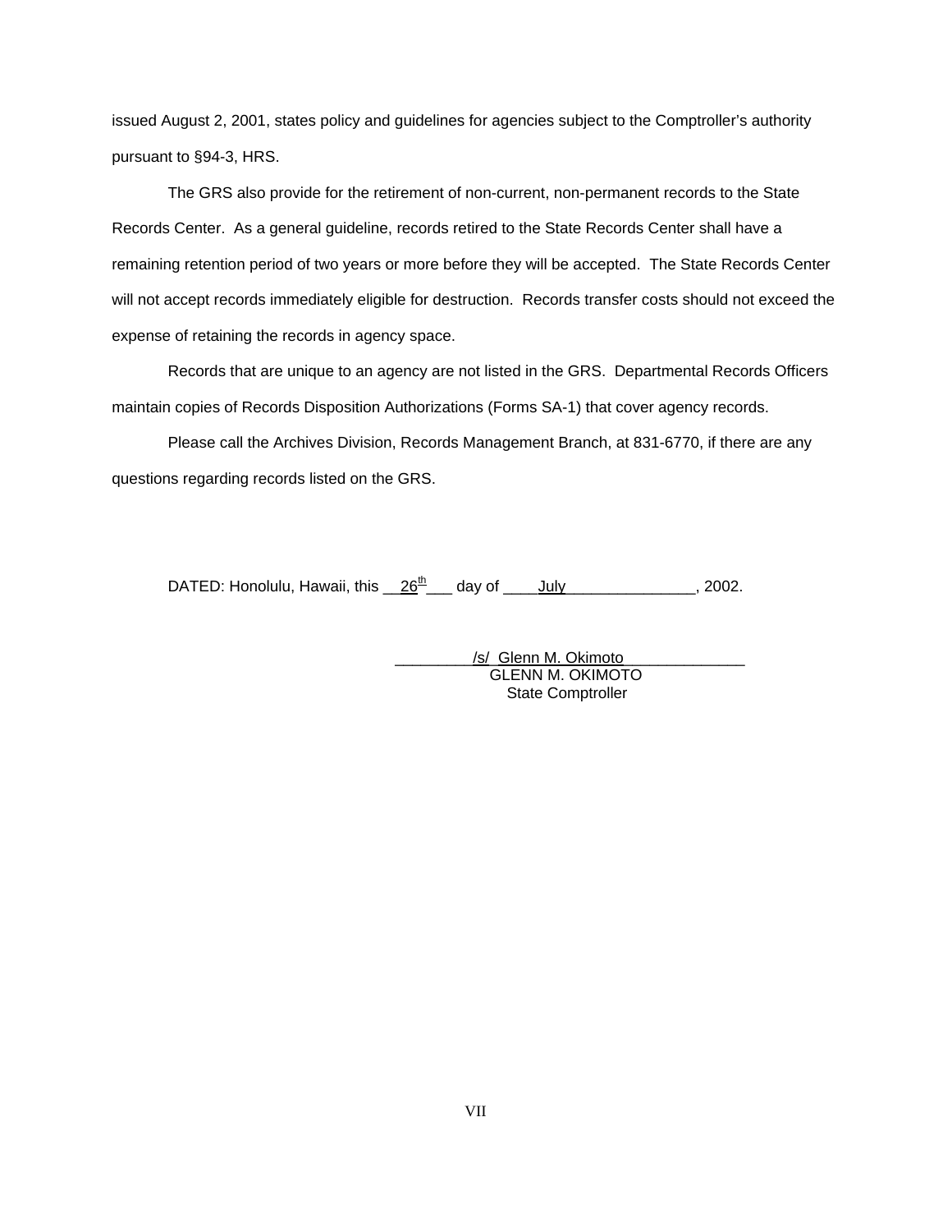issued August 2, 2001, states policy and guidelines for agencies subject to the Comptroller's authority pursuant to §94-3, HRS.

The GRS also provide for the retirement of non-current, non-permanent records to the State Records Center. As a general guideline, records retired to the State Records Center shall have a remaining retention period of two years or more before they will be accepted. The State Records Center will not accept records immediately eligible for destruction. Records transfer costs should not exceed the expense of retaining the records in agency space.

Records that are unique to an agency are not listed in the GRS. Departmental Records Officers maintain copies of Records Disposition Authorizations (Forms SA-1) that cover agency records.

Please call the Archives Division, Records Management Branch, at 831-6770, if there are any questions regarding records listed on the GRS.

DATED: Honolulu, Hawaii, this 26th day of July, 2002.

/s/ Glenn M. Okimoto
GLENN M. OKIMOTO
State Comptroller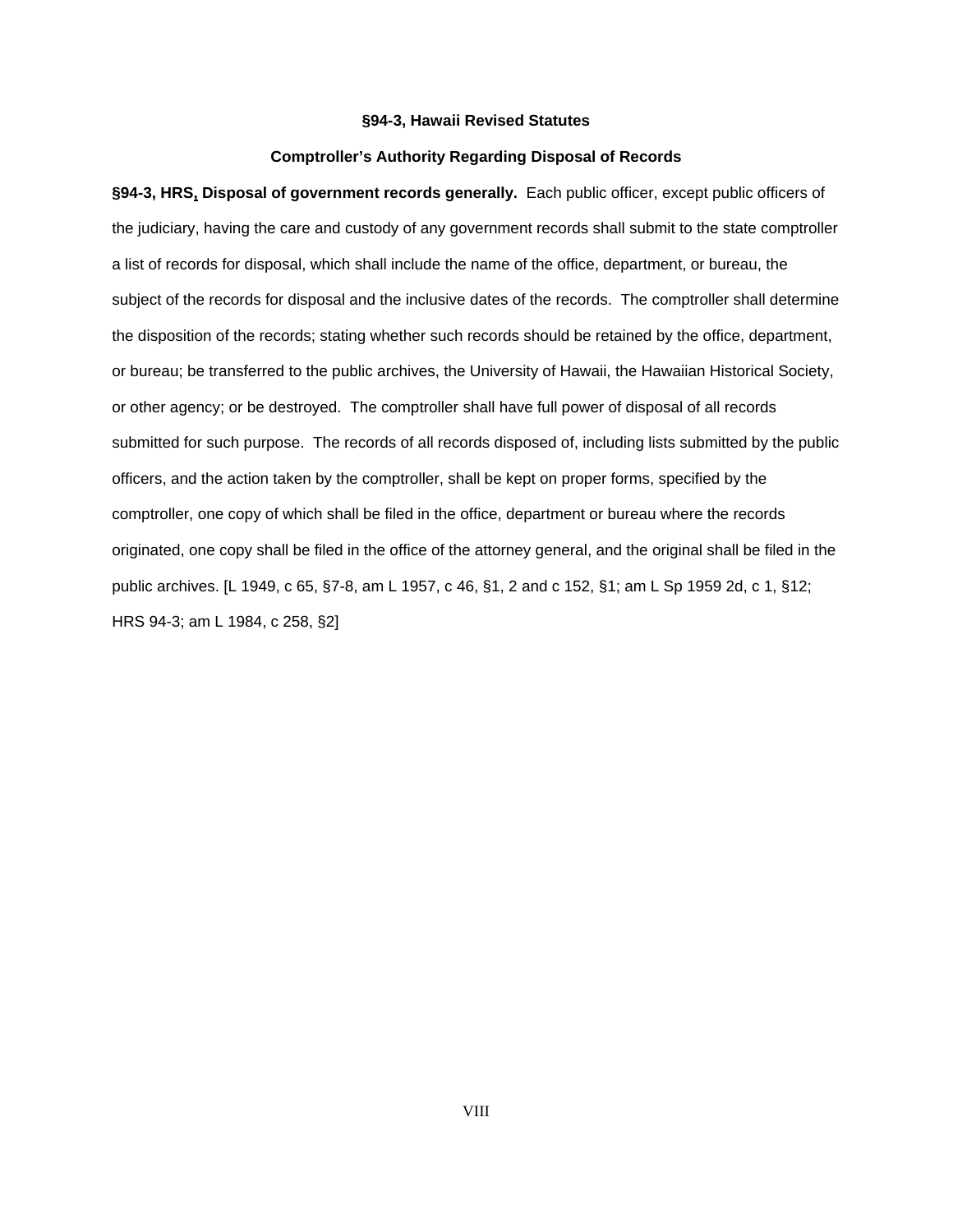## §94-3, Hawaii Revised Statutes

### Comptroller's Authority Regarding Disposal of Records

**§94-3, HRS, Disposal of government records generally.** Each public officer, except public officers of the judiciary, having the care and custody of any government records shall submit to the state comptroller a list of records for disposal, which shall include the name of the office, department, or bureau, the subject of the records for disposal and the inclusive dates of the records. The comptroller shall determine the disposition of the records; stating whether such records should be retained by the office, department, or bureau; be transferred to the public archives, the University of Hawaii, the Hawaiian Historical Society, or other agency; or be destroyed. The comptroller shall have full power of disposal of all records submitted for such purpose. The records of all records disposed of, including lists submitted by the public officers, and the action taken by the comptroller, shall be kept on proper forms, specified by the comptroller, one copy of which shall be filed in the office, department or bureau where the records originated, one copy shall be filed in the office of the attorney general, and the original shall be filed in the public archives. [L 1949, c 65, §7-8, am L 1957, c 46, §1, 2 and c 152, §1; am L Sp 1959 2d, c 1, §12; HRS 94-3; am L 1984, c 258, §2]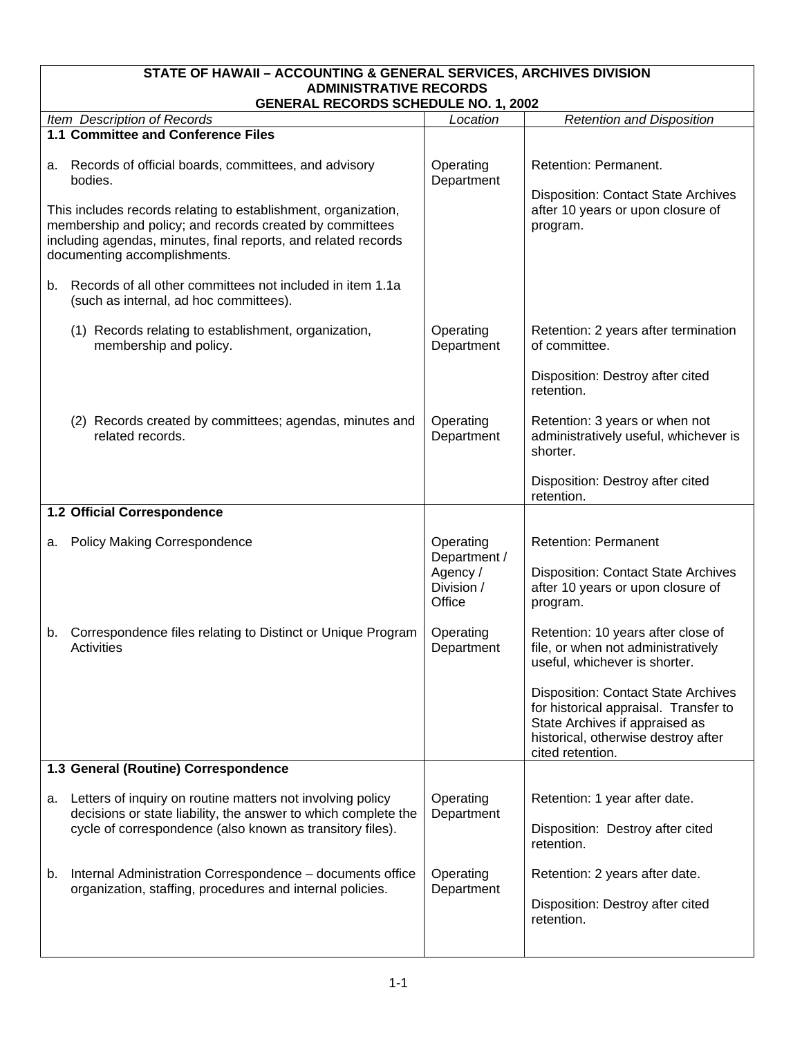**STATE OF HAWAII – ACCOUNTING & GENERAL SERVICES, ARCHIVES DIVISION**
**ADMINISTRATIVE RECORDS**
**GENERAL RECORDS SCHEDULE NO. 1, 2002**

| *Item Description of Records* | *Location* | *Retention and Disposition* |
|---|---|---|
| **1.1 Committee and Conference Files** | | |
| a. Records of official boards, committees, and advisory bodies.<br><br>This includes records relating to establishment, organization, membership and policy; and records created by committees including agendas, minutes, final reports, and related records documenting accomplishments. | Operating Department | Retention: Permanent.<br><br>Disposition: Contact State Archives after 10 years or upon closure of program. |
| b. Records of all other committees not included in item 1.1a (such as internal, ad hoc committees). | | |
| (1) Records relating to establishment, organization, membership and policy. | Operating Department | Retention: 2 years after termination of committee.<br><br>Disposition: Destroy after cited retention. |
| (2) Records created by committees; agendas, minutes and related records. | Operating Department | Retention: 3 years or when not administratively useful, whichever is shorter.<br><br>Disposition: Destroy after cited retention. |
| **1.2 Official Correspondence** | | |
| a. Policy Making Correspondence | Operating Department / Agency / Division / Office | Retention: Permanent<br><br>Disposition: Contact State Archives after 10 years or upon closure of program. |
| b. Correspondence files relating to Distinct or Unique Program Activities | Operating Department | Retention: 10 years after close of file, or when not administratively useful, whichever is shorter.<br><br>Disposition: Contact State Archives for historical appraisal. Transfer to State Archives if appraised as historical, otherwise destroy after cited retention. |
| **1.3 General (Routine) Correspondence** | | |
| a. Letters of inquiry on routine matters not involving policy decisions or state liability, the answer to which complete the cycle of correspondence (also known as transitory files). | Operating Department | Retention: 1 year after date.<br><br>Disposition: Destroy after cited retention. |
| b. Internal Administration Correspondence – documents office organization, staffing, procedures and internal policies. | Operating Department | Retention: 2 years after date.<br><br>Disposition: Destroy after cited retention. |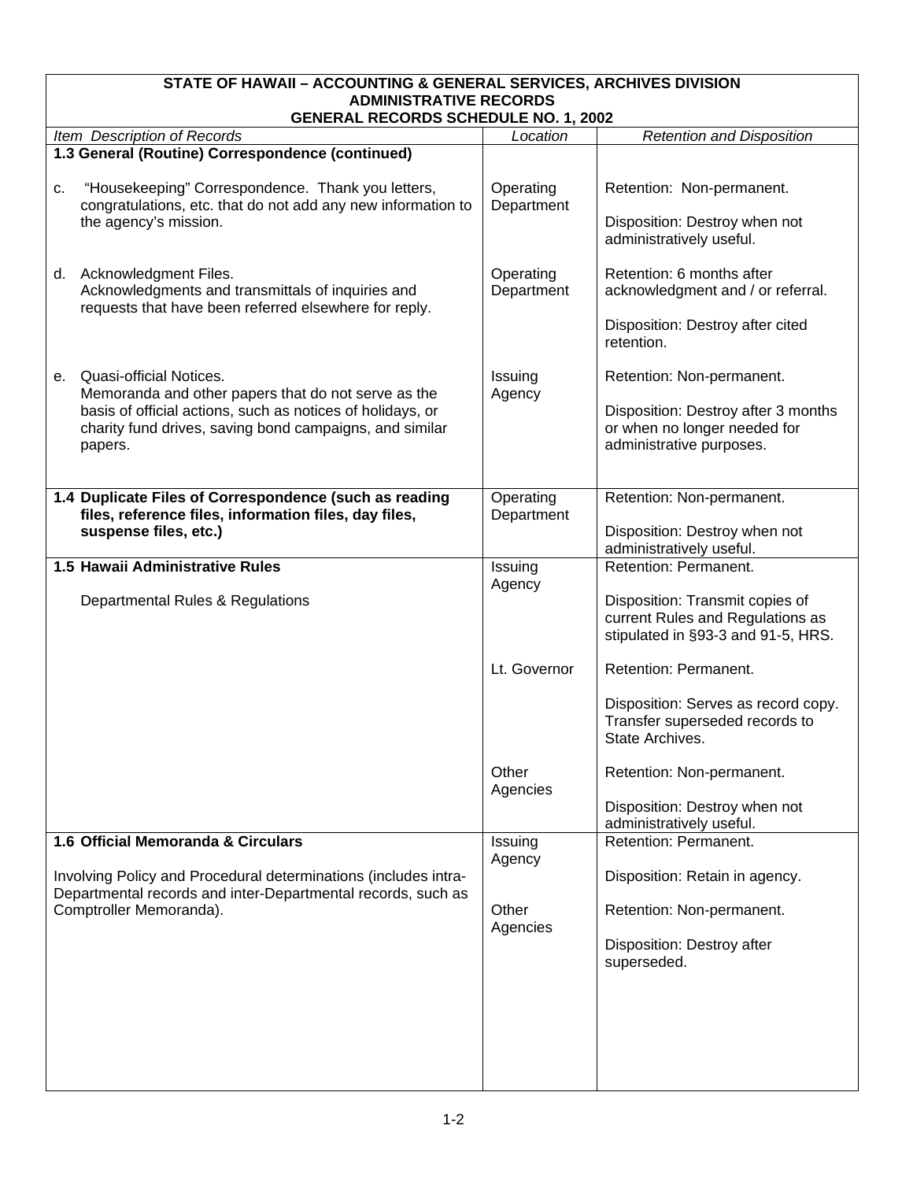**STATE OF HAWAII – ACCOUNTING & GENERAL SERVICES, ARCHIVES DIVISION**
**ADMINISTRATIVE RECORDS**
**GENERAL RECORDS SCHEDULE NO. 1, 2002**

| *Item Description of Records* | *Location* | *Retention and Disposition* |
|---|---|---|
| **1.3 General (Routine) Correspondence (continued)** | | |
| c. "Housekeeping" Correspondence. Thank you letters, congratulations, etc. that do not add any new information to the agency's mission. | Operating Department | Retention: Non-permanent. Disposition: Destroy when not administratively useful. |
| d. Acknowledgment Files. Acknowledgments and transmittals of inquiries and requests that have been referred elsewhere for reply. | Operating Department | Retention: 6 months after acknowledgment and / or referral. Disposition: Destroy after cited retention. |
| e. Quasi-official Notices. Memoranda and other papers that do not serve as the basis of official actions, such as notices of holidays, or charity fund drives, saving bond campaigns, and similar papers. | Issuing Agency | Retention: Non-permanent. Disposition: Destroy after 3 months or when no longer needed for administrative purposes. |
| **1.4 Duplicate Files of Correspondence (such as reading files, reference files, information files, day files, suspense files, etc.)** | Operating Department | Retention: Non-permanent. Disposition: Destroy when not administratively useful. |
| **1.5 Hawaii Administrative Rules** Departmental Rules & Regulations | Issuing Agency | Retention: Permanent. Disposition: Transmit copies of current Rules and Regulations as stipulated in §93-3 and 91-5, HRS. |
| | Lt. Governor | Retention: Permanent. Disposition: Serves as record copy. Transfer superseded records to State Archives. |
| | Other Agencies | Retention: Non-permanent. Disposition: Destroy when not administratively useful. |
| **1.6 Official Memoranda & Circulars** Involving Policy and Procedural determinations (includes intra-Departmental records and inter-Departmental records, such as Comptroller Memoranda). | Issuing Agency | Retention: Permanent. Disposition: Retain in agency. |
| | Other Agencies | Retention: Non-permanent. Disposition: Destroy after superseded. |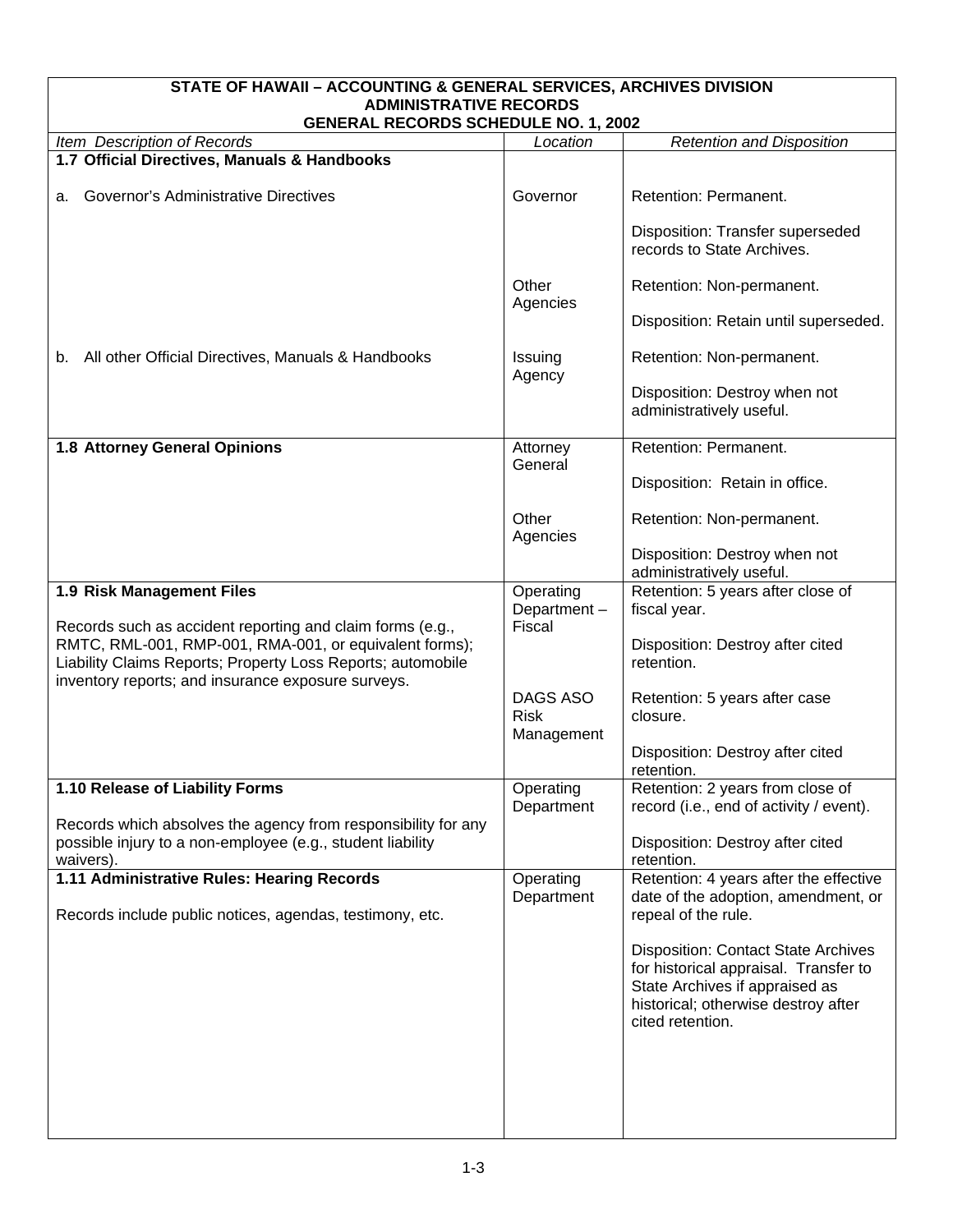**STATE OF HAWAII – ACCOUNTING & GENERAL SERVICES, ARCHIVES DIVISION**
**ADMINISTRATIVE RECORDS**
**GENERAL RECORDS SCHEDULE NO. 1, 2002**

| *Item Description of Records* | *Location* | *Retention and Disposition* |
|---|---|---|
| **1.7 Official Directives, Manuals & Handbooks** | | |
| a. Governor's Administrative Directives | Governor | Retention: Permanent.<br><br>Disposition: Transfer superseded records to State Archives. |
| | Other Agencies | Retention: Non-permanent.<br><br>Disposition: Retain until superseded. |
| b. All other Official Directives, Manuals & Handbooks | Issuing Agency | Retention: Non-permanent.<br><br>Disposition: Destroy when not administratively useful. |
| **1.8 Attorney General Opinions** | Attorney General | Retention: Permanent.<br><br>Disposition: Retain in office. |
| | Other Agencies | Retention: Non-permanent.<br><br>Disposition: Destroy when not administratively useful. |
| **1.9 Risk Management Files**<br><br>Records such as accident reporting and claim forms (e.g., RMTC, RML-001, RMP-001, RMA-001, or equivalent forms); Liability Claims Reports; Property Loss Reports; automobile inventory reports; and insurance exposure surveys. | Operating Department – Fiscal | Retention: 5 years after close of fiscal year.<br><br>Disposition: Destroy after cited retention. |
| | DAGS ASO Risk Management | Retention: 5 years after case closure.<br><br>Disposition: Destroy after cited retention. |
| **1.10 Release of Liability Forms**<br><br>Records which absolves the agency from responsibility for any possible injury to a non-employee (e.g., student liability waivers). | Operating Department | Retention: 2 years from close of record (i.e., end of activity / event).<br><br>Disposition: Destroy after cited retention. |
| **1.11 Administrative Rules: Hearing Records**<br><br>Records include public notices, agendas, testimony, etc. | Operating Department | Retention: 4 years after the effective date of the adoption, amendment, or repeal of the rule.<br><br>Disposition: Contact State Archives for historical appraisal. Transfer to State Archives if appraised as historical; otherwise destroy after cited retention. |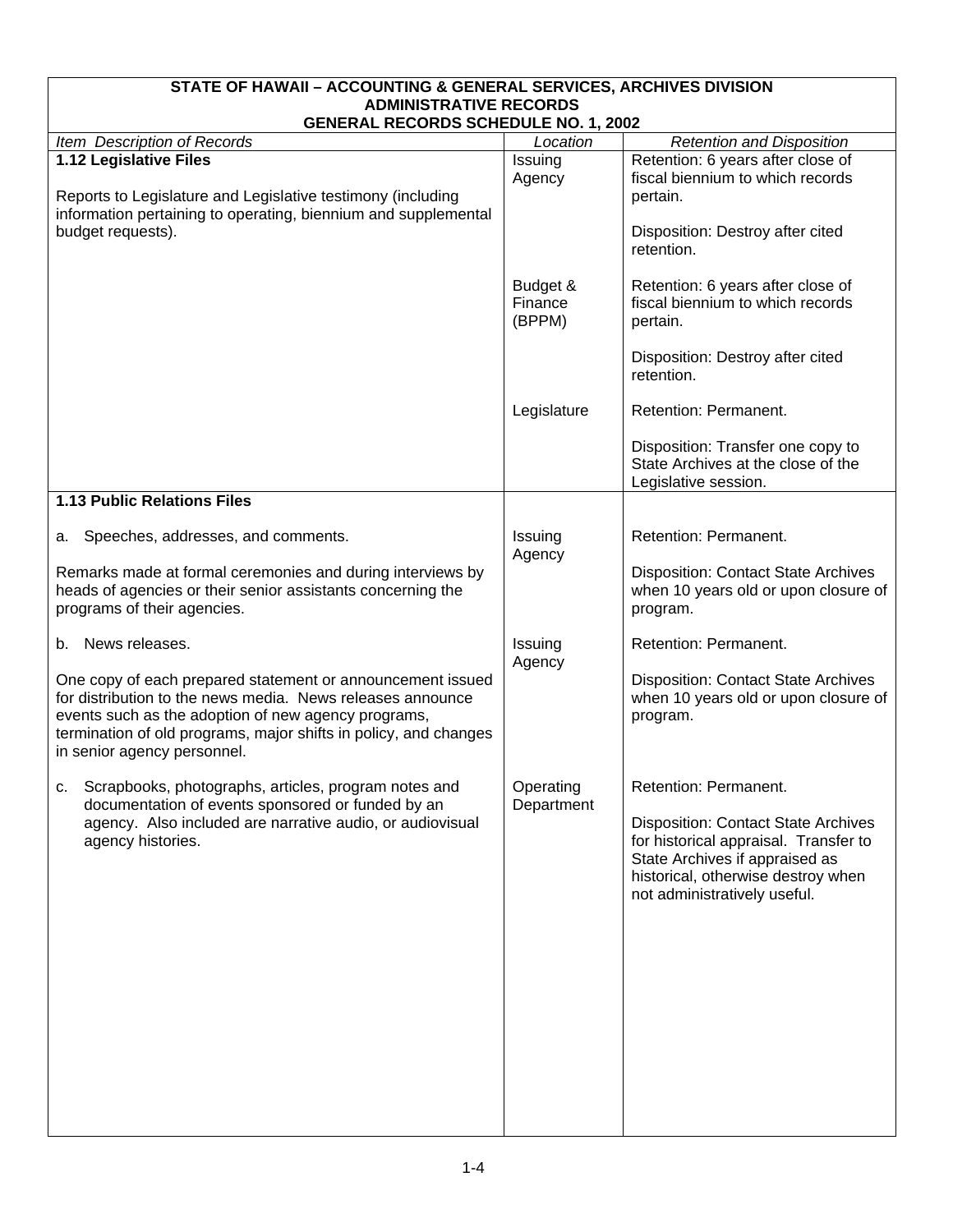| STATE OF HAWAII – ACCOUNTING & GENERAL SERVICES, ARCHIVES DIVISION<br>ADMINISTRATIVE RECORDS<br>GENERAL RECORDS SCHEDULE NO. 1, 2002 | | |
|---|---|---|
| *Item Description of Records* | *Location* | *Retention and Disposition* |
| **1.12 Legislative Files**<br><br>Reports to Legislature and Legislative testimony (including information pertaining to operating, biennium and supplemental budget requests). | Issuing Agency | Retention: 6 years after close of fiscal biennium to which records pertain.<br><br>Disposition: Destroy after cited retention. |
| | Budget & Finance (BPPM) | Retention: 6 years after close of fiscal biennium to which records pertain.<br><br>Disposition: Destroy after cited retention. |
| | Legislature | Retention: Permanent.<br><br>Disposition: Transfer one copy to State Archives at the close of the Legislative session. |
| **1.13 Public Relations Files** | | |
| a. Speeches, addresses, and comments.<br><br>Remarks made at formal ceremonies and during interviews by heads of agencies or their senior assistants concerning the programs of their agencies. | Issuing Agency | Retention: Permanent.<br><br>Disposition: Contact State Archives when 10 years old or upon closure of program. |
| b. News releases.<br><br>One copy of each prepared statement or announcement issued for distribution to the news media. News releases announce events such as the adoption of new agency programs, termination of old programs, major shifts in policy, and changes in senior agency personnel. | Issuing Agency | Retention: Permanent.<br><br>Disposition: Contact State Archives when 10 years old or upon closure of program. |
| c. Scrapbooks, photographs, articles, program notes and documentation of events sponsored or funded by an agency. Also included are narrative audio, or audiovisual agency histories. | Operating Department | Retention: Permanent.<br><br>Disposition: Contact State Archives for historical appraisal. Transfer to State Archives if appraised as historical, otherwise destroy when not administratively useful. |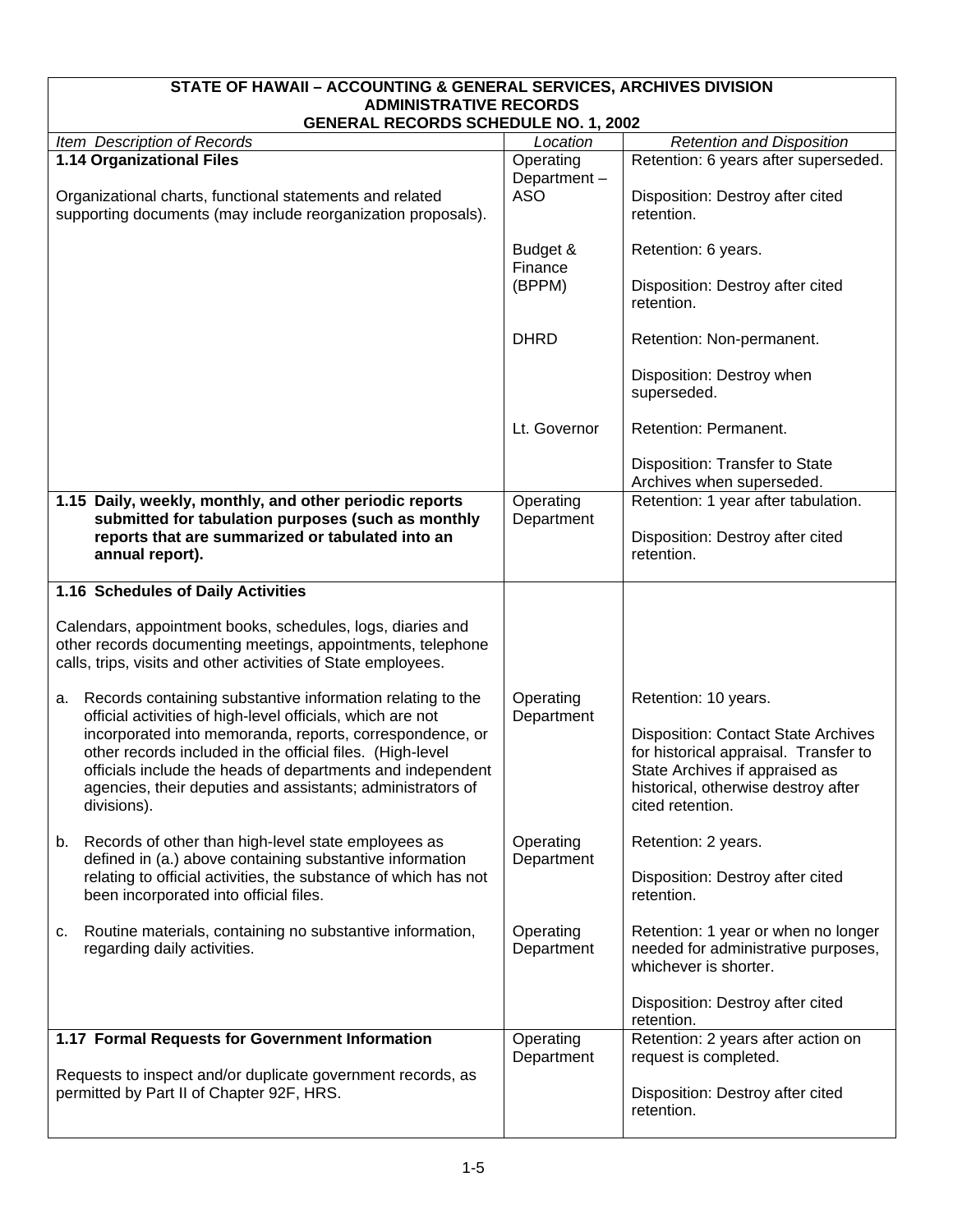**STATE OF HAWAII – ACCOUNTING & GENERAL SERVICES, ARCHIVES DIVISION**
**ADMINISTRATIVE RECORDS**
**GENERAL RECORDS SCHEDULE NO. 1, 2002**

| *Item Description of Records* | *Location* | *Retention and Disposition* |
|---|---|---|
| **1.14 Organizational Files**<br><br>Organizational charts, functional statements and related supporting documents (may include reorganization proposals). | Operating Department – ASO | Retention: 6 years after superseded.<br><br>Disposition: Destroy after cited retention. |
| | Budget & Finance (BPPM) | Retention: 6 years.<br><br>Disposition: Destroy after cited retention. |
| | DHRD | Retention: Non-permanent.<br><br>Disposition: Destroy when superseded. |
| | Lt. Governor | Retention: Permanent.<br><br>Disposition: Transfer to State Archives when superseded. |
| **1.15 Daily, weekly, monthly, and other periodic reports submitted for tabulation purposes (such as monthly reports that are summarized or tabulated into an annual report).** | Operating Department | Retention: 1 year after tabulation.<br><br>Disposition: Destroy after cited retention. |
| **1.16 Schedules of Daily Activities**<br><br>Calendars, appointment books, schedules, logs, diaries and other records documenting meetings, appointments, telephone calls, trips, visits and other activities of State employees. | | |
| a. Records containing substantive information relating to the official activities of high-level officials, which are not incorporated into memoranda, reports, correspondence, or other records included in the official files. (High-level officials include the heads of departments and independent agencies, their deputies and assistants; administrators of divisions). | Operating Department | Retention: 10 years.<br><br>Disposition: Contact State Archives for historical appraisal. Transfer to State Archives if appraised as historical, otherwise destroy after cited retention. |
| b. Records of other than high-level state employees as defined in (a.) above containing substantive information relating to official activities, the substance of which has not been incorporated into official files. | Operating Department | Retention: 2 years.<br><br>Disposition: Destroy after cited retention. |
| c. Routine materials, containing no substantive information, regarding daily activities. | Operating Department | Retention: 1 year or when no longer needed for administrative purposes, whichever is shorter.<br><br>Disposition: Destroy after cited retention. |
| **1.17 Formal Requests for Government Information**<br><br>Requests to inspect and/or duplicate government records, as permitted by Part II of Chapter 92F, HRS. | Operating Department | Retention: 2 years after action on request is completed.<br><br>Disposition: Destroy after cited retention. |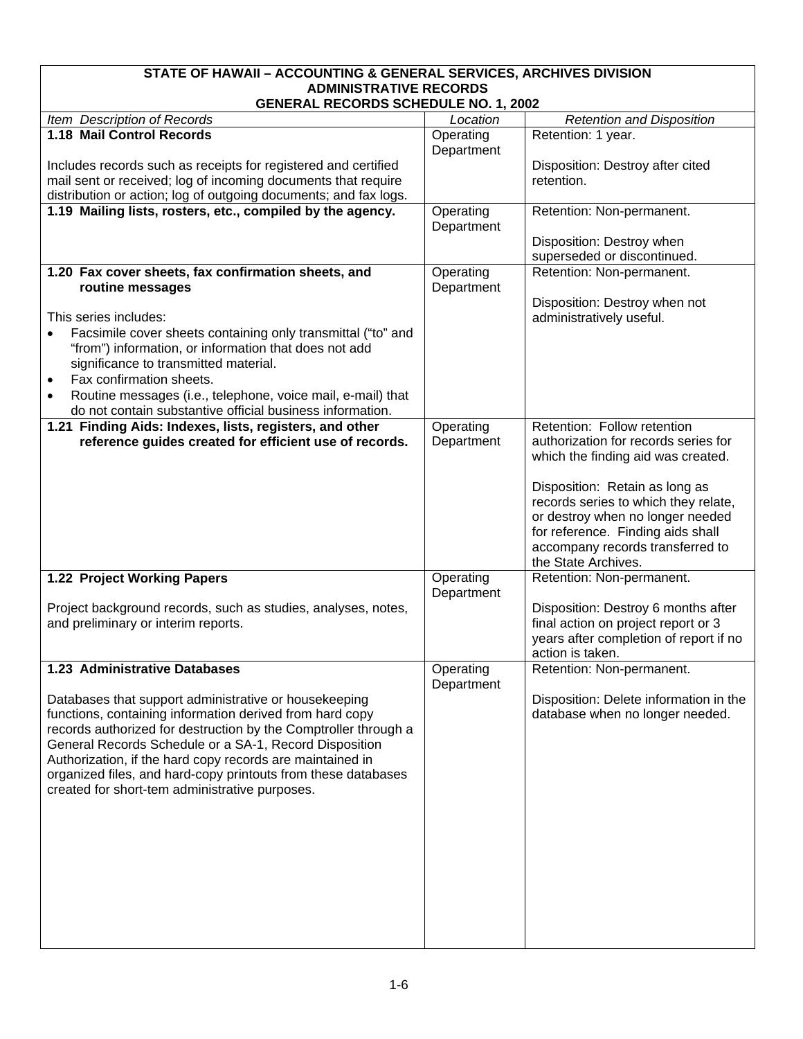| STATE OF HAWAII – ACCOUNTING & GENERAL SERVICES, ARCHIVES DIVISION<br>ADMINISTRATIVE RECORDS<br>GENERAL RECORDS SCHEDULE NO. 1, 2002 | | |
|---|---|---|
| *Item Description of Records* | *Location* | *Retention and Disposition* |
| **1.18 Mail Control Records**<br><br>Includes records such as receipts for registered and certified mail sent or received; log of incoming documents that require distribution or action; log of outgoing documents; and fax logs. | Operating Department | Retention: 1 year.<br><br>Disposition: Destroy after cited retention. |
| **1.19 Mailing lists, rosters, etc., compiled by the agency.** | Operating Department | Retention: Non-permanent.<br><br>Disposition: Destroy when superseded or discontinued. |
| **1.20 Fax cover sheets, fax confirmation sheets, and routine messages**<br><br>This series includes:<br>• Facsimile cover sheets containing only transmittal ("to" and "from") information, or information that does not add significance to transmitted material.<br>• Fax confirmation sheets.<br>• Routine messages (i.e., telephone, voice mail, e-mail) that do not contain substantive official business information. | Operating Department | Retention: Non-permanent.<br><br>Disposition: Destroy when not administratively useful. |
| **1.21 Finding Aids: Indexes, lists, registers, and other reference guides created for efficient use of records.** | Operating Department | Retention: Follow retention authorization for records series for which the finding aid was created.<br><br>Disposition: Retain as long as records series to which they relate, or destroy when no longer needed for reference. Finding aids shall accompany records transferred to the State Archives. |
| **1.22 Project Working Papers**<br><br>Project background records, such as studies, analyses, notes, and preliminary or interim reports. | Operating Department | Retention: Non-permanent.<br><br>Disposition: Destroy 6 months after final action on project report or 3 years after completion of report if no action is taken. |
| **1.23 Administrative Databases**<br><br>Databases that support administrative or housekeeping functions, containing information derived from hard copy records authorized for destruction by the Comptroller through a General Records Schedule or a SA-1, Record Disposition Authorization, if the hard copy records are maintained in organized files, and hard-copy printouts from these databases created for short-tem administrative purposes. | Operating Department | Retention: Non-permanent.<br><br>Disposition: Delete information in the database when no longer needed. |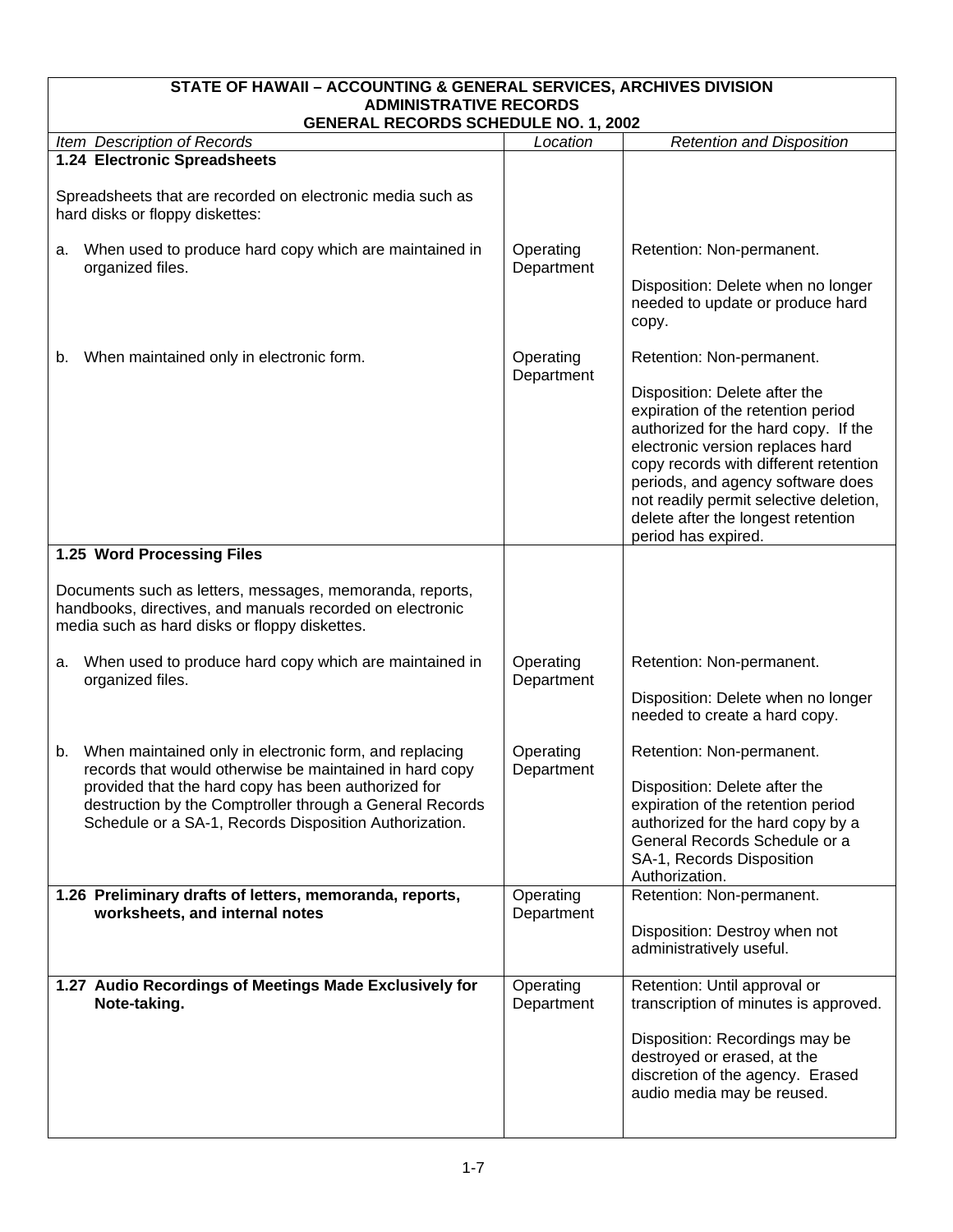| STATE OF HAWAII – ACCOUNTING & GENERAL SERVICES, ARCHIVES DIVISION<br>ADMINISTRATIVE RECORDS<br>GENERAL RECORDS SCHEDULE NO. 1, 2002 | | |
|---|---|---|
| *Item Description of Records* | *Location* | *Retention and Disposition* |
| **1.24 Electronic Spreadsheets**<br><br>Spreadsheets that are recorded on electronic media such as hard disks or floppy diskettes:<br><br>a. When used to produce hard copy which are maintained in organized files. | Operating Department | Retention: Non-permanent.<br><br>Disposition: Delete when no longer needed to update or produce hard copy. |
| b. When maintained only in electronic form. | Operating Department | Retention: Non-permanent.<br><br>Disposition: Delete after the expiration of the retention period authorized for the hard copy. If the electronic version replaces hard copy records with different retention periods, and agency software does not readily permit selective deletion, delete after the longest retention period has expired. |
| **1.25 Word Processing Files**<br><br>Documents such as letters, messages, memoranda, reports, handbooks, directives, and manuals recorded on electronic media such as hard disks or floppy diskettes.<br><br>a. When used to produce hard copy which are maintained in organized files. | Operating Department | Retention: Non-permanent.<br><br>Disposition: Delete when no longer needed to create a hard copy. |
| b. When maintained only in electronic form, and replacing records that would otherwise be maintained in hard copy provided that the hard copy has been authorized for destruction by the Comptroller through a General Records Schedule or a SA-1, Records Disposition Authorization. | Operating Department | Retention: Non-permanent.<br><br>Disposition: Delete after the expiration of the retention period authorized for the hard copy by a General Records Schedule or a SA-1, Records Disposition Authorization. |
| **1.26 Preliminary drafts of letters, memoranda, reports, worksheets, and internal notes** | Operating Department | Retention: Non-permanent.<br><br>Disposition: Destroy when not administratively useful. |
| **1.27 Audio Recordings of Meetings Made Exclusively for Note-taking.** | Operating Department | Retention: Until approval or transcription of minutes is approved.<br><br>Disposition: Recordings may be destroyed or erased, at the discretion of the agency. Erased audio media may be reused. |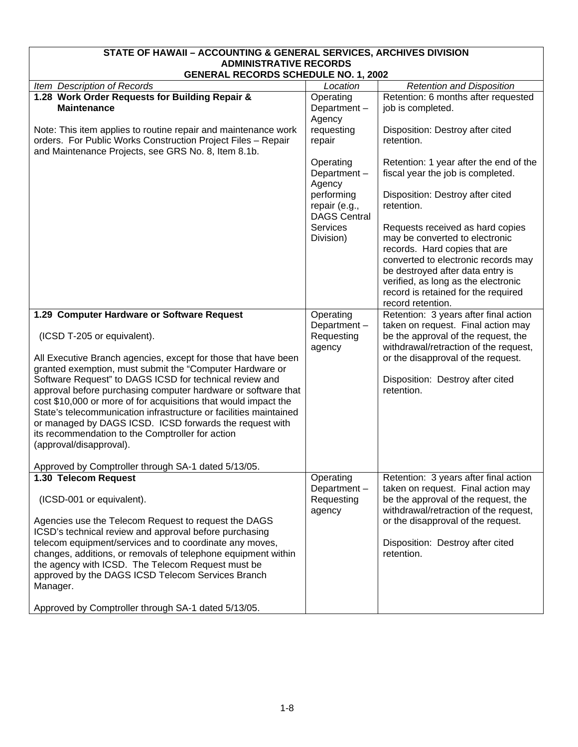| STATE OF HAWAII – ACCOUNTING & GENERAL SERVICES, ARCHIVES DIVISION<br>ADMINISTRATIVE RECORDS<br>GENERAL RECORDS SCHEDULE NO. 1, 2002 | | |
|---|---|---|
| *Item Description of Records* | *Location* | *Retention and Disposition* |
| **1.28 Work Order Requests for Building Repair & Maintenance**<br><br>Note: This item applies to routine repair and maintenance work orders. For Public Works Construction Project Files – Repair and Maintenance Projects, see GRS No. 8, Item 8.1b. | Operating Department – Agency requesting repair | Retention: 6 months after requested job is completed.<br><br>Disposition: Destroy after cited retention. |
| | Operating Department – Agency performing repair (e.g., DAGS Central Services Division) | Retention: 1 year after the end of the fiscal year the job is completed.<br><br>Disposition: Destroy after cited retention.<br><br>Requests received as hard copies may be converted to electronic records. Hard copies that are converted to electronic records may be destroyed after data entry is verified, as long as the electronic record is retained for the required record retention. |
| **1.29 Computer Hardware or Software Request**<br><br>(ICSD T-205 or equivalent).<br><br>All Executive Branch agencies, except for those that have been granted exemption, must submit the "Computer Hardware or Software Request" to DAGS ICSD for technical review and approval before purchasing computer hardware or software that cost $10,000 or more of for acquisitions that would impact the State's telecommunication infrastructure or facilities maintained or managed by DAGS ICSD. ICSD forwards the request with its recommendation to the Comptroller for action (approval/disapproval).<br><br>Approved by Comptroller through SA-1 dated 5/13/05. | Operating Department – Requesting agency | Retention: 3 years after final action taken on request. Final action may be the approval of the request, the withdrawal/retraction of the request, or the disapproval of the request.<br><br>Disposition: Destroy after cited retention. |
| **1.30 Telecom Request**<br><br>(ICSD-001 or equivalent).<br><br>Agencies use the Telecom Request to request the DAGS ICSD's technical review and approval before purchasing telecom equipment/services and to coordinate any moves, changes, additions, or removals of telephone equipment within the agency with ICSD. The Telecom Request must be approved by the DAGS ICSD Telecom Services Branch Manager.<br><br>Approved by Comptroller through SA-1 dated 5/13/05. | Operating Department – Requesting agency | Retention: 3 years after final action taken on request. Final action may be the approval of the request, the withdrawal/retraction of the request, or the disapproval of the request.<br><br>Disposition: Destroy after cited retention. |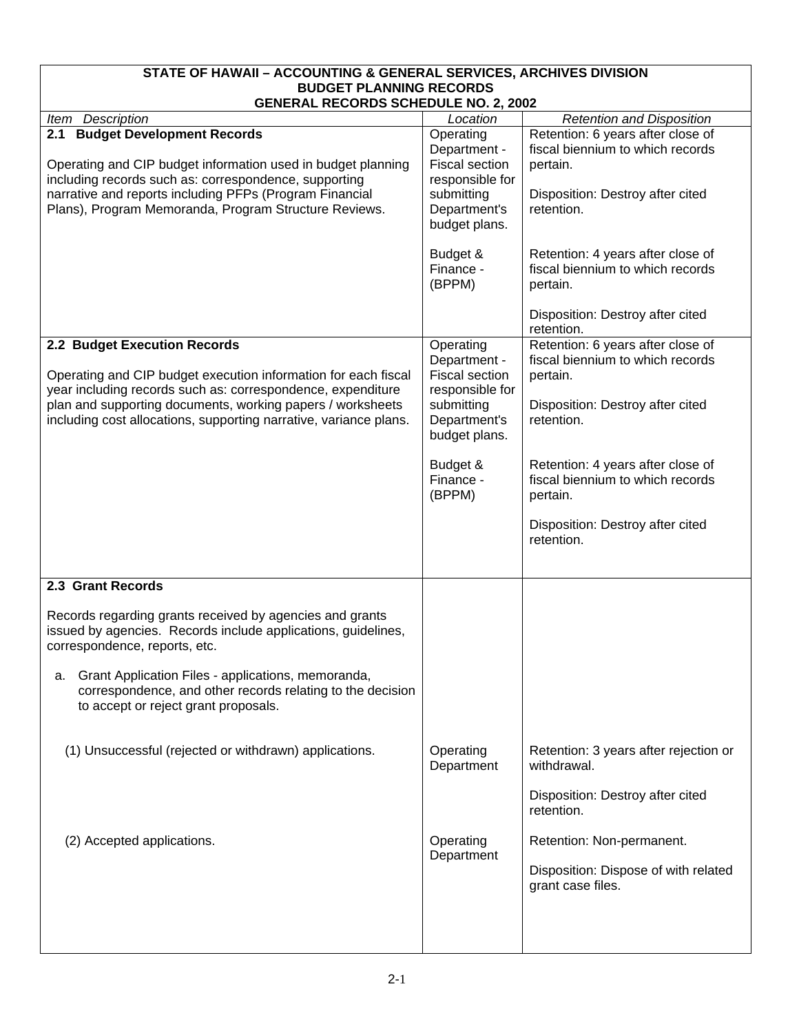| STATE OF HAWAII – ACCOUNTING & GENERAL SERVICES, ARCHIVES DIVISION<br>BUDGET PLANNING RECORDS<br>GENERAL RECORDS SCHEDULE NO. 2, 2002 | | |
|---|---|---|
| *Item Description* | *Location* | *Retention and Disposition* |
| **2.1 Budget Development Records**<br><br>Operating and CIP budget information used in budget planning including records such as: correspondence, supporting narrative and reports including PFPs (Program Financial Plans), Program Memoranda, Program Structure Reviews. | Operating Department - Fiscal section responsible for submitting Department's budget plans.<br><br>Budget & Finance - (BPPM) | Retention: 6 years after close of fiscal biennium to which records pertain.<br><br>Disposition: Destroy after cited retention.<br><br>Retention: 4 years after close of fiscal biennium to which records pertain.<br><br>Disposition: Destroy after cited retention. |
| **2.2 Budget Execution Records**<br><br>Operating and CIP budget execution information for each fiscal year including records such as: correspondence, expenditure plan and supporting documents, working papers / worksheets including cost allocations, supporting narrative, variance plans. | Operating Department - Fiscal section responsible for submitting Department's budget plans.<br><br>Budget & Finance - (BPPM) | Retention: 6 years after close of fiscal biennium to which records pertain.<br><br>Disposition: Destroy after cited retention.<br><br>Retention: 4 years after close of fiscal biennium to which records pertain.<br><br>Disposition: Destroy after cited retention. |
| **2.3 Grant Records**<br><br>Records regarding grants received by agencies and grants issued by agencies. Records include applications, guidelines, correspondence, reports, etc.<br><br>a. Grant Application Files - applications, memoranda, correspondence, and other records relating to the decision to accept or reject grant proposals.<br><br>(1) Unsuccessful (rejected or withdrawn) applications. | Operating Department | Retention: 3 years after rejection or withdrawal.<br><br>Disposition: Destroy after cited retention. |
| (2) Accepted applications. | Operating Department | Retention: Non-permanent.<br><br>Disposition: Dispose of with related grant case files. |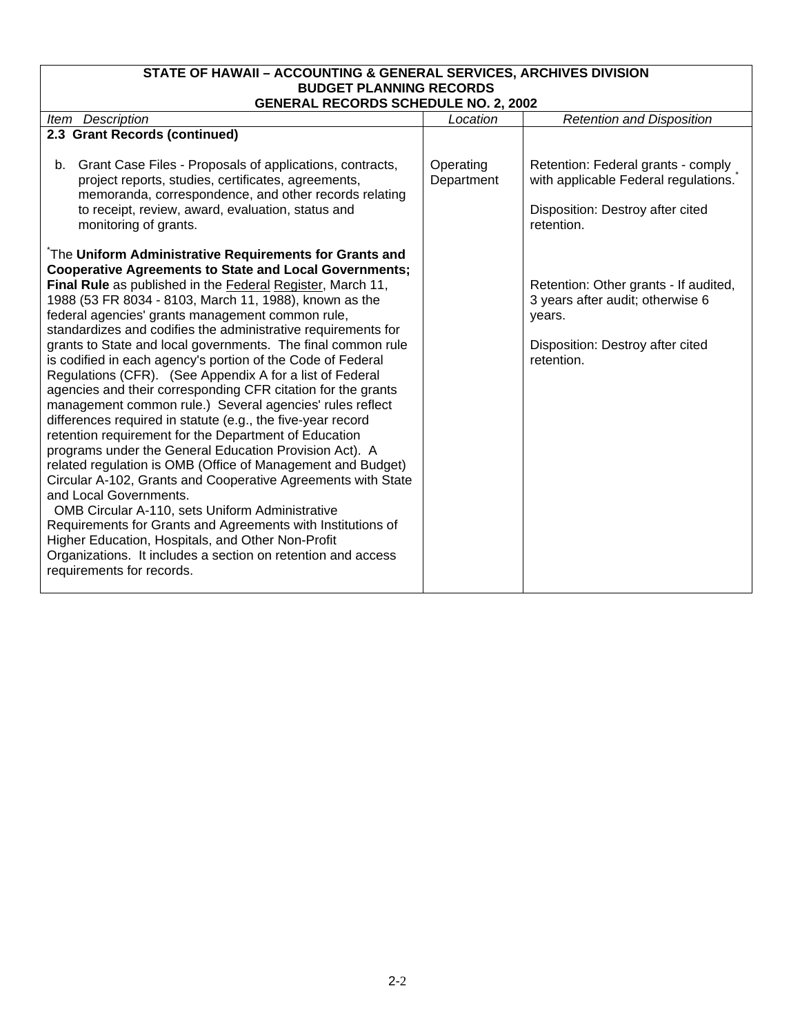| STATE OF HAWAII – ACCOUNTING & GENERAL SERVICES, ARCHIVES DIVISION<br>BUDGET PLANNING RECORDS<br>GENERAL RECORDS SCHEDULE NO. 2, 2002 | | |
|---|---|---|
| *Item Description* | *Location* | *Retention and Disposition* |
| **2.3 Grant Records (continued)** | | |
| b. Grant Case Files - Proposals of applications, contracts, project reports, studies, certificates, agreements, memoranda, correspondence, and other records relating to receipt, review, award, evaluation, status and monitoring of grants. | Operating Department | Retention: Federal grants - comply with applicable Federal regulations.*<br><br>Disposition: Destroy after cited retention. |
| *The **Uniform Administrative Requirements for Grants and Cooperative Agreements to State and Local Governments; Final Rule** as published in the Federal Register, March 11, 1988 (53 FR 8034 - 8103, March 11, 1988), known as the federal agencies' grants management common rule, standardizes and codifies the administrative requirements for grants to State and local governments. The final common rule is codified in each agency's portion of the Code of Federal Regulations (CFR). (See Appendix A for a list of Federal agencies and their corresponding CFR citation for the grants management common rule.) Several agencies' rules reflect differences required in statute (e.g., the five-year record retention requirement for the Department of Education programs under the General Education Provision Act). A related regulation is OMB (Office of Management and Budget) Circular A-102, Grants and Cooperative Agreements with State and Local Governments.<br>OMB Circular A-110, sets Uniform Administrative Requirements for Grants and Agreements with Institutions of Higher Education, Hospitals, and Other Non-Profit Organizations. It includes a section on retention and access requirements for records. | | Retention: Other grants - If audited, 3 years after audit; otherwise 6 years.<br><br>Disposition: Destroy after cited retention. |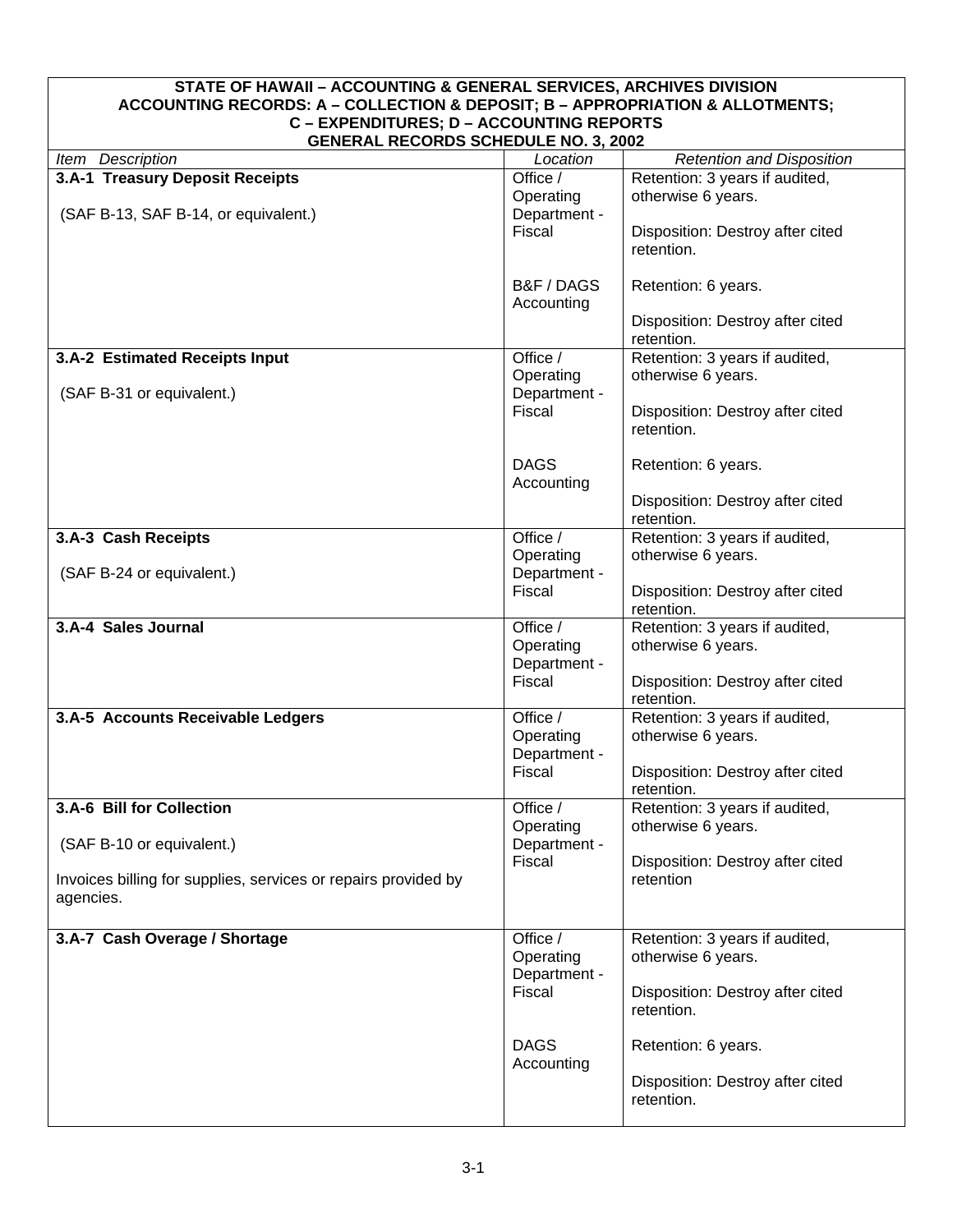**STATE OF HAWAII – ACCOUNTING & GENERAL SERVICES, ARCHIVES DIVISION**
**ACCOUNTING RECORDS: A – COLLECTION & DEPOSIT; B – APPROPRIATION & ALLOTMENTS; C – EXPENDITURES; D – ACCOUNTING REPORTS**
**GENERAL RECORDS SCHEDULE NO. 3, 2002**

| *Item Description* | *Location* | *Retention and Disposition* |
|---|---|---|
| **3.A-1 Treasury Deposit Receipts**<br><br>(SAF B-13, SAF B-14, or equivalent.) | Office / Operating Department - Fiscal | Retention: 3 years if audited, otherwise 6 years.<br><br>Disposition: Destroy after cited retention. |
| | B&F / DAGS Accounting | Retention: 6 years.<br><br>Disposition: Destroy after cited retention. |
| **3.A-2 Estimated Receipts Input**<br><br>(SAF B-31 or equivalent.) | Office / Operating Department - Fiscal | Retention: 3 years if audited, otherwise 6 years.<br><br>Disposition: Destroy after cited retention. |
| | DAGS Accounting | Retention: 6 years.<br><br>Disposition: Destroy after cited retention. |
| **3.A-3 Cash Receipts**<br><br>(SAF B-24 or equivalent.) | Office / Operating Department - Fiscal | Retention: 3 years if audited, otherwise 6 years.<br><br>Disposition: Destroy after cited retention. |
| **3.A-4 Sales Journal** | Office / Operating Department - Fiscal | Retention: 3 years if audited, otherwise 6 years.<br><br>Disposition: Destroy after cited retention. |
| **3.A-5 Accounts Receivable Ledgers** | Office / Operating Department - Fiscal | Retention: 3 years if audited, otherwise 6 years.<br><br>Disposition: Destroy after cited retention. |
| **3.A-6 Bill for Collection**<br><br>(SAF B-10 or equivalent.)<br><br>Invoices billing for supplies, services or repairs provided by agencies. | Office / Operating Department - Fiscal | Retention: 3 years if audited, otherwise 6 years.<br><br>Disposition: Destroy after cited retention |
| **3.A-7 Cash Overage / Shortage** | Office / Operating Department - Fiscal | Retention: 3 years if audited, otherwise 6 years.<br><br>Disposition: Destroy after cited retention. |
| | DAGS Accounting | Retention: 6 years.<br><br>Disposition: Destroy after cited retention. |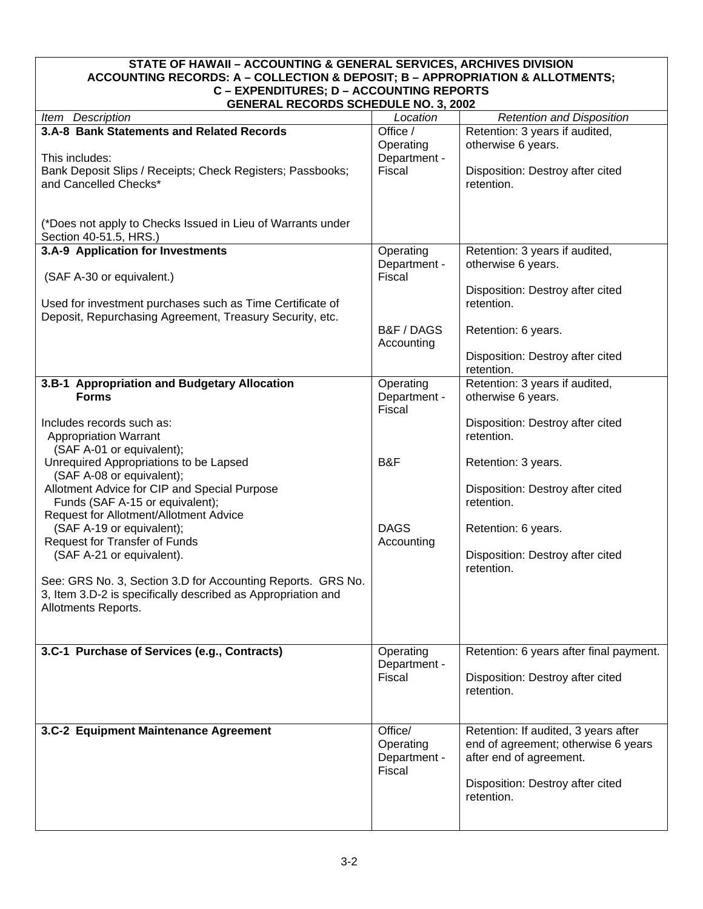**STATE OF HAWAII – ACCOUNTING & GENERAL SERVICES, ARCHIVES DIVISION**
**ACCOUNTING RECORDS: A – COLLECTION & DEPOSIT; B – APPROPRIATION & ALLOTMENTS; C – EXPENDITURES; D – ACCOUNTING REPORTS**
**GENERAL RECORDS SCHEDULE NO. 3, 2002**

| *Item Description* | *Location* | *Retention and Disposition* |
|---|---|---|
| **3.A-8 Bank Statements and Related Records**<br><br>This includes:<br>Bank Deposit Slips / Receipts; Check Registers; Passbooks; and Cancelled Checks*<br><br>(*Does not apply to Checks Issued in Lieu of Warrants under Section 40-51.5, HRS.) | Office / Operating Department - Fiscal | Retention: 3 years if audited, otherwise 6 years.<br><br>Disposition: Destroy after cited retention. |
| **3.A-9 Application for Investments**<br><br>(SAF A-30 or equivalent.)<br><br>Used for investment purchases such as Time Certificate of Deposit, Repurchasing Agreement, Treasury Security, etc. | Operating Department - Fiscal<br><br>B&F / DAGS Accounting | Retention: 3 years if audited, otherwise 6 years.<br><br>Disposition: Destroy after cited retention.<br><br>Retention: 6 years.<br><br>Disposition: Destroy after cited retention. |
| **3.B-1 Appropriation and Budgetary Allocation Forms**<br><br>Includes records such as:<br>Appropriation Warrant (SAF A-01 or equivalent);<br>Unrequired Appropriations to be Lapsed (SAF A-08 or equivalent);<br>Allotment Advice for CIP and Special Purpose Funds (SAF A-15 or equivalent);<br>Request for Allotment/Allotment Advice (SAF A-19 or equivalent);<br>Request for Transfer of Funds (SAF A-21 or equivalent).<br><br>See: GRS No. 3, Section 3.D for Accounting Reports. GRS No. 3, Item 3.D-2 is specifically described as Appropriation and Allotments Reports. | Operating Department - Fiscal<br><br>B&F<br><br>DAGS Accounting | Retention: 3 years if audited, otherwise 6 years.<br><br>Disposition: Destroy after cited retention.<br><br>Retention: 3 years.<br><br>Disposition: Destroy after cited retention.<br><br>Retention: 6 years.<br><br>Disposition: Destroy after cited retention. |
| **3.C-1 Purchase of Services (e.g., Contracts)** | Operating Department - Fiscal | Retention: 6 years after final payment.<br><br>Disposition: Destroy after cited retention. |
| **3.C-2 Equipment Maintenance Agreement** | Office/ Operating Department - Fiscal | Retention: If audited, 3 years after end of agreement; otherwise 6 years after end of agreement.<br><br>Disposition: Destroy after cited retention. |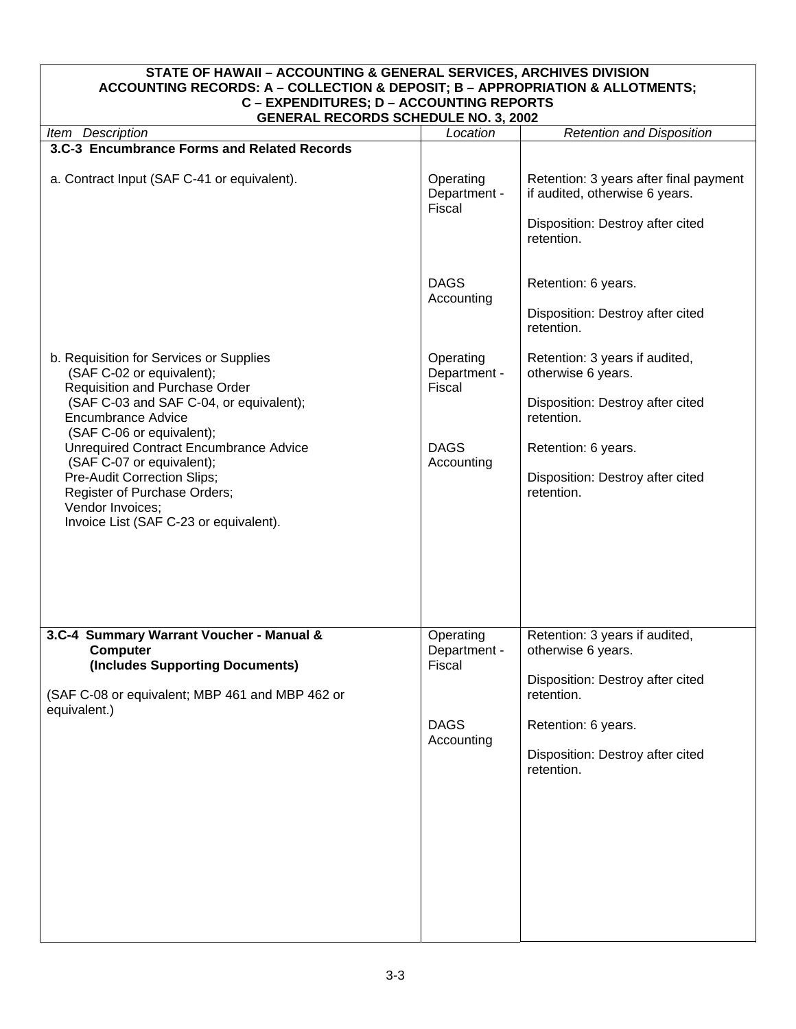**STATE OF HAWAII – ACCOUNTING & GENERAL SERVICES, ARCHIVES DIVISION**
**ACCOUNTING RECORDS: A – COLLECTION & DEPOSIT; B – APPROPRIATION & ALLOTMENTS; C – EXPENDITURES; D – ACCOUNTING REPORTS**
**GENERAL RECORDS SCHEDULE NO. 3, 2002**

| *Item Description* | *Location* | *Retention and Disposition* |
|---|---|---|
| **3.C-3 Encumbrance Forms and Related Records** | | |
| a. Contract Input (SAF C-41 or equivalent). | Operating Department - Fiscal | Retention: 3 years after final payment if audited, otherwise 6 years.<br><br>Disposition: Destroy after cited retention. |
| | DAGS Accounting | Retention: 6 years.<br><br>Disposition: Destroy after cited retention. |
| b. Requisition for Services or Supplies (SAF C-02 or equivalent);<br>Requisition and Purchase Order (SAF C-03 and SAF C-04, or equivalent);<br>Encumbrance Advice (SAF C-06 or equivalent);<br>Unrequired Contract Encumbrance Advice (SAF C-07 or equivalent);<br>Pre-Audit Correction Slips;<br>Register of Purchase Orders;<br>Vendor Invoices;<br>Invoice List (SAF C-23 or equivalent). | Operating Department - Fiscal | Retention: 3 years if audited, otherwise 6 years.<br><br>Disposition: Destroy after cited retention. |
| | DAGS Accounting | Retention: 6 years.<br><br>Disposition: Destroy after cited retention. |
| **3.C-4 Summary Warrant Voucher - Manual & Computer (Includes Supporting Documents)**<br><br>(SAF C-08 or equivalent; MBP 461 and MBP 462 or equivalent.) | Operating Department - Fiscal | Retention: 3 years if audited, otherwise 6 years.<br><br>Disposition: Destroy after cited retention. |
| | DAGS Accounting | Retention: 6 years.<br><br>Disposition: Destroy after cited retention. |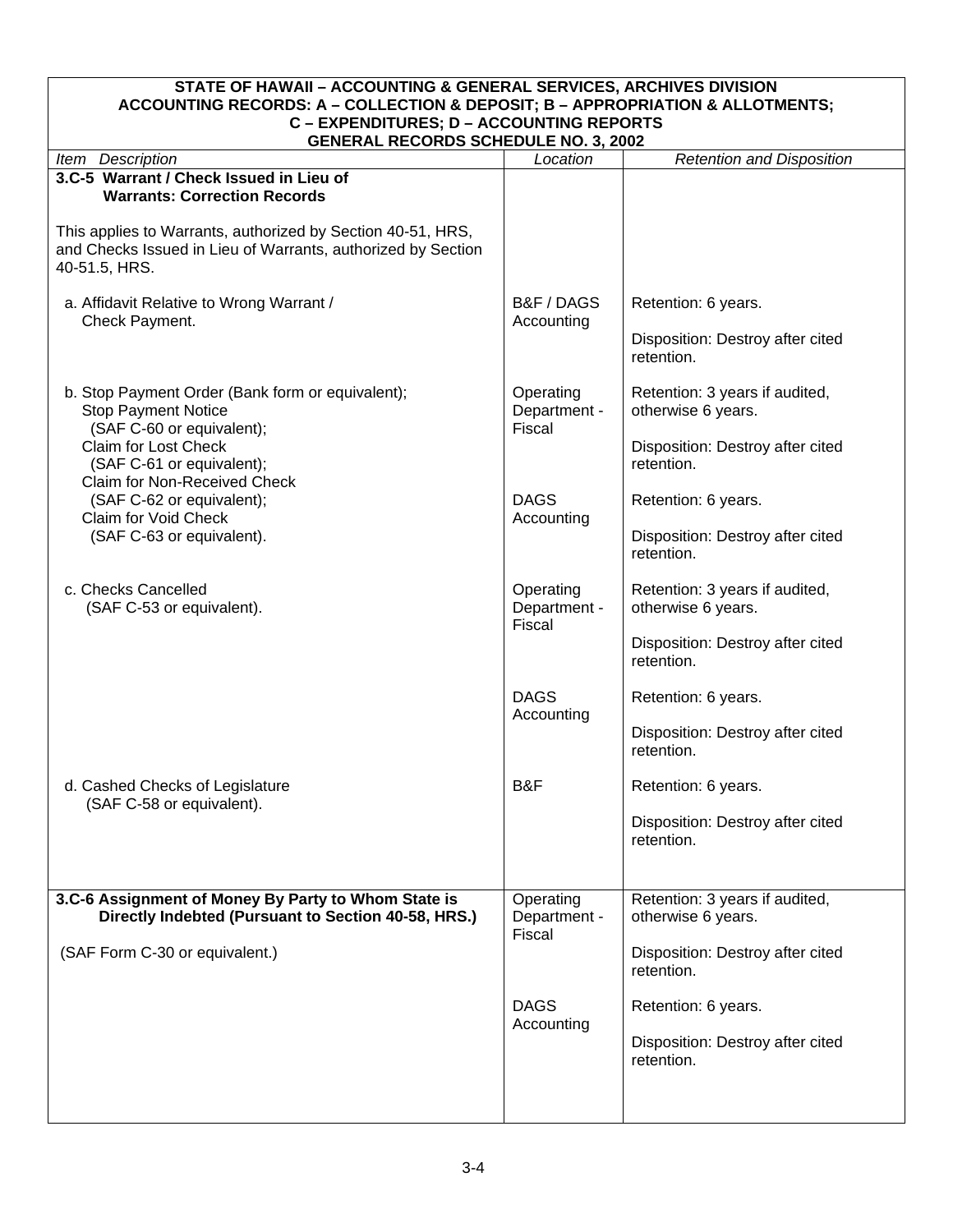**STATE OF HAWAII – ACCOUNTING & GENERAL SERVICES, ARCHIVES DIVISION**
**ACCOUNTING RECORDS: A – COLLECTION & DEPOSIT; B – APPROPRIATION & ALLOTMENTS; C – EXPENDITURES; D – ACCOUNTING REPORTS**
**GENERAL RECORDS SCHEDULE NO. 3, 2002**

| *Item Description* | *Location* | *Retention and Disposition* |
|---|---|---|
| **3.C-5 Warrant / Check Issued in Lieu of Warrants: Correction Records**<br><br>This applies to Warrants, authorized by Section 40-51, HRS, and Checks Issued in Lieu of Warrants, authorized by Section 40-51.5, HRS. | | |
| a. Affidavit Relative to Wrong Warrant / Check Payment. | B&F / DAGS Accounting | Retention: 6 years.<br><br>Disposition: Destroy after cited retention. |
| b. Stop Payment Order (Bank form or equivalent); Stop Payment Notice (SAF C-60 or equivalent); Claim for Lost Check (SAF C-61 or equivalent); Claim for Non-Received Check (SAF C-62 or equivalent); Claim for Void Check (SAF C-63 or equivalent). | Operating Department - Fiscal | Retention: 3 years if audited, otherwise 6 years.<br><br>Disposition: Destroy after cited retention. |
| | DAGS Accounting | Retention: 6 years.<br><br>Disposition: Destroy after cited retention. |
| c. Checks Cancelled (SAF C-53 or equivalent). | Operating Department - Fiscal | Retention: 3 years if audited, otherwise 6 years.<br><br>Disposition: Destroy after cited retention. |
| | DAGS Accounting | Retention: 6 years.<br><br>Disposition: Destroy after cited retention. |
| d. Cashed Checks of Legislature (SAF C-58 or equivalent). | B&F | Retention: 6 years.<br><br>Disposition: Destroy after cited retention. |
| **3.C-6 Assignment of Money By Party to Whom State is Directly Indebted (Pursuant to Section 40-58, HRS.)**<br><br>(SAF Form C-30 or equivalent.) | Operating Department - Fiscal | Retention: 3 years if audited, otherwise 6 years.<br><br>Disposition: Destroy after cited retention. |
| | DAGS Accounting | Retention: 6 years.<br><br>Disposition: Destroy after cited retention. |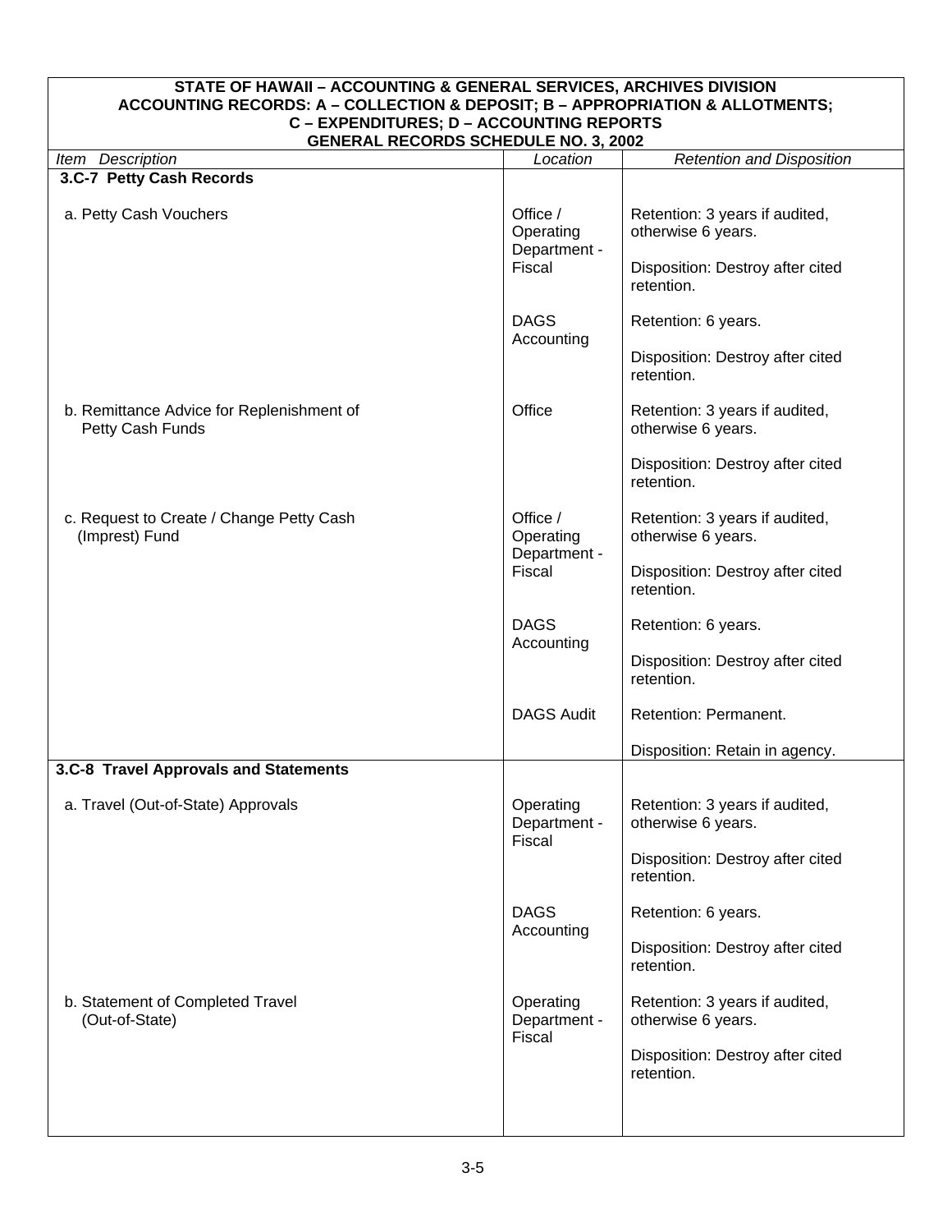**STATE OF HAWAII – ACCOUNTING & GENERAL SERVICES, ARCHIVES DIVISION**
**ACCOUNTING RECORDS: A – COLLECTION & DEPOSIT; B – APPROPRIATION & ALLOTMENTS; C – EXPENDITURES; D – ACCOUNTING REPORTS**
**GENERAL RECORDS SCHEDULE NO. 3, 2002**

| *Item Description* | *Location* | *Retention and Disposition* |
|---|---|---|
| **3.C-7 Petty Cash Records** | | |
| a. Petty Cash Vouchers | Office / Operating Department - Fiscal | Retention: 3 years if audited, otherwise 6 years.<br><br>Disposition: Destroy after cited retention. |
| | DAGS Accounting | Retention: 6 years.<br><br>Disposition: Destroy after cited retention. |
| b. Remittance Advice for Replenishment of Petty Cash Funds | Office | Retention: 3 years if audited, otherwise 6 years.<br><br>Disposition: Destroy after cited retention. |
| c. Request to Create / Change Petty Cash (Imprest) Fund | Office / Operating Department - Fiscal | Retention: 3 years if audited, otherwise 6 years.<br><br>Disposition: Destroy after cited retention. |
| | DAGS Accounting | Retention: 6 years.<br><br>Disposition: Destroy after cited retention. |
| | DAGS Audit | Retention: Permanent.<br><br>Disposition: Retain in agency. |
| **3.C-8 Travel Approvals and Statements** | | |
| a. Travel (Out-of-State) Approvals | Operating Department - Fiscal | Retention: 3 years if audited, otherwise 6 years.<br><br>Disposition: Destroy after cited retention. |
| | DAGS Accounting | Retention: 6 years.<br><br>Disposition: Destroy after cited retention. |
| b. Statement of Completed Travel (Out-of-State) | Operating Department - Fiscal | Retention: 3 years if audited, otherwise 6 years.<br><br>Disposition: Destroy after cited retention. |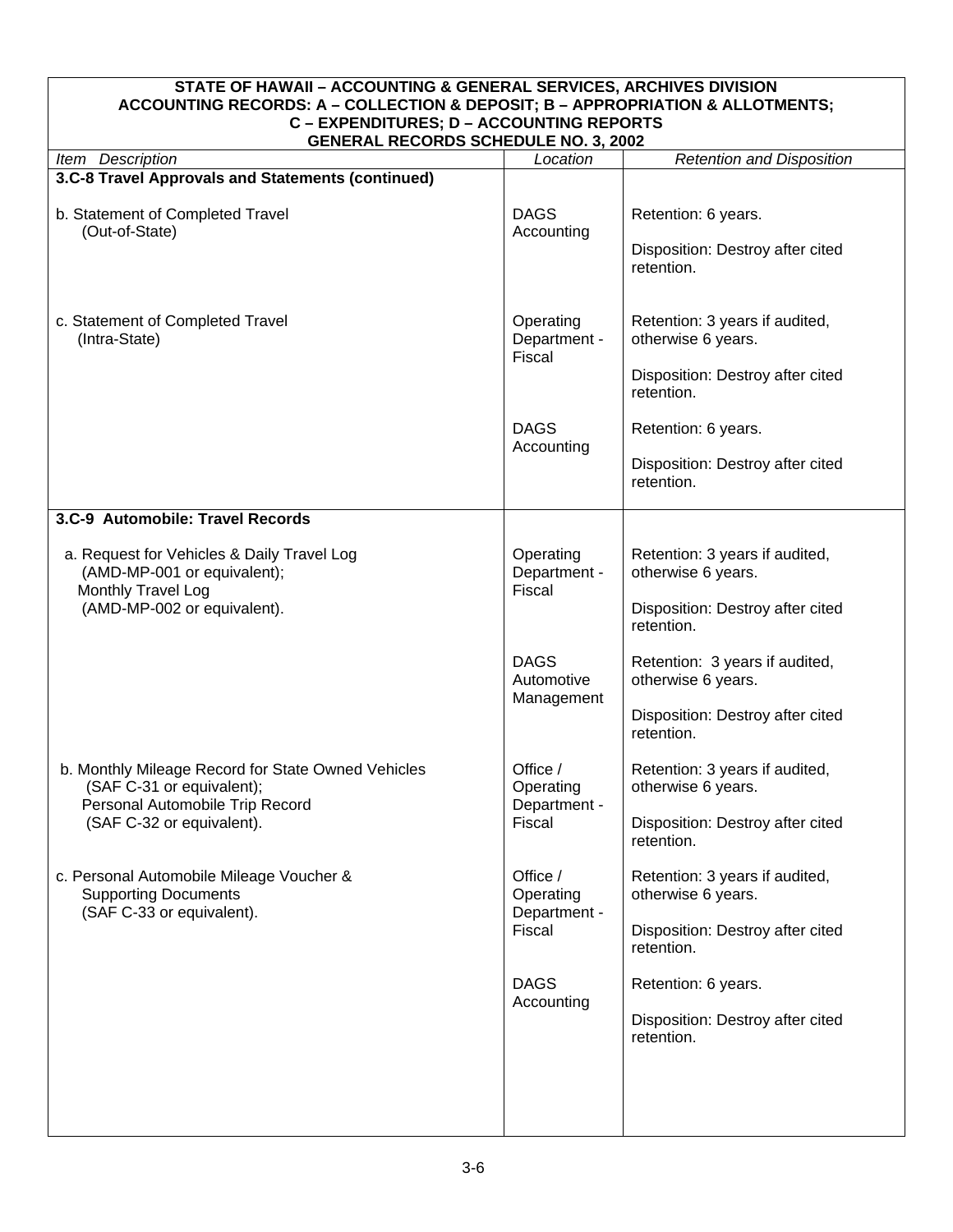**STATE OF HAWAII – ACCOUNTING & GENERAL SERVICES, ARCHIVES DIVISION**
**ACCOUNTING RECORDS: A – COLLECTION & DEPOSIT; B – APPROPRIATION & ALLOTMENTS; C – EXPENDITURES; D – ACCOUNTING REPORTS**
**GENERAL RECORDS SCHEDULE NO. 3, 2002**

| *Item Description* | *Location* | *Retention and Disposition* |
|---|---|---|
| **3.C-8 Travel Approvals and Statements (continued)** | | |
| b. Statement of Completed Travel (Out-of-State) | DAGS Accounting | Retention: 6 years.<br><br>Disposition: Destroy after cited retention. |
| c. Statement of Completed Travel (Intra-State) | Operating Department - Fiscal | Retention: 3 years if audited, otherwise 6 years.<br><br>Disposition: Destroy after cited retention. |
| | DAGS Accounting | Retention: 6 years.<br><br>Disposition: Destroy after cited retention. |
| **3.C-9 Automobile: Travel Records** | | |
| a. Request for Vehicles & Daily Travel Log (AMD-MP-001 or equivalent); Monthly Travel Log (AMD-MP-002 or equivalent). | Operating Department - Fiscal | Retention: 3 years if audited, otherwise 6 years.<br><br>Disposition: Destroy after cited retention. |
| | DAGS Automotive Management | Retention: 3 years if audited, otherwise 6 years.<br><br>Disposition: Destroy after cited retention. |
| b. Monthly Mileage Record for State Owned Vehicles (SAF C-31 or equivalent); Personal Automobile Trip Record (SAF C-32 or equivalent). | Office / Operating Department - Fiscal | Retention: 3 years if audited, otherwise 6 years.<br><br>Disposition: Destroy after cited retention. |
| c. Personal Automobile Mileage Voucher & Supporting Documents (SAF C-33 or equivalent). | Office / Operating Department - Fiscal | Retention: 3 years if audited, otherwise 6 years.<br><br>Disposition: Destroy after cited retention. |
| | DAGS Accounting | Retention: 6 years.<br><br>Disposition: Destroy after cited retention. |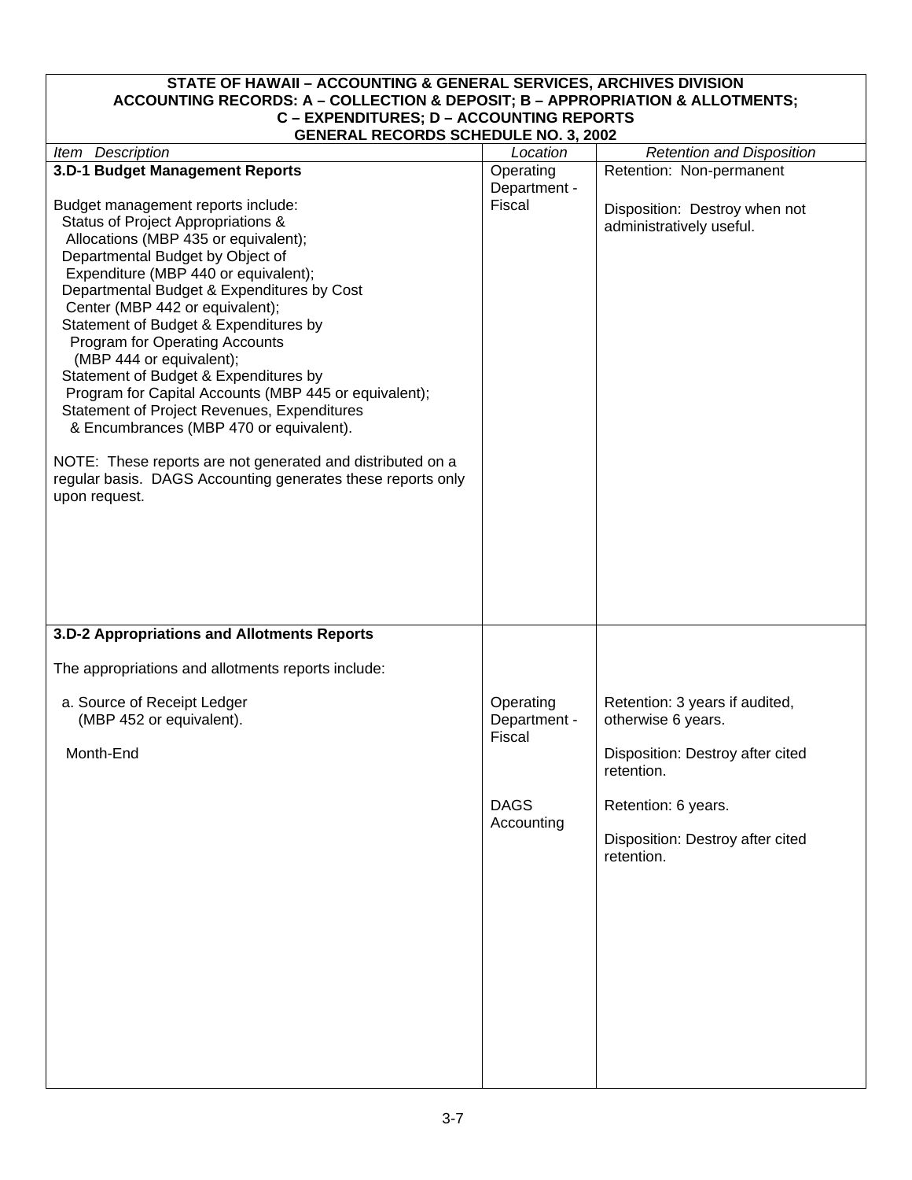**STATE OF HAWAII – ACCOUNTING & GENERAL SERVICES, ARCHIVES DIVISION**
**ACCOUNTING RECORDS: A – COLLECTION & DEPOSIT; B – APPROPRIATION & ALLOTMENTS; C – EXPENDITURES; D – ACCOUNTING REPORTS**
**GENERAL RECORDS SCHEDULE NO. 3, 2002**

| *Item Description* | *Location* | *Retention and Disposition* |
|---|---|---|
| **3.D-1 Budget Management Reports**<br><br>Budget management reports include:<br>Status of Project Appropriations & Allocations (MBP 435 or equivalent);<br>Departmental Budget by Object of Expenditure (MBP 440 or equivalent);<br>Departmental Budget & Expenditures by Cost Center (MBP 442 or equivalent);<br>Statement of Budget & Expenditures by Program for Operating Accounts (MBP 444 or equivalent);<br>Statement of Budget & Expenditures by Program for Capital Accounts (MBP 445 or equivalent);<br>Statement of Project Revenues, Expenditures & Encumbrances (MBP 470 or equivalent).<br><br>NOTE: These reports are not generated and distributed on a regular basis. DAGS Accounting generates these reports only upon request. | Operating Department - Fiscal | Retention: Non-permanent<br><br>Disposition: Destroy when not administratively useful. |
| **3.D-2 Appropriations and Allotments Reports**<br><br>The appropriations and allotments reports include: | | |
| a. Source of Receipt Ledger (MBP 452 or equivalent).<br><br>Month-End | Operating Department - Fiscal | Retention: 3 years if audited, otherwise 6 years.<br><br>Disposition: Destroy after cited retention. |
| | DAGS Accounting | Retention: 6 years.<br><br>Disposition: Destroy after cited retention. |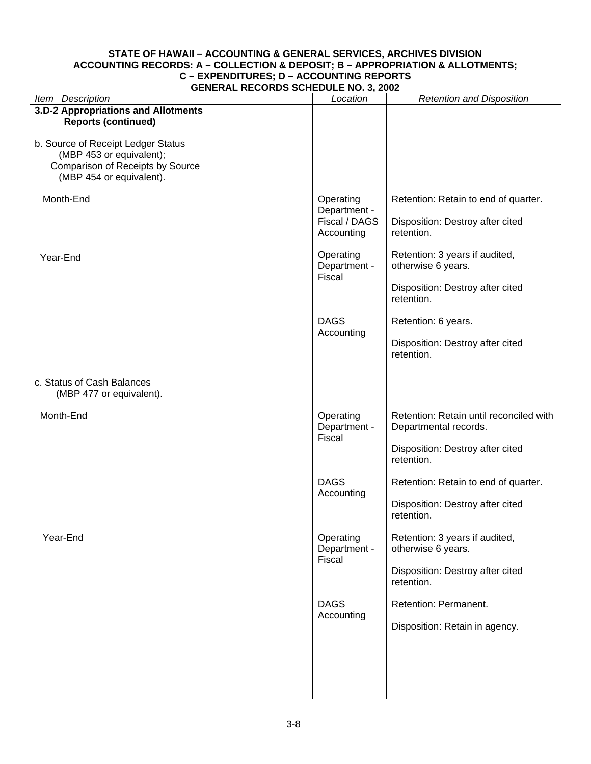**STATE OF HAWAII – ACCOUNTING & GENERAL SERVICES, ARCHIVES DIVISION**
**ACCOUNTING RECORDS: A – COLLECTION & DEPOSIT; B – APPROPRIATION & ALLOTMENTS; C – EXPENDITURES; D – ACCOUNTING REPORTS**
**GENERAL RECORDS SCHEDULE NO. 3, 2002**

| *Item Description* | *Location* | *Retention and Disposition* |
|---|---|---|
| **3.D-2 Appropriations and Allotments Reports (continued)** | | |
| b. Source of Receipt Ledger Status (MBP 453 or equivalent); Comparison of Receipts by Source (MBP 454 or equivalent). | | |
| Month-End | Operating Department - Fiscal / DAGS Accounting | Retention: Retain to end of quarter.<br><br>Disposition: Destroy after cited retention. |
| Year-End | Operating Department - Fiscal | Retention: 3 years if audited, otherwise 6 years.<br><br>Disposition: Destroy after cited retention. |
| | DAGS Accounting | Retention: 6 years.<br><br>Disposition: Destroy after cited retention. |
| c. Status of Cash Balances (MBP 477 or equivalent). | | |
| Month-End | Operating Department - Fiscal | Retention: Retain until reconciled with Departmental records.<br><br>Disposition: Destroy after cited retention. |
| | DAGS Accounting | Retention: Retain to end of quarter.<br><br>Disposition: Destroy after cited retention. |
| Year-End | Operating Department - Fiscal | Retention: 3 years if audited, otherwise 6 years.<br><br>Disposition: Destroy after cited retention. |
| | DAGS Accounting | Retention: Permanent.<br><br>Disposition: Retain in agency. |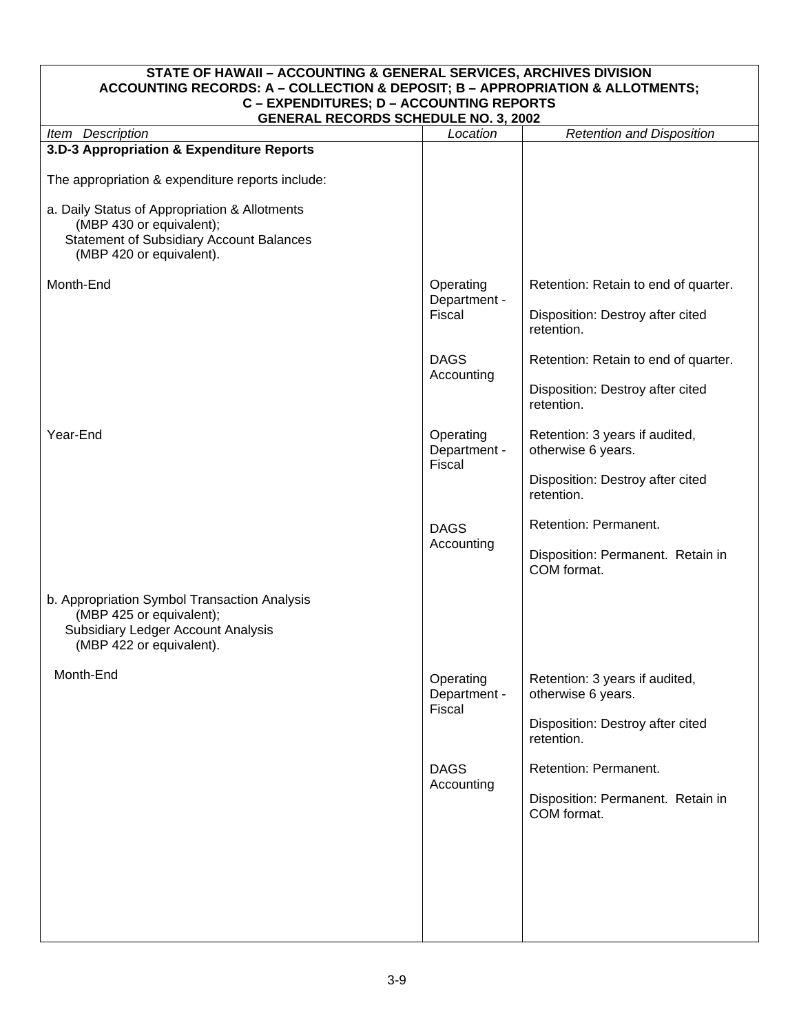**STATE OF HAWAII – ACCOUNTING & GENERAL SERVICES, ARCHIVES DIVISION**
**ACCOUNTING RECORDS: A – COLLECTION & DEPOSIT; B – APPROPRIATION & ALLOTMENTS; C – EXPENDITURES; D – ACCOUNTING REPORTS**
**GENERAL RECORDS SCHEDULE NO. 3, 2002**

| *Item Description* | *Location* | *Retention and Disposition* |
|---|---|---|
| **3.D-3 Appropriation & Expenditure Reports**<br><br>The appropriation & expenditure reports include:<br><br>a. Daily Status of Appropriation & Allotments (MBP 430 or equivalent); Statement of Subsidiary Account Balances (MBP 420 or equivalent). | | |
| Month-End | Operating Department - Fiscal | Retention: Retain to end of quarter.<br><br>Disposition: Destroy after cited retention. |
| | DAGS Accounting | Retention: Retain to end of quarter.<br><br>Disposition: Destroy after cited retention. |
| Year-End | Operating Department - Fiscal | Retention: 3 years if audited, otherwise 6 years.<br><br>Disposition: Destroy after cited retention. |
| | DAGS Accounting | Retention: Permanent.<br><br>Disposition: Permanent. Retain in COM format. |
| b. Appropriation Symbol Transaction Analysis (MBP 425 or equivalent); Subsidiary Ledger Account Analysis (MBP 422 or equivalent). | | |
| Month-End | Operating Department - Fiscal | Retention: 3 years if audited, otherwise 6 years.<br><br>Disposition: Destroy after cited retention. |
| | DAGS Accounting | Retention: Permanent.<br><br>Disposition: Permanent. Retain in COM format. |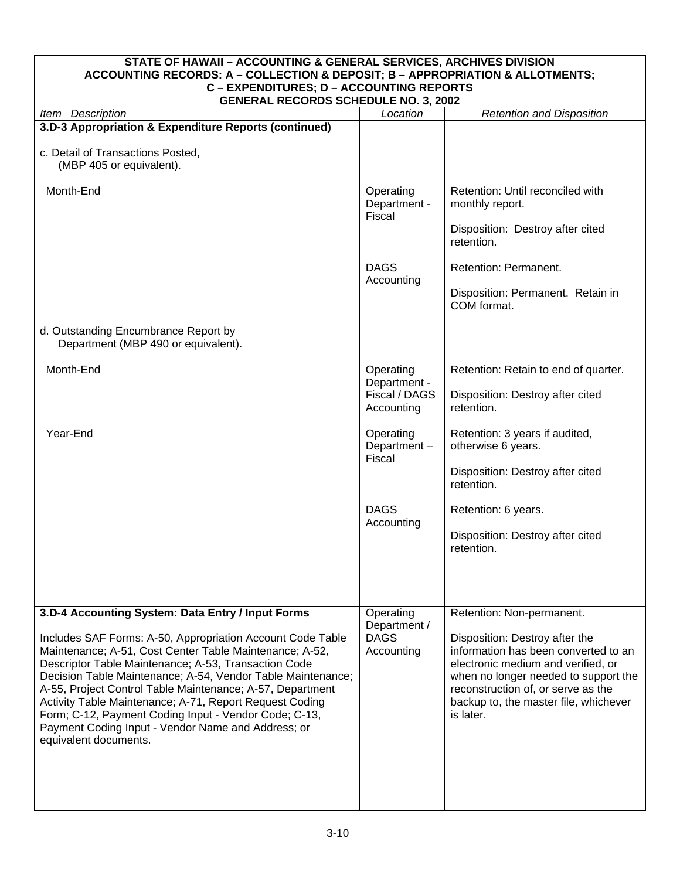**STATE OF HAWAII – ACCOUNTING & GENERAL SERVICES, ARCHIVES DIVISION**
**ACCOUNTING RECORDS: A – COLLECTION & DEPOSIT; B – APPROPRIATION & ALLOTMENTS; C – EXPENDITURES; D – ACCOUNTING REPORTS**
**GENERAL RECORDS SCHEDULE NO. 3, 2002**

| *Item Description* | *Location* | *Retention and Disposition* |
|---|---|---|
| **3.D-3 Appropriation & Expenditure Reports (continued)** | | |
| c. Detail of Transactions Posted, (MBP 405 or equivalent). | | |
| Month-End | Operating Department - Fiscal | Retention: Until reconciled with monthly report.<br><br>Disposition: Destroy after cited retention. |
| | DAGS Accounting | Retention: Permanent.<br><br>Disposition: Permanent. Retain in COM format. |
| d. Outstanding Encumbrance Report by Department (MBP 490 or equivalent). | | |
| Month-End | Operating Department - Fiscal / DAGS Accounting | Retention: Retain to end of quarter.<br><br>Disposition: Destroy after cited retention. |
| Year-End | Operating Department – Fiscal | Retention: 3 years if audited, otherwise 6 years.<br><br>Disposition: Destroy after cited retention. |
| | DAGS Accounting | Retention: 6 years.<br><br>Disposition: Destroy after cited retention. |
| **3.D-4 Accounting System: Data Entry / Input Forms**<br><br>Includes SAF Forms: A-50, Appropriation Account Code Table Maintenance; A-51, Cost Center Table Maintenance; A-52, Descriptor Table Maintenance; A-53, Transaction Code Decision Table Maintenance; A-54, Vendor Table Maintenance; A-55, Project Control Table Maintenance; A-57, Department Activity Table Maintenance; A-71, Report Request Coding Form; C-12, Payment Coding Input - Vendor Code; C-13, Payment Coding Input - Vendor Name and Address; or equivalent documents. | Operating Department / DAGS Accounting | Retention: Non-permanent.<br><br>Disposition: Destroy after the information has been converted to an electronic medium and verified, or when no longer needed to support the reconstruction of, or serve as the backup to, the master file, whichever is later. |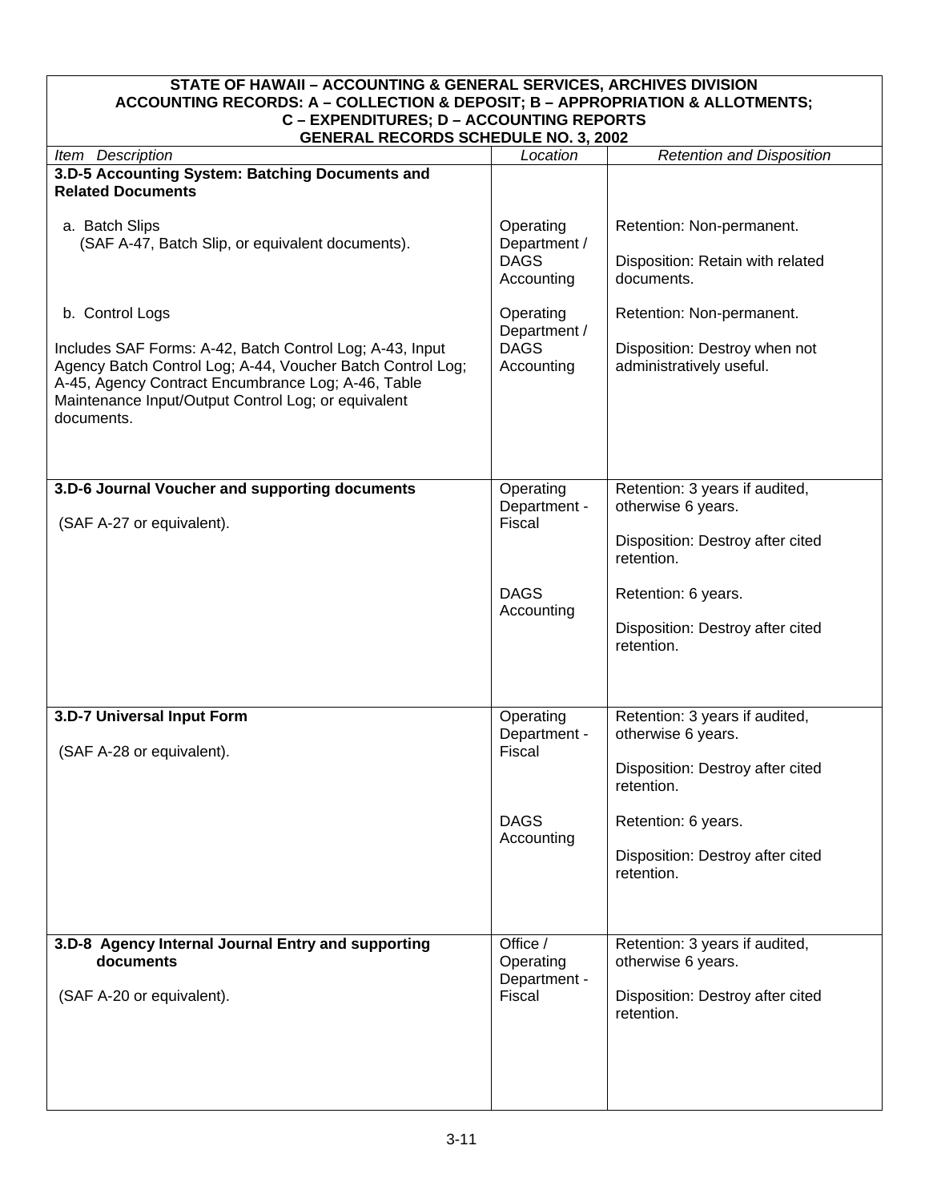**STATE OF HAWAII – ACCOUNTING & GENERAL SERVICES, ARCHIVES DIVISION**
**ACCOUNTING RECORDS: A – COLLECTION & DEPOSIT; B – APPROPRIATION & ALLOTMENTS; C – EXPENDITURES; D – ACCOUNTING REPORTS**
**GENERAL RECORDS SCHEDULE NO. 3, 2002**

| *Item Description* | *Location* | *Retention and Disposition* |
|---|---|---|
| **3.D-5 Accounting System: Batching Documents and Related Documents** | | |
| a. Batch Slips (SAF A-47, Batch Slip, or equivalent documents). | Operating Department / DAGS Accounting | Retention: Non-permanent. Disposition: Retain with related documents. |
| b. Control Logs. Includes SAF Forms: A-42, Batch Control Log; A-43, Input Agency Batch Control Log; A-44, Voucher Batch Control Log; A-45, Agency Contract Encumbrance Log; A-46, Table Maintenance Input/Output Control Log; or equivalent documents. | Operating Department / DAGS Accounting | Retention: Non-permanent. Disposition: Destroy when not administratively useful. |
| **3.D-6 Journal Voucher and supporting documents** (SAF A-27 or equivalent). | Operating Department - Fiscal | Retention: 3 years if audited, otherwise 6 years. Disposition: Destroy after cited retention. |
| | DAGS Accounting | Retention: 6 years. Disposition: Destroy after cited retention. |
| **3.D-7 Universal Input Form** (SAF A-28 or equivalent). | Operating Department - Fiscal | Retention: 3 years if audited, otherwise 6 years. Disposition: Destroy after cited retention. |
| | DAGS Accounting | Retention: 6 years. Disposition: Destroy after cited retention. |
| **3.D-8 Agency Internal Journal Entry and supporting documents** (SAF A-20 or equivalent). | Office / Operating Department - Fiscal | Retention: 3 years if audited, otherwise 6 years. Disposition: Destroy after cited retention. |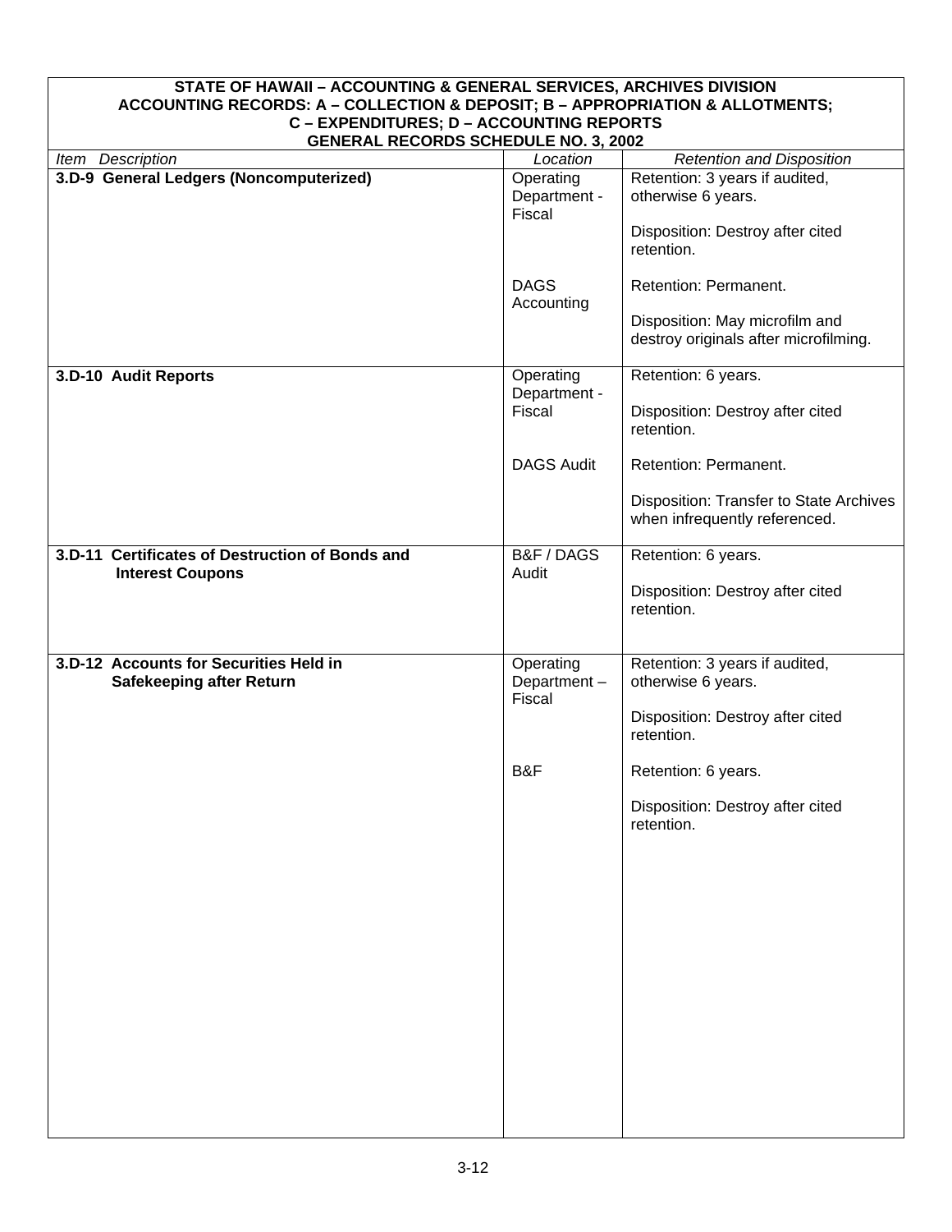**STATE OF HAWAII – ACCOUNTING & GENERAL SERVICES, ARCHIVES DIVISION**
**ACCOUNTING RECORDS: A – COLLECTION & DEPOSIT; B – APPROPRIATION & ALLOTMENTS; C – EXPENDITURES; D – ACCOUNTING REPORTS**
**GENERAL RECORDS SCHEDULE NO. 3, 2002**

| *Item Description* | *Location* | *Retention and Disposition* |
|---|---|---|
| **3.D-9 General Ledgers (Noncomputerized)** | Operating Department - Fiscal | Retention: 3 years if audited, otherwise 6 years.<br><br>Disposition: Destroy after cited retention. |
| | DAGS Accounting | Retention: Permanent.<br><br>Disposition: May microfilm and destroy originals after microfilming. |
| **3.D-10 Audit Reports** | Operating Department - Fiscal | Retention: 6 years.<br><br>Disposition: Destroy after cited retention. |
| | DAGS Audit | Retention: Permanent.<br><br>Disposition: Transfer to State Archives when infrequently referenced. |
| **3.D-11 Certificates of Destruction of Bonds and Interest Coupons** | B&F / DAGS Audit | Retention: 6 years.<br><br>Disposition: Destroy after cited retention. |
| **3.D-12 Accounts for Securities Held in Safekeeping after Return** | Operating Department – Fiscal | Retention: 3 years if audited, otherwise 6 years.<br><br>Disposition: Destroy after cited retention. |
| | B&F | Retention: 6 years.<br><br>Disposition: Destroy after cited retention. |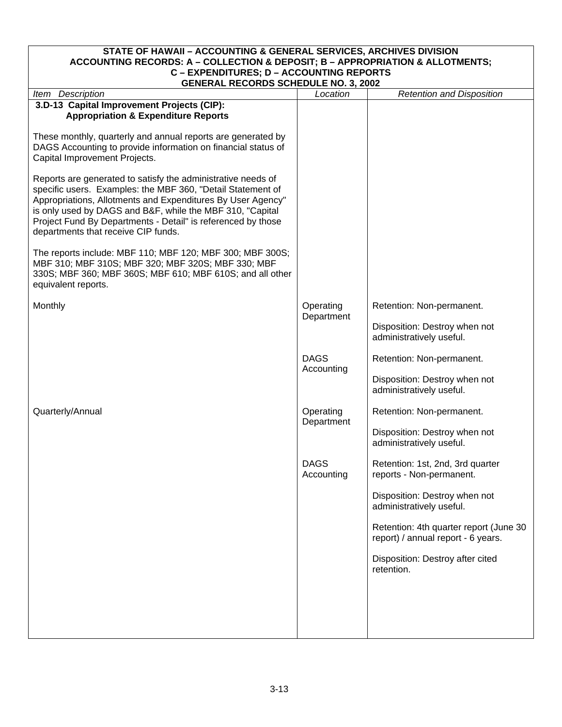**STATE OF HAWAII – ACCOUNTING & GENERAL SERVICES, ARCHIVES DIVISION**
**ACCOUNTING RECORDS: A – COLLECTION & DEPOSIT; B – APPROPRIATION & ALLOTMENTS; C – EXPENDITURES; D – ACCOUNTING REPORTS**
**GENERAL RECORDS SCHEDULE NO. 3, 2002**

| *Item Description* | *Location* | *Retention and Disposition* |
|---|---|---|
| **3.D-13 Capital Improvement Projects (CIP): Appropriation & Expenditure Reports**<br><br>These monthly, quarterly and annual reports are generated by DAGS Accounting to provide information on financial status of Capital Improvement Projects.<br><br>Reports are generated to satisfy the administrative needs of specific users. Examples: the MBF 360, "Detail Statement of Appropriations, Allotments and Expenditures By User Agency" is only used by DAGS and B&F, while the MBF 310, "Capital Project Fund By Departments - Detail" is referenced by those departments that receive CIP funds.<br><br>The reports include: MBF 110; MBF 120; MBF 300; MBF 300S; MBF 310; MBF 310S; MBF 320; MBF 320S; MBF 330; MBF 330S; MBF 360; MBF 360S; MBF 610; MBF 610S; and all other equivalent reports. | | |
| Monthly | Operating Department | Retention: Non-permanent.<br><br>Disposition: Destroy when not administratively useful. |
| | DAGS Accounting | Retention: Non-permanent.<br><br>Disposition: Destroy when not administratively useful. |
| Quarterly/Annual | Operating Department | Retention: Non-permanent.<br><br>Disposition: Destroy when not administratively useful. |
| | DAGS Accounting | Retention: 1st, 2nd, 3rd quarter reports - Non-permanent.<br><br>Disposition: Destroy when not administratively useful.<br><br>Retention: 4th quarter report (June 30 report) / annual report - 6 years.<br><br>Disposition: Destroy after cited retention. |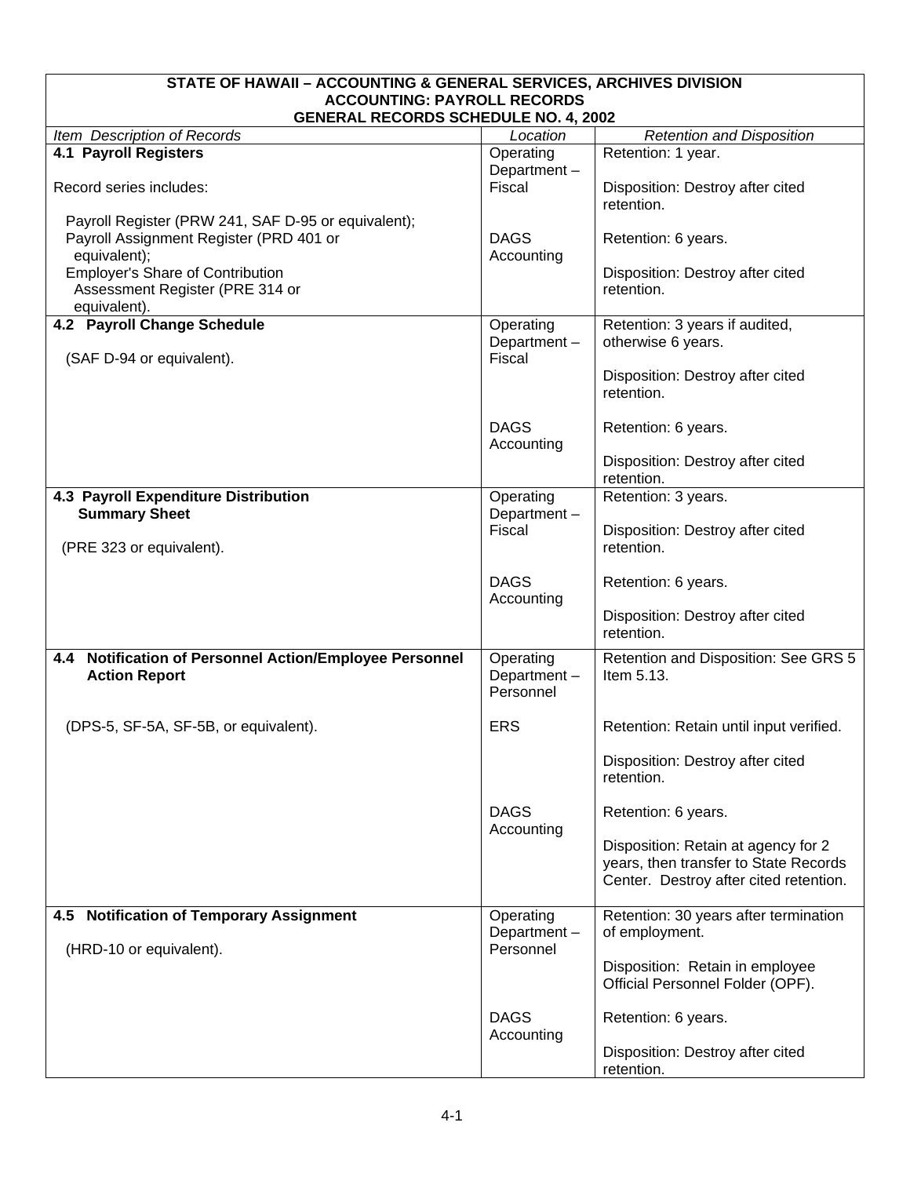**STATE OF HAWAII – ACCOUNTING & GENERAL SERVICES, ARCHIVES DIVISION**
**ACCOUNTING: PAYROLL RECORDS**
**GENERAL RECORDS SCHEDULE NO. 4, 2002**

| *Item Description of Records* | *Location* | *Retention and Disposition* |
|---|---|---|
| **4.1 Payroll Registers**<br><br>Record series includes:<br><br>Payroll Register (PRW 241, SAF D-95 or equivalent);<br>Payroll Assignment Register (PRD 401 or equivalent);<br>Employer's Share of Contribution Assessment Register (PRE 314 or equivalent). | Operating Department – Fiscal | Retention: 1 year.<br><br>Disposition: Destroy after cited retention. |
| | DAGS Accounting | Retention: 6 years.<br><br>Disposition: Destroy after cited retention. |
| **4.2 Payroll Change Schedule**<br><br>(SAF D-94 or equivalent). | Operating Department – Fiscal | Retention: 3 years if audited, otherwise 6 years.<br><br>Disposition: Destroy after cited retention. |
| | DAGS Accounting | Retention: 6 years.<br><br>Disposition: Destroy after cited retention. |
| **4.3 Payroll Expenditure Distribution Summary Sheet**<br><br>(PRE 323 or equivalent). | Operating Department – Fiscal | Retention: 3 years.<br><br>Disposition: Destroy after cited retention. |
| | DAGS Accounting | Retention: 6 years.<br><br>Disposition: Destroy after cited retention. |
| **4.4 Notification of Personnel Action/Employee Personnel Action Report**<br><br>(DPS-5, SF-5A, SF-5B, or equivalent). | Operating Department – Personnel | Retention and Disposition: See GRS 5 Item 5.13. |
| | ERS | Retention: Retain until input verified.<br><br>Disposition: Destroy after cited retention. |
| | DAGS Accounting | Retention: 6 years.<br><br>Disposition: Retain at agency for 2 years, then transfer to State Records Center. Destroy after cited retention. |
| **4.5 Notification of Temporary Assignment**<br><br>(HRD-10 or equivalent). | Operating Department – Personnel | Retention: 30 years after termination of employment.<br><br>Disposition: Retain in employee Official Personnel Folder (OPF). |
| | DAGS Accounting | Retention: 6 years.<br><br>Disposition: Destroy after cited retention. |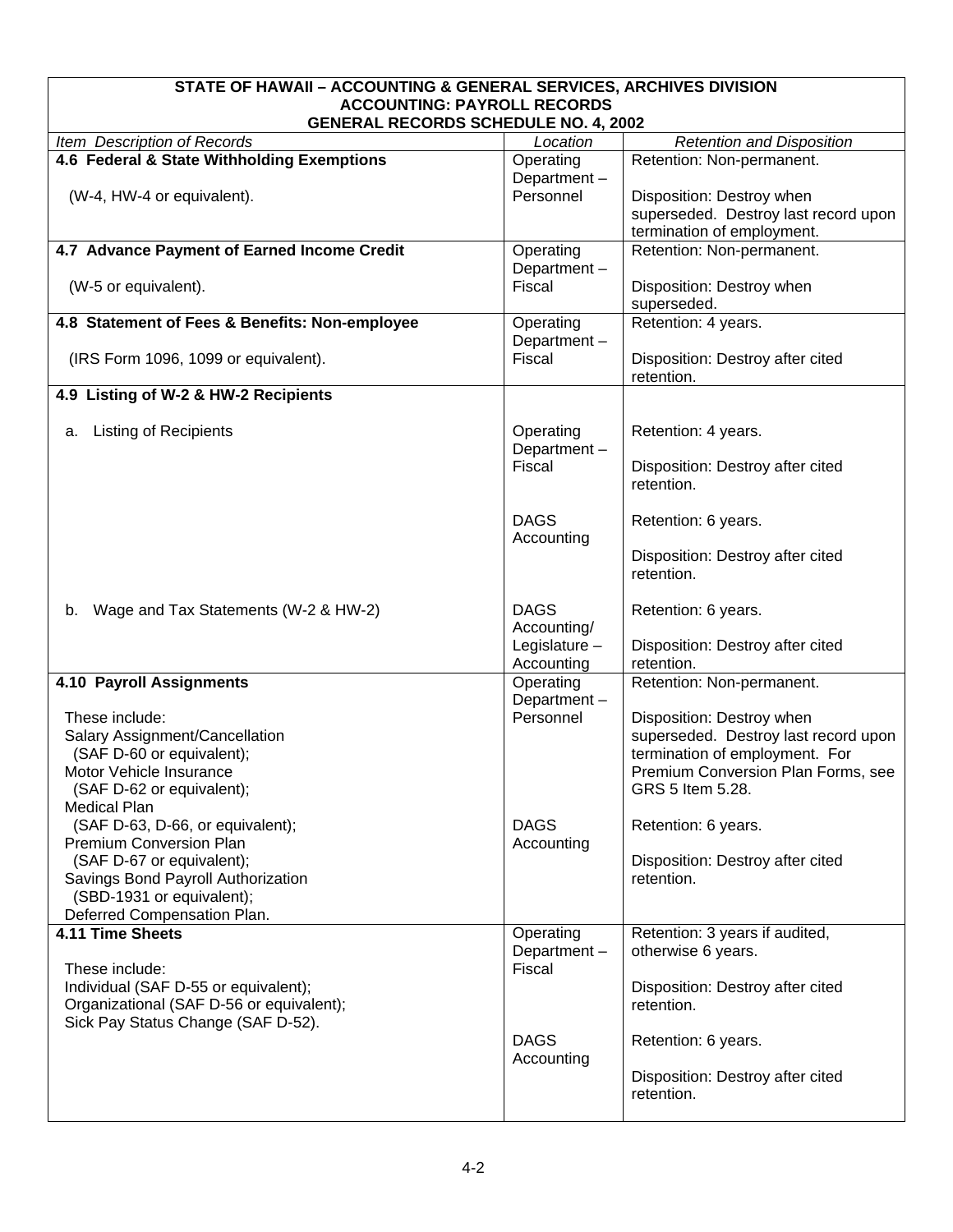**STATE OF HAWAII – ACCOUNTING & GENERAL SERVICES, ARCHIVES DIVISION**
**ACCOUNTING: PAYROLL RECORDS**
**GENERAL RECORDS SCHEDULE NO. 4, 2002**

| *Item Description of Records* | *Location* | *Retention and Disposition* |
|---|---|---|
| **4.6 Federal & State Withholding Exemptions**<br><br>(W-4, HW-4 or equivalent). | Operating Department – Personnel | Retention: Non-permanent.<br><br>Disposition: Destroy when superseded. Destroy last record upon termination of employment. |
| **4.7 Advance Payment of Earned Income Credit**<br><br>(W-5 or equivalent). | Operating Department – Fiscal | Retention: Non-permanent.<br><br>Disposition: Destroy when superseded. |
| **4.8 Statement of Fees & Benefits: Non-employee**<br><br>(IRS Form 1096, 1099 or equivalent). | Operating Department – Fiscal | Retention: 4 years.<br><br>Disposition: Destroy after cited retention. |
| **4.9 Listing of W-2 & HW-2 Recipients** | | |
| a. Listing of Recipients | Operating Department – Fiscal | Retention: 4 years.<br><br>Disposition: Destroy after cited retention. |
| | DAGS Accounting | Retention: 6 years.<br><br>Disposition: Destroy after cited retention. |
| b. Wage and Tax Statements (W-2 & HW-2) | DAGS Accounting/ Legislature – Accounting | Retention: 6 years.<br><br>Disposition: Destroy after cited retention. |
| **4.10 Payroll Assignments**<br><br>These include:<br>Salary Assignment/Cancellation (SAF D-60 or equivalent);<br>Motor Vehicle Insurance (SAF D-62 or equivalent);<br>Medical Plan (SAF D-63, D-66, or equivalent);<br>Premium Conversion Plan (SAF D-67 or equivalent);<br>Savings Bond Payroll Authorization (SBD-1931 or equivalent);<br>Deferred Compensation Plan. | Operating Department – Personnel | Retention: Non-permanent.<br><br>Disposition: Destroy when superseded. Destroy last record upon termination of employment. For Premium Conversion Plan Forms, see GRS 5 Item 5.28. |
| | DAGS Accounting | Retention: 6 years.<br><br>Disposition: Destroy after cited retention. |
| **4.11 Time Sheets**<br><br>These include:<br>Individual (SAF D-55 or equivalent);<br>Organizational (SAF D-56 or equivalent);<br>Sick Pay Status Change (SAF D-52). | Operating Department – Fiscal | Retention: 3 years if audited, otherwise 6 years.<br><br>Disposition: Destroy after cited retention. |
| | DAGS Accounting | Retention: 6 years.<br><br>Disposition: Destroy after cited retention. |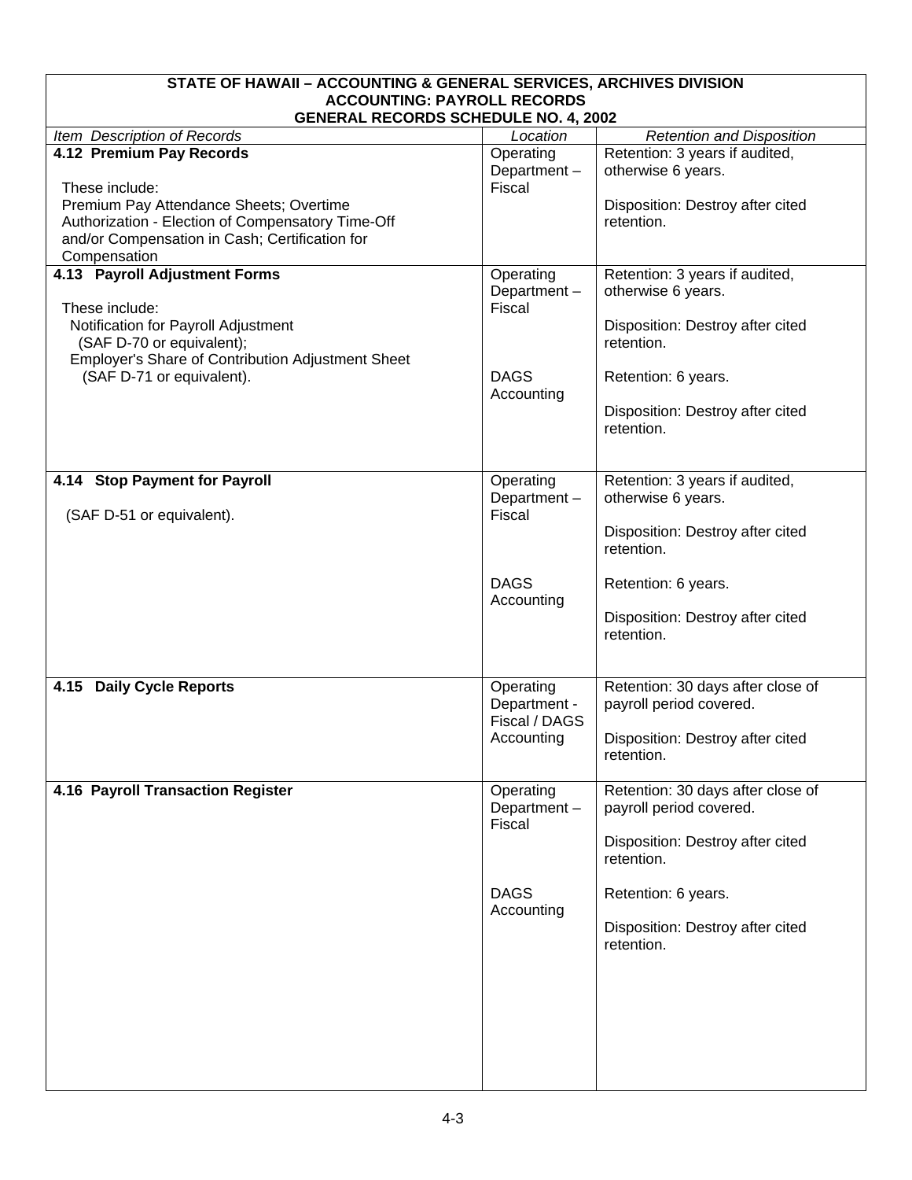**STATE OF HAWAII – ACCOUNTING & GENERAL SERVICES, ARCHIVES DIVISION**
**ACCOUNTING: PAYROLL RECORDS**
**GENERAL RECORDS SCHEDULE NO. 4, 2002**

| *Item Description of Records* | *Location* | *Retention and Disposition* |
|---|---|---|
| **4.12 Premium Pay Records**<br><br>These include:<br>Premium Pay Attendance Sheets; Overtime Authorization - Election of Compensatory Time-Off and/or Compensation in Cash; Certification for Compensation | Operating Department – Fiscal | Retention: 3 years if audited, otherwise 6 years.<br><br>Disposition: Destroy after cited retention. |
| **4.13 Payroll Adjustment Forms**<br><br>These include:<br>Notification for Payroll Adjustment (SAF D-70 or equivalent);<br>Employer's Share of Contribution Adjustment Sheet (SAF D-71 or equivalent). | Operating Department – Fiscal | Retention: 3 years if audited, otherwise 6 years.<br><br>Disposition: Destroy after cited retention. |
| | DAGS Accounting | Retention: 6 years.<br><br>Disposition: Destroy after cited retention. |
| **4.14 Stop Payment for Payroll**<br><br>(SAF D-51 or equivalent). | Operating Department – Fiscal | Retention: 3 years if audited, otherwise 6 years.<br><br>Disposition: Destroy after cited retention. |
| | DAGS Accounting | Retention: 6 years.<br><br>Disposition: Destroy after cited retention. |
| **4.15 Daily Cycle Reports** | Operating Department - Fiscal / DAGS Accounting | Retention: 30 days after close of payroll period covered.<br><br>Disposition: Destroy after cited retention. |
| **4.16 Payroll Transaction Register** | Operating Department – Fiscal | Retention: 30 days after close of payroll period covered.<br><br>Disposition: Destroy after cited retention. |
| | DAGS Accounting | Retention: 6 years.<br><br>Disposition: Destroy after cited retention. |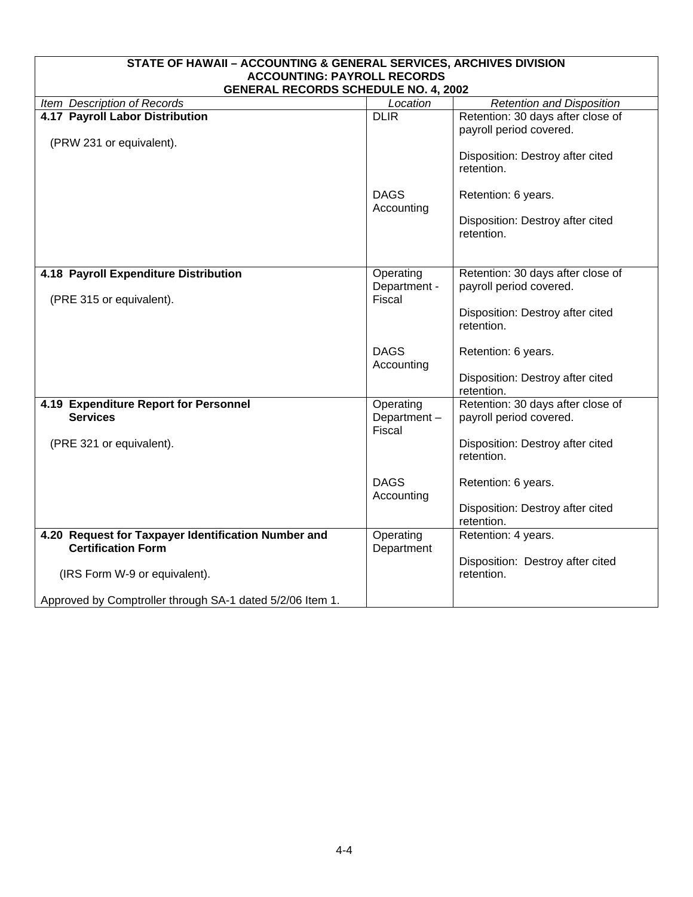| STATE OF HAWAII – ACCOUNTING & GENERAL SERVICES, ARCHIVES DIVISION<br>ACCOUNTING: PAYROLL RECORDS<br>GENERAL RECORDS SCHEDULE NO. 4, 2002 | | |
|---|---|---|
| *Item Description of Records* | *Location* | *Retention and Disposition* |
| **4.17 Payroll Labor Distribution**<br><br>(PRW 231 or equivalent). | DLIR<br><br><br><br><br>DAGS Accounting | Retention: 30 days after close of payroll period covered.<br><br>Disposition: Destroy after cited retention.<br><br>Retention: 6 years.<br><br>Disposition: Destroy after cited retention. |
| **4.18 Payroll Expenditure Distribution**<br><br>(PRE 315 or equivalent). | Operating Department - Fiscal<br><br><br>DAGS Accounting | Retention: 30 days after close of payroll period covered.<br><br>Disposition: Destroy after cited retention.<br><br>Retention: 6 years.<br><br>Disposition: Destroy after cited retention. |
| **4.19 Expenditure Report for Personnel Services**<br><br>(PRE 321 or equivalent). | Operating Department – Fiscal<br><br><br>DAGS Accounting | Retention: 30 days after close of payroll period covered.<br><br>Disposition: Destroy after cited retention.<br><br>Retention: 6 years.<br><br>Disposition: Destroy after cited retention. |
| **4.20 Request for Taxpayer Identification Number and Certification Form**<br><br>(IRS Form W-9 or equivalent).<br><br>Approved by Comptroller through SA-1 dated 5/2/06 Item 1. | Operating Department | Retention: 4 years.<br><br>Disposition: Destroy after cited retention. |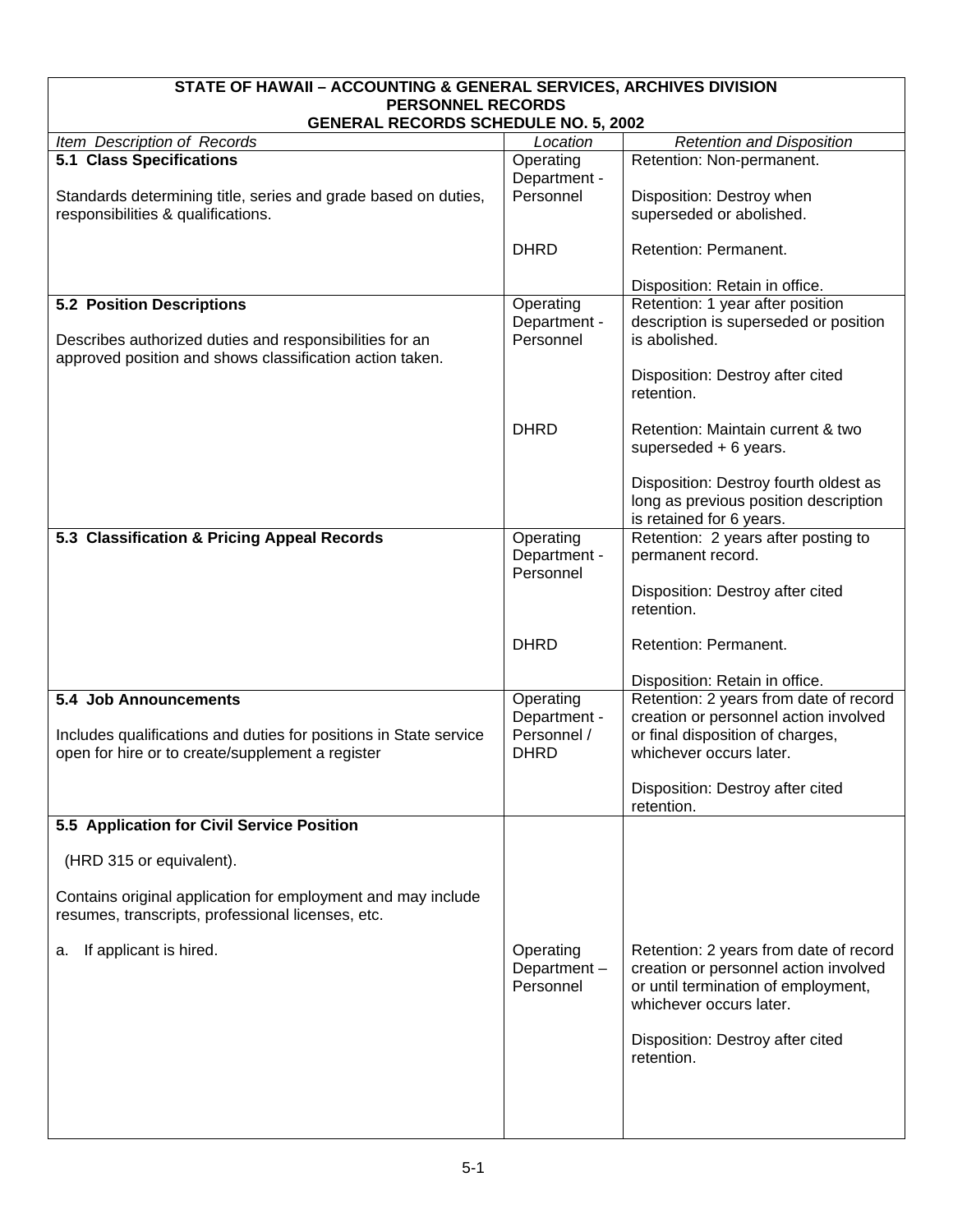**STATE OF HAWAII – ACCOUNTING & GENERAL SERVICES, ARCHIVES DIVISION**
**PERSONNEL RECORDS**
**GENERAL RECORDS SCHEDULE NO. 5, 2002**

| *Item Description of Records* | *Location* | *Retention and Disposition* |
|---|---|---|
| **5.1 Class Specifications**<br><br>Standards determining title, series and grade based on duties, responsibilities & qualifications. | Operating Department - Personnel | Retention: Non-permanent.<br><br>Disposition: Destroy when superseded or abolished. |
| | DHRD | Retention: Permanent.<br><br>Disposition: Retain in office. |
| **5.2 Position Descriptions**<br><br>Describes authorized duties and responsibilities for an approved position and shows classification action taken. | Operating Department - Personnel | Retention: 1 year after position description is superseded or position is abolished.<br><br>Disposition: Destroy after cited retention. |
| | DHRD | Retention: Maintain current & two superseded + 6 years.<br><br>Disposition: Destroy fourth oldest as long as previous position description is retained for 6 years. |
| **5.3 Classification & Pricing Appeal Records** | Operating Department - Personnel | Retention: 2 years after posting to permanent record.<br><br>Disposition: Destroy after cited retention. |
| | DHRD | Retention: Permanent.<br><br>Disposition: Retain in office. |
| **5.4 Job Announcements**<br><br>Includes qualifications and duties for positions in State service open for hire or to create/supplement a register | Operating Department - Personnel / DHRD | Retention: 2 years from date of record creation or personnel action involved or final disposition of charges, whichever occurs later.<br><br>Disposition: Destroy after cited retention. |
| **5.5 Application for Civil Service Position**<br><br>(HRD 315 or equivalent).<br><br>Contains original application for employment and may include resumes, transcripts, professional licenses, etc. | | |
| a. If applicant is hired. | Operating Department – Personnel | Retention: 2 years from date of record creation or personnel action involved or until termination of employment, whichever occurs later.<br><br>Disposition: Destroy after cited retention. |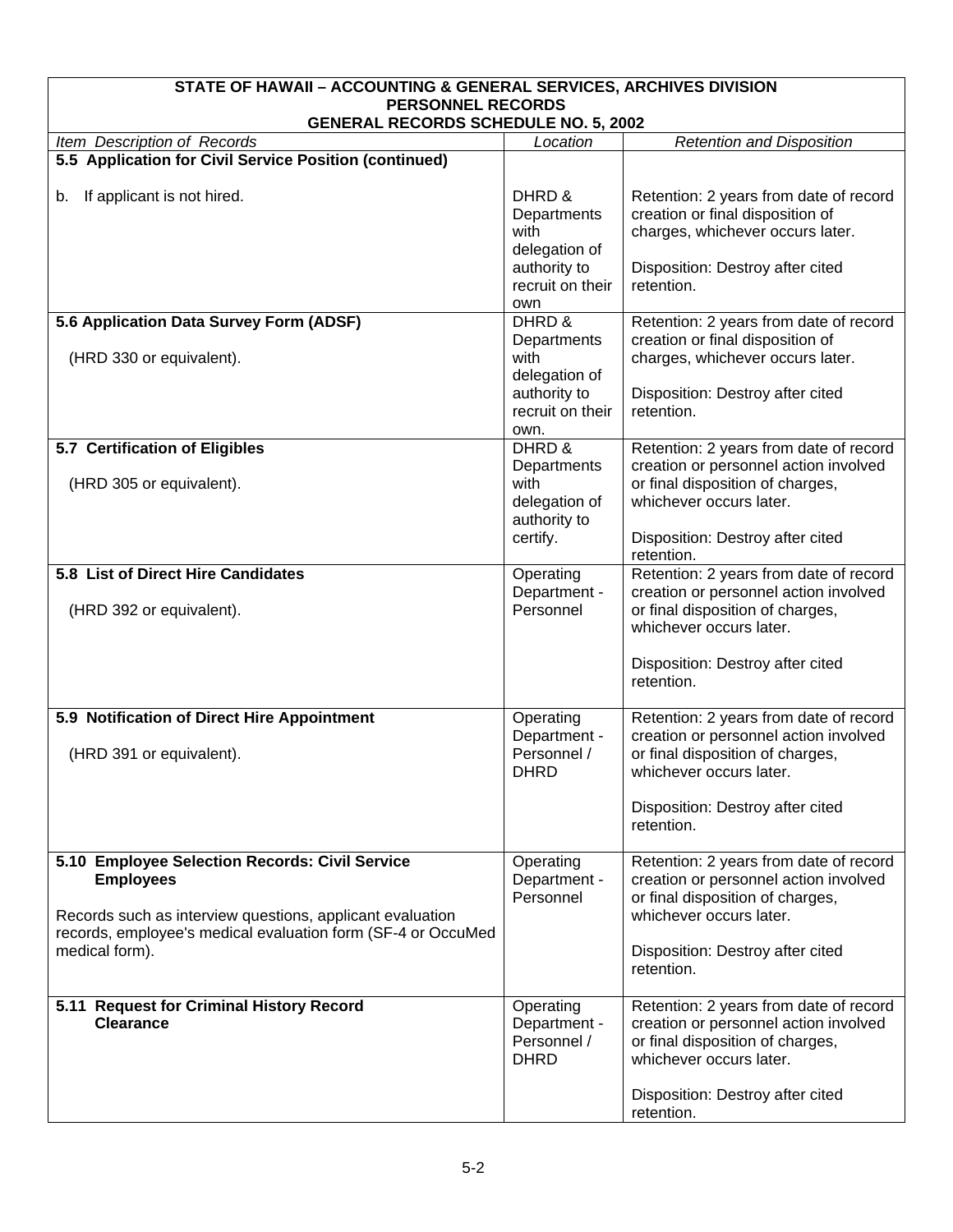| STATE OF HAWAII – ACCOUNTING & GENERAL SERVICES, ARCHIVES DIVISION<br>PERSONNEL RECORDS<br>GENERAL RECORDS SCHEDULE NO. 5, 2002 | | |
|---|---|---|
| *Item Description of Records* | *Location* | *Retention and Disposition* |
| **5.5 Application for Civil Service Position (continued)**<br><br>b. If applicant is not hired. | DHRD & Departments with delegation of authority to recruit on their own | Retention: 2 years from date of record creation or final disposition of charges, whichever occurs later.<br><br>Disposition: Destroy after cited retention. |
| **5.6 Application Data Survey Form (ADSF)**<br><br>(HRD 330 or equivalent). | DHRD & Departments with delegation of authority to recruit on their own. | Retention: 2 years from date of record creation or final disposition of charges, whichever occurs later.<br><br>Disposition: Destroy after cited retention. |
| **5.7 Certification of Eligibles**<br><br>(HRD 305 or equivalent). | DHRD & Departments with delegation of authority to certify. | Retention: 2 years from date of record creation or personnel action involved or final disposition of charges, whichever occurs later.<br><br>Disposition: Destroy after cited retention. |
| **5.8 List of Direct Hire Candidates**<br><br>(HRD 392 or equivalent). | Operating Department - Personnel | Retention: 2 years from date of record creation or personnel action involved or final disposition of charges, whichever occurs later.<br><br>Disposition: Destroy after cited retention. |
| **5.9 Notification of Direct Hire Appointment**<br><br>(HRD 391 or equivalent). | Operating Department - Personnel / DHRD | Retention: 2 years from date of record creation or personnel action involved or final disposition of charges, whichever occurs later.<br><br>Disposition: Destroy after cited retention. |
| **5.10 Employee Selection Records: Civil Service Employees**<br><br>Records such as interview questions, applicant evaluation records, employee's medical evaluation form (SF-4 or OccuMed medical form). | Operating Department - Personnel | Retention: 2 years from date of record creation or personnel action involved or final disposition of charges, whichever occurs later.<br><br>Disposition: Destroy after cited retention. |
| **5.11 Request for Criminal History Record Clearance** | Operating Department - Personnel / DHRD | Retention: 2 years from date of record creation or personnel action involved or final disposition of charges, whichever occurs later.<br><br>Disposition: Destroy after cited retention. |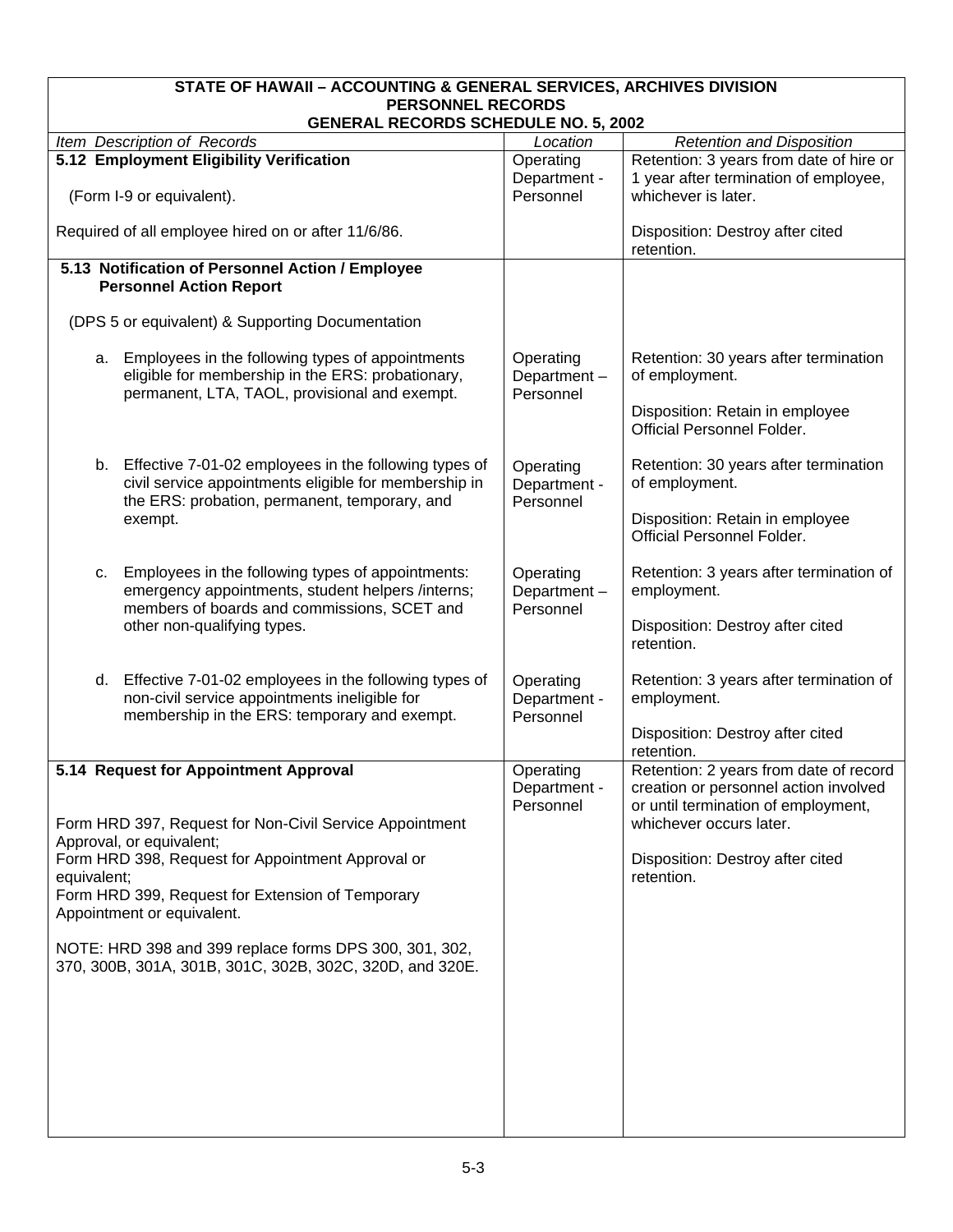**STATE OF HAWAII – ACCOUNTING & GENERAL SERVICES, ARCHIVES DIVISION**
**PERSONNEL RECORDS**
**GENERAL RECORDS SCHEDULE NO. 5, 2002**

| *Item Description of Records* | *Location* | *Retention and Disposition* |
|---|---|---|
| **5.12 Employment Eligibility Verification**<br><br>(Form I-9 or equivalent).<br><br>Required of all employee hired on or after 11/6/86. | Operating Department - Personnel | Retention: 3 years from date of hire or 1 year after termination of employee, whichever is later.<br><br>Disposition: Destroy after cited retention. |
| **5.13 Notification of Personnel Action / Employee Personnel Action Report**<br><br>(DPS 5 or equivalent) & Supporting Documentation | | |
| a. Employees in the following types of appointments eligible for membership in the ERS: probationary, permanent, LTA, TAOL, provisional and exempt. | Operating Department – Personnel | Retention: 30 years after termination of employment.<br><br>Disposition: Retain in employee Official Personnel Folder. |
| b. Effective 7-01-02 employees in the following types of civil service appointments eligible for membership in the ERS: probation, permanent, temporary, and exempt. | Operating Department - Personnel | Retention: 30 years after termination of employment.<br><br>Disposition: Retain in employee Official Personnel Folder. |
| c. Employees in the following types of appointments: emergency appointments, student helpers /interns; members of boards and commissions, SCET and other non-qualifying types. | Operating Department – Personnel | Retention: 3 years after termination of employment.<br><br>Disposition: Destroy after cited retention. |
| d. Effective 7-01-02 employees in the following types of non-civil service appointments ineligible for membership in the ERS: temporary and exempt. | Operating Department - Personnel | Retention: 3 years after termination of employment.<br><br>Disposition: Destroy after cited retention. |
| **5.14 Request for Appointment Approval**<br><br>Form HRD 397, Request for Non-Civil Service Appointment Approval, or equivalent;<br>Form HRD 398, Request for Appointment Approval or equivalent;<br>Form HRD 399, Request for Extension of Temporary Appointment or equivalent.<br><br>NOTE: HRD 398 and 399 replace forms DPS 300, 301, 302, 370, 300B, 301A, 301B, 301C, 302B, 302C, 320D, and 320E. | Operating Department - Personnel | Retention: 2 years from date of record creation or personnel action involved or until termination of employment, whichever occurs later.<br><br>Disposition: Destroy after cited retention. |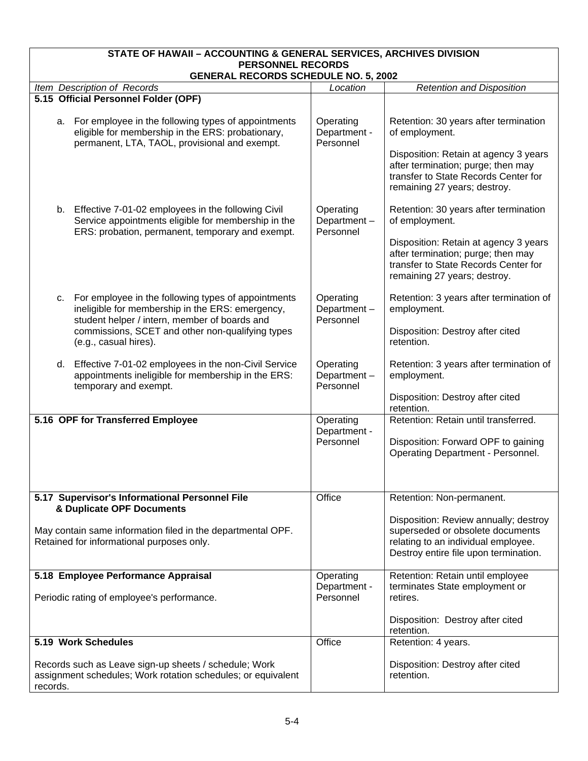**STATE OF HAWAII – ACCOUNTING & GENERAL SERVICES, ARCHIVES DIVISION**
**PERSONNEL RECORDS**
**GENERAL RECORDS SCHEDULE NO. 5, 2002**

| *Item Description of Records* | *Location* | *Retention and Disposition* |
|---|---|---|
| **5.15 Official Personnel Folder (OPF)** | | |
| a. For employee in the following types of appointments eligible for membership in the ERS: probationary, permanent, LTA, TAOL, provisional and exempt. | Operating Department - Personnel | Retention: 30 years after termination of employment.<br><br>Disposition: Retain at agency 3 years after termination; purge; then may transfer to State Records Center for remaining 27 years; destroy. |
| b. Effective 7-01-02 employees in the following Civil Service appointments eligible for membership in the ERS: probation, permanent, temporary and exempt. | Operating Department – Personnel | Retention: 30 years after termination of employment.<br><br>Disposition: Retain at agency 3 years after termination; purge; then may transfer to State Records Center for remaining 27 years; destroy. |
| c. For employee in the following types of appointments ineligible for membership in the ERS: emergency, student helper / intern, member of boards and commissions, SCET and other non-qualifying types (e.g., casual hires). | Operating Department – Personnel | Retention: 3 years after termination of employment.<br><br>Disposition: Destroy after cited retention. |
| d. Effective 7-01-02 employees in the non-Civil Service appointments ineligible for membership in the ERS: temporary and exempt. | Operating Department – Personnel | Retention: 3 years after termination of employment.<br><br>Disposition: Destroy after cited retention. |
| **5.16 OPF for Transferred Employee** | Operating Department - Personnel | Retention: Retain until transferred.<br><br>Disposition: Forward OPF to gaining Operating Department - Personnel. |
| **5.17 Supervisor's Informational Personnel File & Duplicate OPF Documents**<br><br>May contain same information filed in the departmental OPF. Retained for informational purposes only. | Office | Retention: Non-permanent.<br><br>Disposition: Review annually; destroy superseded or obsolete documents relating to an individual employee. Destroy entire file upon termination. |
| **5.18 Employee Performance Appraisal**<br><br>Periodic rating of employee's performance. | Operating Department - Personnel | Retention: Retain until employee terminates State employment or retires.<br><br>Disposition: Destroy after cited retention. |
| **5.19 Work Schedules**<br><br>Records such as Leave sign-up sheets / schedule; Work assignment schedules; Work rotation schedules; or equivalent records. | Office | Retention: 4 years.<br><br>Disposition: Destroy after cited retention. |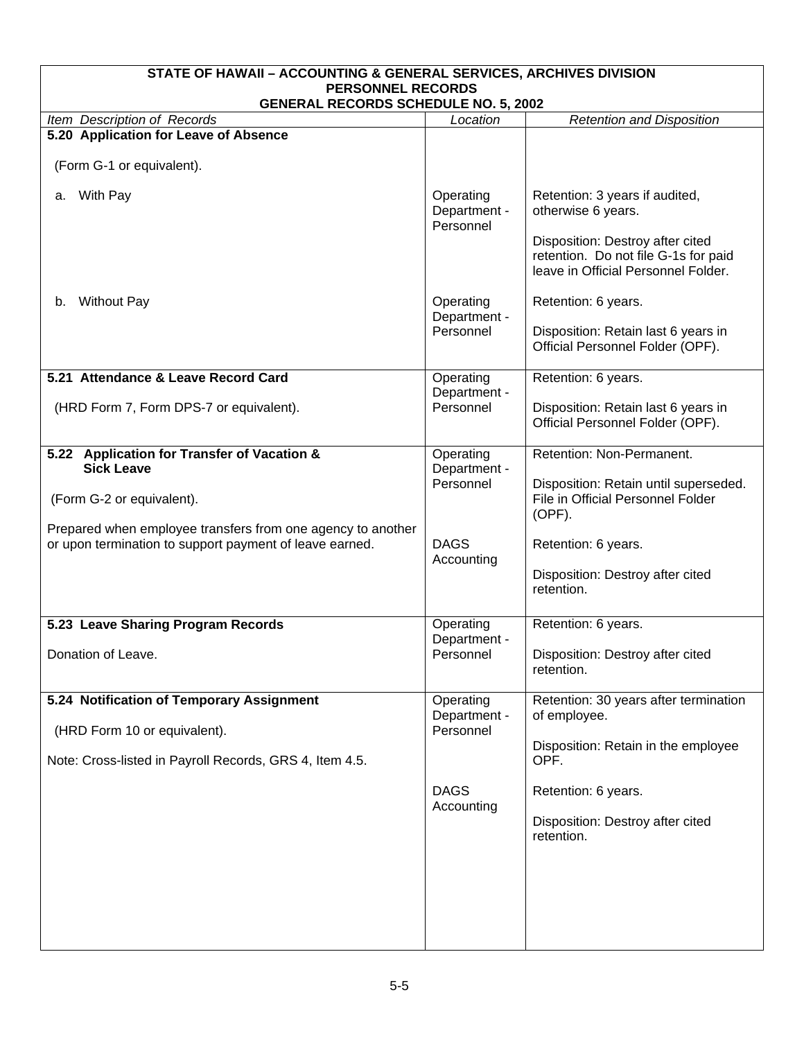**STATE OF HAWAII – ACCOUNTING & GENERAL SERVICES, ARCHIVES DIVISION**
**PERSONNEL RECORDS**
**GENERAL RECORDS SCHEDULE NO. 5, 2002**

| *Item Description of Records* | *Location* | *Retention and Disposition* |
|---|---|---|
| **5.20 Application for Leave of Absence**<br><br>(Form G-1 or equivalent).<br><br>a. With Pay | Operating Department - Personnel | Retention: 3 years if audited, otherwise 6 years.<br><br>Disposition: Destroy after cited retention. Do not file G-1s for paid leave in Official Personnel Folder. |
| b. Without Pay | Operating Department - Personnel | Retention: 6 years.<br><br>Disposition: Retain last 6 years in Official Personnel Folder (OPF). |
| **5.21 Attendance & Leave Record Card**<br><br>(HRD Form 7, Form DPS-7 or equivalent). | Operating Department - Personnel | Retention: 6 years.<br><br>Disposition: Retain last 6 years in Official Personnel Folder (OPF). |
| **5.22 Application for Transfer of Vacation & Sick Leave**<br><br>(Form G-2 or equivalent).<br><br>Prepared when employee transfers from one agency to another or upon termination to support payment of leave earned. | Operating Department - Personnel | Retention: Non-Permanent.<br><br>Disposition: Retain until superseded. File in Official Personnel Folder (OPF). |
| | DAGS Accounting | Retention: 6 years.<br><br>Disposition: Destroy after cited retention. |
| **5.23 Leave Sharing Program Records**<br><br>Donation of Leave. | Operating Department - Personnel | Retention: 6 years.<br><br>Disposition: Destroy after cited retention. |
| **5.24 Notification of Temporary Assignment**<br><br>(HRD Form 10 or equivalent).<br><br>Note: Cross-listed in Payroll Records, GRS 4, Item 4.5. | Operating Department - Personnel | Retention: 30 years after termination of employee.<br><br>Disposition: Retain in the employee OPF. |
| | DAGS Accounting | Retention: 6 years.<br><br>Disposition: Destroy after cited retention. |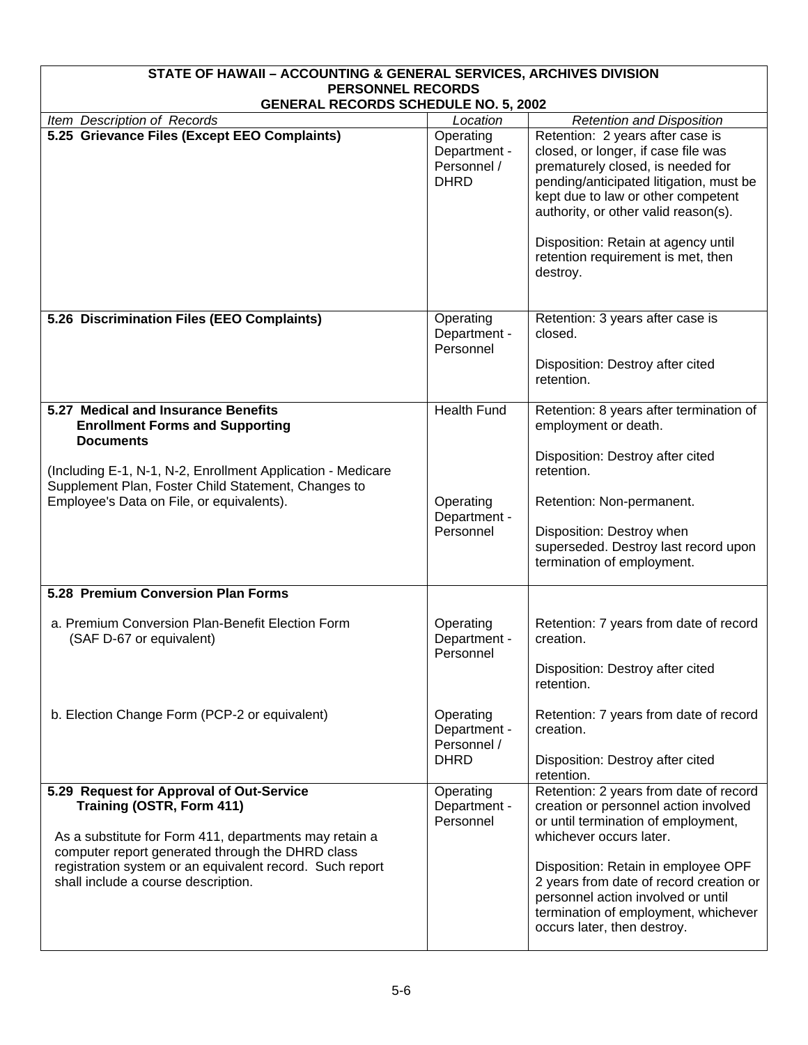**STATE OF HAWAII – ACCOUNTING & GENERAL SERVICES, ARCHIVES DIVISION**
**PERSONNEL RECORDS**
**GENERAL RECORDS SCHEDULE NO. 5, 2002**

| *Item Description of Records* | *Location* | *Retention and Disposition* |
|---|---|---|
| **5.25 Grievance Files (Except EEO Complaints)** | Operating Department - Personnel / DHRD | Retention: 2 years after case is closed, or longer, if case file was prematurely closed, is needed for pending/anticipated litigation, must be kept due to law or other competent authority, or other valid reason(s).<br><br>Disposition: Retain at agency until retention requirement is met, then destroy. |
| **5.26 Discrimination Files (EEO Complaints)** | Operating Department - Personnel | Retention: 3 years after case is closed.<br><br>Disposition: Destroy after cited retention. |
| **5.27 Medical and Insurance Benefits Enrollment Forms and Supporting Documents**<br><br>(Including E-1, N-1, N-2, Enrollment Application - Medicare Supplement Plan, Foster Child Statement, Changes to Employee's Data on File, or equivalents). | Health Fund | Retention: 8 years after termination of employment or death.<br><br>Disposition: Destroy after cited retention. |
| | Operating Department - Personnel | Retention: Non-permanent.<br><br>Disposition: Destroy when superseded. Destroy last record upon termination of employment. |
| **5.28 Premium Conversion Plan Forms** | | |
| a. Premium Conversion Plan-Benefit Election Form (SAF D-67 or equivalent) | Operating Department - Personnel | Retention: 7 years from date of record creation.<br><br>Disposition: Destroy after cited retention. |
| b. Election Change Form (PCP-2 or equivalent) | Operating Department - Personnel / DHRD | Retention: 7 years from date of record creation.<br><br>Disposition: Destroy after cited retention. |
| **5.29 Request for Approval of Out-Service Training (OSTR, Form 411)**<br><br>As a substitute for Form 411, departments may retain a computer report generated through the DHRD class registration system or an equivalent record. Such report shall include a course description. | Operating Department - Personnel | Retention: 2 years from date of record creation or personnel action involved or until termination of employment, whichever occurs later.<br><br>Disposition: Retain in employee OPF 2 years from date of record creation or personnel action involved or until termination of employment, whichever occurs later, then destroy. |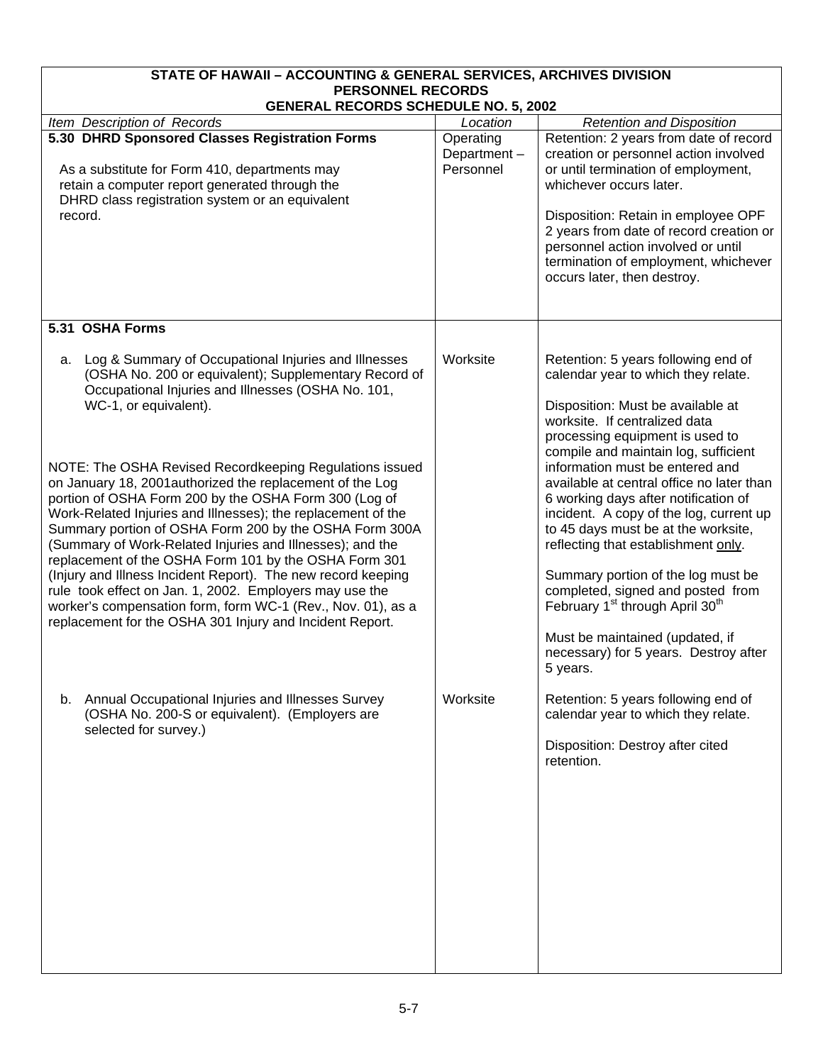**STATE OF HAWAII – ACCOUNTING & GENERAL SERVICES, ARCHIVES DIVISION**
**PERSONNEL RECORDS**
**GENERAL RECORDS SCHEDULE NO. 5, 2002**

| *Item Description of Records* | *Location* | *Retention and Disposition* |
|---|---|---|
| **5.30 DHRD Sponsored Classes Registration Forms**<br><br>As a substitute for Form 410, departments may retain a computer report generated through the DHRD class registration system or an equivalent record. | Operating Department – Personnel | Retention: 2 years from date of record creation or personnel action involved or until termination of employment, whichever occurs later.<br><br>Disposition: Retain in employee OPF 2 years from date of record creation or personnel action involved or until termination of employment, whichever occurs later, then destroy. |
| **5.31 OSHA Forms** | | |
| a. Log & Summary of Occupational Injuries and Illnesses (OSHA No. 200 or equivalent); Supplementary Record of Occupational Injuries and Illnesses (OSHA No. 101, WC-1, or equivalent).<br><br>NOTE: The OSHA Revised Recordkeeping Regulations issued on January 18, 2001authorized the replacement of the Log portion of OSHA Form 200 by the OSHA Form 300 (Log of Work-Related Injuries and Illnesses); the replacement of the Summary portion of OSHA Form 200 by the OSHA Form 300A (Summary of Work-Related Injuries and Illnesses); and the replacement of the OSHA Form 101 by the OSHA Form 301 (Injury and Illness Incident Report). The new record keeping rule took effect on Jan. 1, 2002. Employers may use the worker's compensation form, form WC-1 (Rev., Nov. 01), as a replacement for the OSHA 301 Injury and Incident Report. | Worksite | Retention: 5 years following end of calendar year to which they relate.<br><br>Disposition: Must be available at worksite. If centralized data processing equipment is used to compile and maintain log, sufficient information must be entered and available at central office no later than 6 working days after notification of incident. A copy of the log, current up to 45 days must be at the worksite, reflecting that establishment <u>only</u>.<br><br>Summary portion of the log must be completed, signed and posted from February 1st through April 30th<br><br>Must be maintained (updated, if necessary) for 5 years. Destroy after 5 years. |
| b. Annual Occupational Injuries and Illnesses Survey (OSHA No. 200-S or equivalent). (Employers are selected for survey.) | Worksite | Retention: 5 years following end of calendar year to which they relate.<br><br>Disposition: Destroy after cited retention. |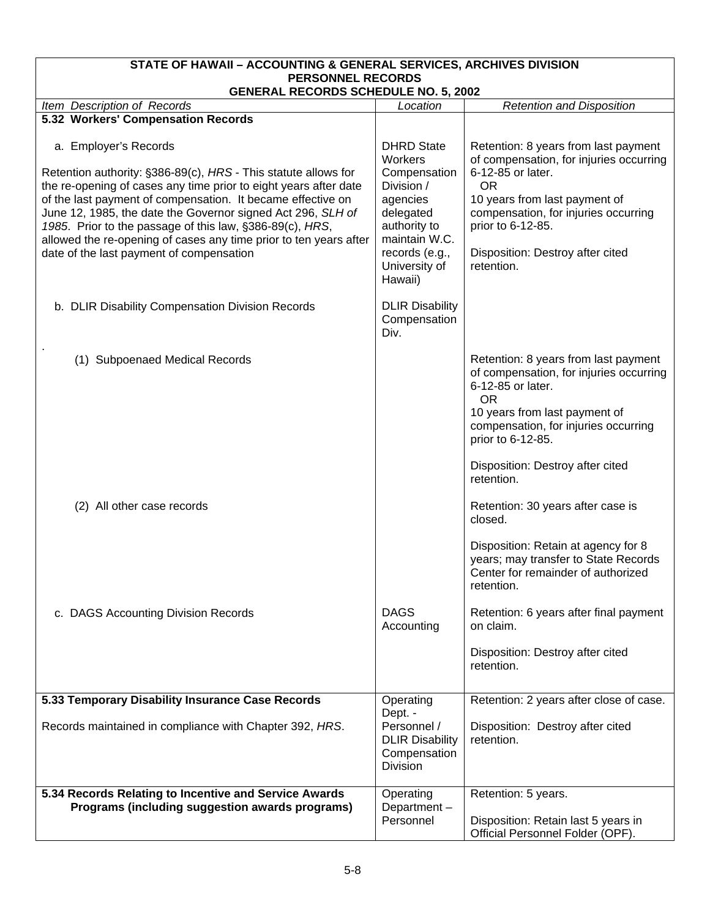| STATE OF HAWAII – ACCOUNTING & GENERAL SERVICES, ARCHIVES DIVISION<br>PERSONNEL RECORDS<br>GENERAL RECORDS SCHEDULE NO. 5, 2002 | | |
|---|---|---|
| *Item Description of Records* | *Location* | *Retention and Disposition* |
| **5.32 Workers' Compensation Records** | | |
| a. Employer's Records<br><br>Retention authority: §386-89(c), *HRS* - This statute allows for the re-opening of cases any time prior to eight years after date of the last payment of compensation. It became effective on June 12, 1985, the date the Governor signed Act 296, *SLH of 1985*. Prior to the passage of this law, §386-89(c), *HRS*, allowed the re-opening of cases any time prior to ten years after date of the last payment of compensation | DHRD State Workers Compensation Division / agencies delegated authority to maintain W.C. records (e.g., University of Hawaii) | Retention: 8 years from last payment of compensation, for injuries occurring 6-12-85 or later.<br>OR<br>10 years from last payment of compensation, for injuries occurring prior to 6-12-85.<br><br>Disposition: Destroy after cited retention. |
| b. DLIR Disability Compensation Division Records<br><br>. | DLIR Disability Compensation Div. | |
| (1) Subpoenaed Medical Records | | Retention: 8 years from last payment of compensation, for injuries occurring 6-12-85 or later.<br>OR<br>10 years from last payment of compensation, for injuries occurring prior to 6-12-85.<br><br>Disposition: Destroy after cited retention. |
| (2) All other case records | | Retention: 30 years after case is closed.<br><br>Disposition: Retain at agency for 8 years; may transfer to State Records Center for remainder of authorized retention. |
| c. DAGS Accounting Division Records | DAGS Accounting | Retention: 6 years after final payment on claim.<br><br>Disposition: Destroy after cited retention. |
| **5.33 Temporary Disability Insurance Case Records**<br><br>Records maintained in compliance with Chapter 392, *HRS*. | Operating Dept. - Personnel / DLIR Disability Compensation Division | Retention: 2 years after close of case.<br><br>Disposition: Destroy after cited retention. |
| **5.34 Records Relating to Incentive and Service Awards Programs (including suggestion awards programs)** | Operating Department – Personnel | Retention: 5 years.<br><br>Disposition: Retain last 5 years in Official Personnel Folder (OPF). |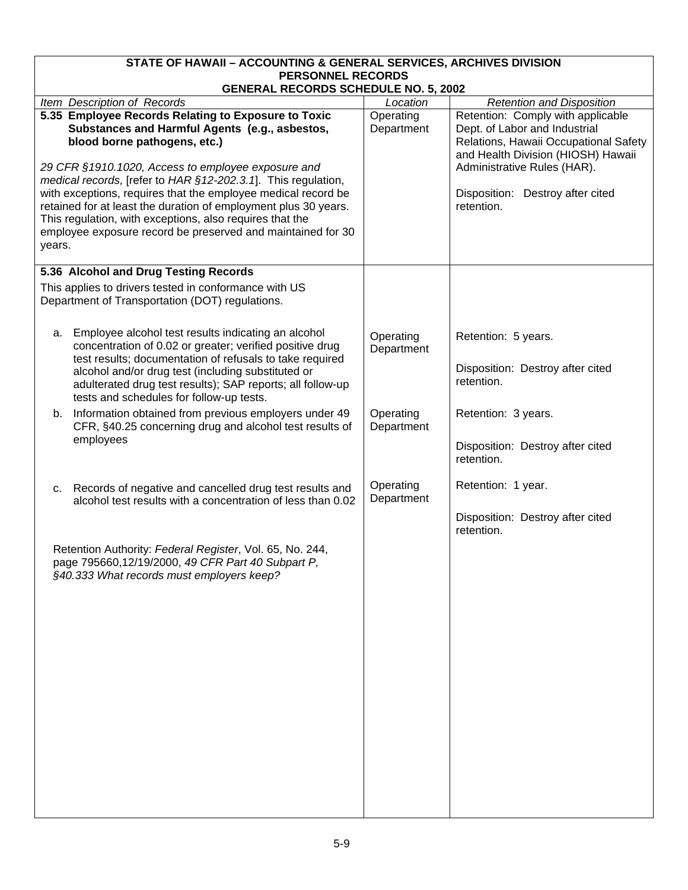**STATE OF HAWAII – ACCOUNTING & GENERAL SERVICES, ARCHIVES DIVISION**
**PERSONNEL RECORDS**
**GENERAL RECORDS SCHEDULE NO. 5, 2002**

| *Item Description of Records* | *Location* | *Retention and Disposition* |
|---|---|---|
| **5.35 Employee Records Relating to Exposure to Toxic Substances and Harmful Agents (e.g., asbestos, blood borne pathogens, etc.)**<br><br>*29 CFR §1910.1020, Access to employee exposure and medical records,* [refer to *HAR §12-202.3.1*]. This regulation, with exceptions, requires that the employee medical record be retained for at least the duration of employment plus 30 years. This regulation, with exceptions, also requires that the employee exposure record be preserved and maintained for 30 years. | Operating Department | Retention: Comply with applicable Dept. of Labor and Industrial Relations, Hawaii Occupational Safety and Health Division (HIOSH) Hawaii Administrative Rules (HAR).<br><br>Disposition: Destroy after cited retention. |
| **5.36 Alcohol and Drug Testing Records**<br><br>This applies to drivers tested in conformance with US Department of Transportation (DOT) regulations. | | |
| a. Employee alcohol test results indicating an alcohol concentration of 0.02 or greater; verified positive drug test results; documentation of refusals to take required alcohol and/or drug test (including substituted or adulterated drug test results); SAP reports; all follow-up tests and schedules for follow-up tests. | Operating Department | Retention: 5 years.<br><br>Disposition: Destroy after cited retention. |
| b. Information obtained from previous employers under 49 CFR, §40.25 concerning drug and alcohol test results of employees | Operating Department | Retention: 3 years.<br><br>Disposition: Destroy after cited retention. |
| c. Records of negative and cancelled drug test results and alcohol test results with a concentration of less than 0.02 | Operating Department | Retention: 1 year.<br><br>Disposition: Destroy after cited retention. |
| Retention Authority: *Federal Register*, Vol. 65, No. 244, page 795660,12/19/2000, *49 CFR Part 40 Subpart P, §40.333 What records must employers keep?* | | |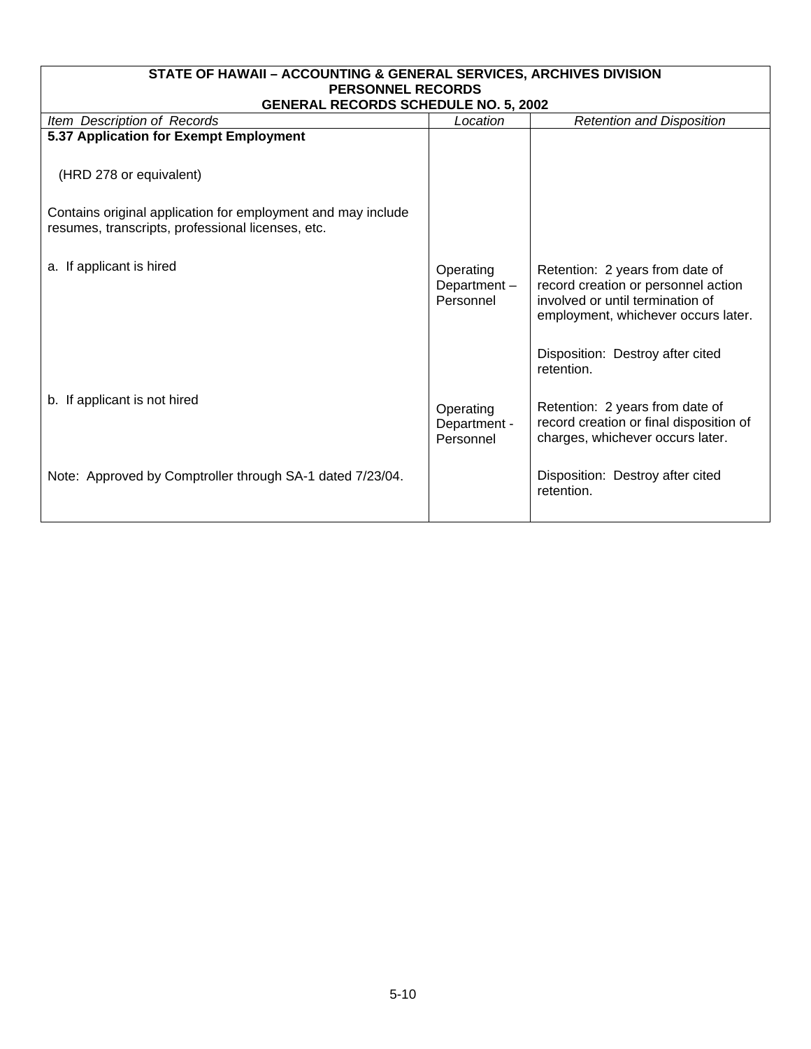| STATE OF HAWAII – ACCOUNTING & GENERAL SERVICES, ARCHIVES DIVISION<br>PERSONNEL RECORDS<br>GENERAL RECORDS SCHEDULE NO. 5, 2002 | | |
|---|---|---|
| *Item Description of Records* | *Location* | *Retention and Disposition* |
| **5.37 Application for Exempt Employment**<br><br>(HRD 278 or equivalent)<br><br>Contains original application for employment and may include resumes, transcripts, professional licenses, etc. | | |
| a. If applicant is hired | Operating Department – Personnel | Retention: 2 years from date of record creation or personnel action involved or until termination of employment, whichever occurs later.<br><br>Disposition: Destroy after cited retention. |
| b. If applicant is not hired | Operating Department - Personnel | Retention: 2 years from date of record creation or final disposition of charges, whichever occurs later. |
| Note: Approved by Comptroller through SA-1 dated 7/23/04. | | Disposition: Destroy after cited retention. |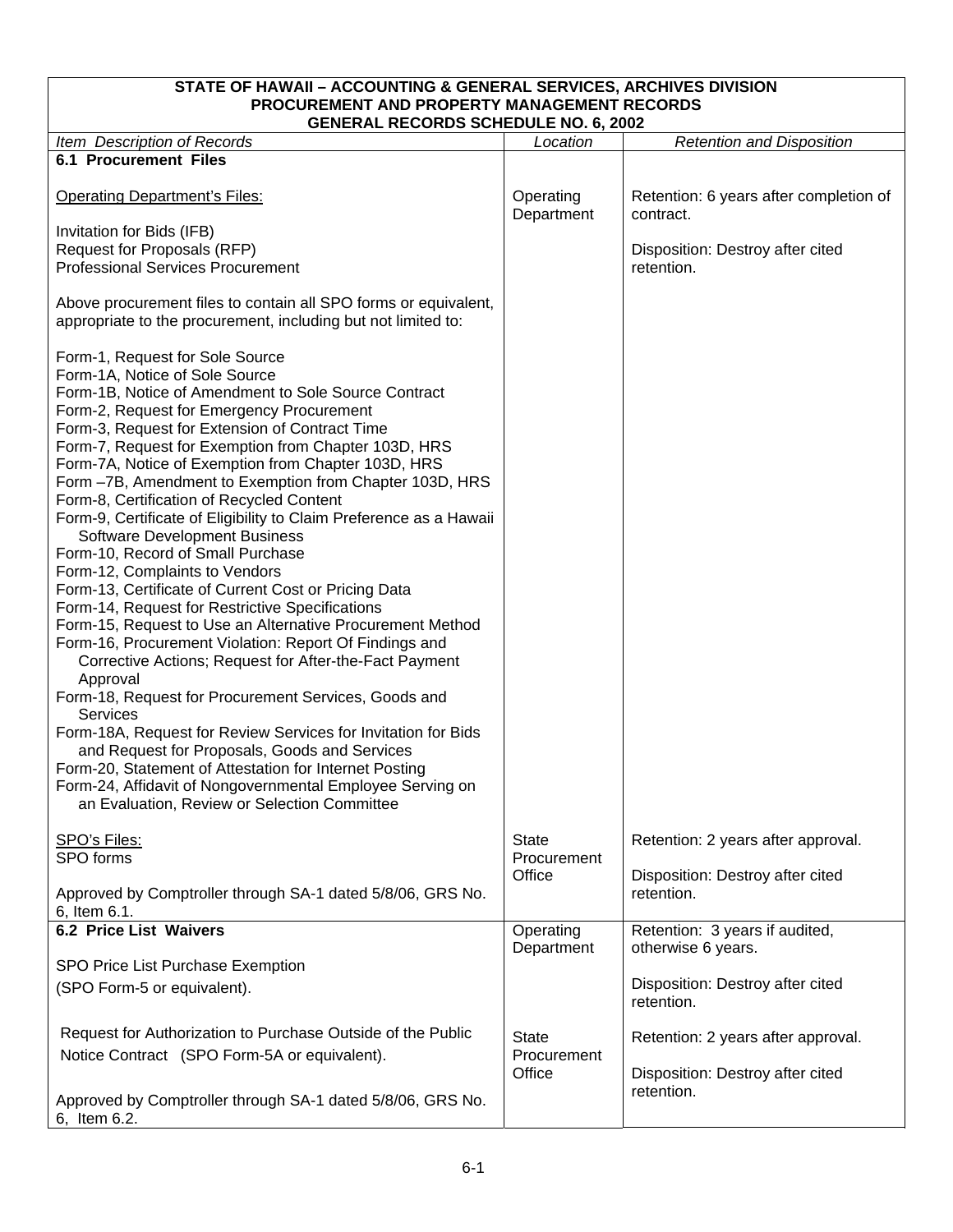| STATE OF HAWAII – ACCOUNTING & GENERAL SERVICES, ARCHIVES DIVISION<br>PROCUREMENT AND PROPERTY MANAGEMENT RECORDS<br>GENERAL RECORDS SCHEDULE NO. 6, 2002 | | |
|---|---|---|
| *Item Description of Records* | *Location* | *Retention and Disposition* |
| **6.1 Procurement Files**<br><br>Operating Department's Files:<br><br>Invitation for Bids (IFB)<br>Request for Proposals (RFP)<br>Professional Services Procurement<br><br>Above procurement files to contain all SPO forms or equivalent, appropriate to the procurement, including but not limited to:<br><br>Form-1, Request for Sole Source<br>Form-1A, Notice of Sole Source<br>Form-1B, Notice of Amendment to Sole Source Contract<br>Form-2, Request for Emergency Procurement<br>Form-3, Request for Extension of Contract Time<br>Form-7, Request for Exemption from Chapter 103D, HRS<br>Form-7A, Notice of Exemption from Chapter 103D, HRS<br>Form –7B, Amendment to Exemption from Chapter 103D, HRS<br>Form-8, Certification of Recycled Content<br>Form-9, Certificate of Eligibility to Claim Preference as a Hawaii Software Development Business<br>Form-10, Record of Small Purchase<br>Form-12, Complaints to Vendors<br>Form-13, Certificate of Current Cost or Pricing Data<br>Form-14, Request for Restrictive Specifications<br>Form-15, Request to Use an Alternative Procurement Method<br>Form-16, Procurement Violation: Report Of Findings and Corrective Actions; Request for After-the-Fact Payment Approval<br>Form-18, Request for Procurement Services, Goods and Services<br>Form-18A, Request for Review Services for Invitation for Bids and Request for Proposals, Goods and Services<br>Form-20, Statement of Attestation for Internet Posting<br>Form-24, Affidavit of Nongovernmental Employee Serving on an Evaluation, Review or Selection Committee | Operating Department | Retention: 6 years after completion of contract.<br><br>Disposition: Destroy after cited retention. |
| SPO's Files:<br>SPO forms<br><br>Approved by Comptroller through SA-1 dated 5/8/06, GRS No. 6, Item 6.1. | State Procurement Office | Retention: 2 years after approval.<br><br>Disposition: Destroy after cited retention. |
| **6.2 Price List Waivers**<br><br>SPO Price List Purchase Exemption<br>(SPO Form-5 or equivalent). | Operating Department | Retention: 3 years if audited, otherwise 6 years.<br><br>Disposition: Destroy after cited retention. |
| Request for Authorization to Purchase Outside of the Public Notice Contract (SPO Form-5A or equivalent).<br><br>Approved by Comptroller through SA-1 dated 5/8/06, GRS No. 6, Item 6.2. | State Procurement Office | Retention: 2 years after approval.<br><br>Disposition: Destroy after cited retention. |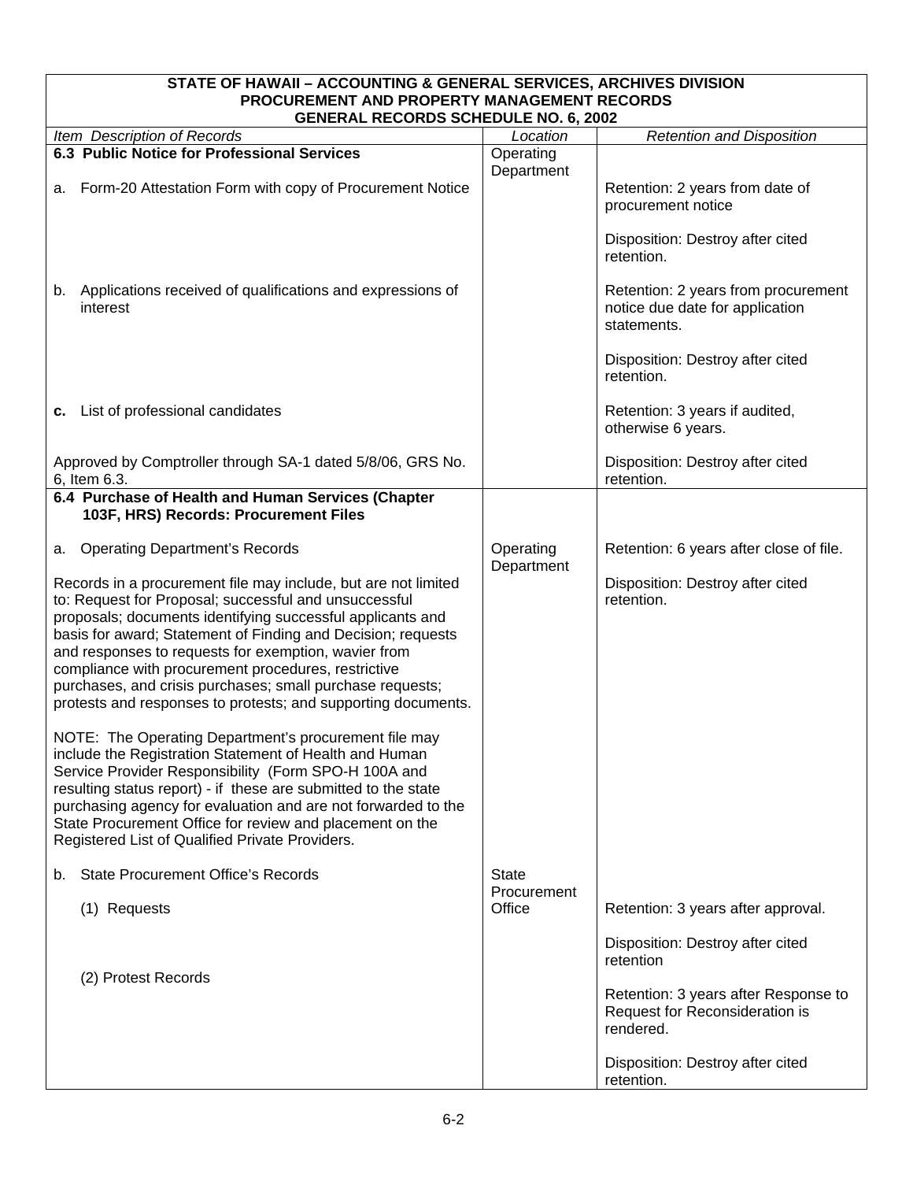| STATE OF HAWAII – ACCOUNTING & GENERAL SERVICES, ARCHIVES DIVISION<br>PROCUREMENT AND PROPERTY MANAGEMENT RECORDS<br>GENERAL RECORDS SCHEDULE NO. 6, 2002 | | |
|---|---|---|
| *Item Description of Records* | *Location* | *Retention and Disposition* |
| **6.3 Public Notice for Professional Services** | Operating Department | |
| a. Form-20 Attestation Form with copy of Procurement Notice | | Retention: 2 years from date of procurement notice<br><br>Disposition: Destroy after cited retention. |
| b. Applications received of qualifications and expressions of interest | | Retention: 2 years from procurement notice due date for application statements.<br><br>Disposition: Destroy after cited retention. |
| **c.** List of professional candidates | | Retention: 3 years if audited, otherwise 6 years. |
| Approved by Comptroller through SA-1 dated 5/8/06, GRS No. 6, Item 6.3. | | Disposition: Destroy after cited retention. |
| **6.4 Purchase of Health and Human Services (Chapter 103F, HRS) Records: Procurement Files** | | |
| a. Operating Department's Records | Operating Department | Retention: 6 years after close of file. |
| Records in a procurement file may include, but are not limited to: Request for Proposal; successful and unsuccessful proposals; documents identifying successful applicants and basis for award; Statement of Finding and Decision; requests and responses to requests for exemption, wavier from compliance with procurement procedures, restrictive purchases, and crisis purchases; small purchase requests; protests and responses to protests; and supporting documents.<br><br>NOTE: The Operating Department's procurement file may include the Registration Statement of Health and Human Service Provider Responsibility (Form SPO-H 100A and resulting status report) - if these are submitted to the state purchasing agency for evaluation and are not forwarded to the State Procurement Office for review and placement on the Registered List of Qualified Private Providers. | | Disposition: Destroy after cited retention. |
| b. State Procurement Office's Records | State Procurement Office | |
| (1) Requests | | Retention: 3 years after approval.<br><br>Disposition: Destroy after cited retention |
| (2) Protest Records | | Retention: 3 years after Response to Request for Reconsideration is rendered.<br><br>Disposition: Destroy after cited retention. |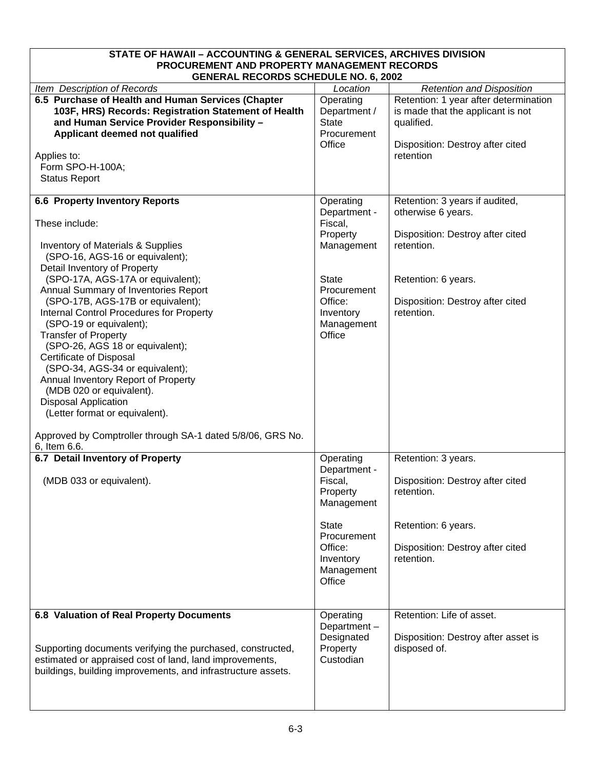| STATE OF HAWAII – ACCOUNTING & GENERAL SERVICES, ARCHIVES DIVISION<br>PROCUREMENT AND PROPERTY MANAGEMENT RECORDS<br>GENERAL RECORDS SCHEDULE NO. 6, 2002 | | |
|---|---|---|
| *Item Description of Records* | *Location* | *Retention and Disposition* |
| **6.5 Purchase of Health and Human Services (Chapter 103F, HRS) Records: Registration Statement of Health and Human Service Provider Responsibility – Applicant deemed not qualified**<br><br>Applies to:<br>Form SPO-H-100A;<br>Status Report | Operating Department / State Procurement Office | Retention: 1 year after determination is made that the applicant is not qualified.<br><br>Disposition: Destroy after cited retention |
| **6.6 Property Inventory Reports**<br><br>These include:<br><br>Inventory of Materials & Supplies (SPO-16, AGS-16 or equivalent);<br>Detail Inventory of Property (SPO-17A, AGS-17A or equivalent);<br>Annual Summary of Inventories Report (SPO-17B, AGS-17B or equivalent);<br>Internal Control Procedures for Property (SPO-19 or equivalent);<br>Transfer of Property (SPO-26, AGS 18 or equivalent);<br>Certificate of Disposal (SPO-34, AGS-34 or equivalent);<br>Annual Inventory Report of Property (MDB 020 or equivalent).<br>Disposal Application (Letter format or equivalent).<br><br>Approved by Comptroller through SA-1 dated 5/8/06, GRS No. 6, Item 6.6. | Operating Department - Fiscal, Property Management<br><br>State Procurement Office: Inventory Management Office | Retention: 3 years if audited, otherwise 6 years.<br><br>Disposition: Destroy after cited retention.<br><br>Retention: 6 years.<br><br>Disposition: Destroy after cited retention. |
| **6.7 Detail Inventory of Property**<br><br>(MDB 033 or equivalent). | Operating Department - Fiscal, Property Management<br><br>State Procurement Office: Inventory Management Office | Retention: 3 years.<br><br>Disposition: Destroy after cited retention.<br><br>Retention: 6 years.<br><br>Disposition: Destroy after cited retention. |
| **6.8 Valuation of Real Property Documents**<br><br>Supporting documents verifying the purchased, constructed, estimated or appraised cost of land, land improvements, buildings, building improvements, and infrastructure assets. | Operating Department – Designated Property Custodian | Retention: Life of asset.<br><br>Disposition: Destroy after asset is disposed of. |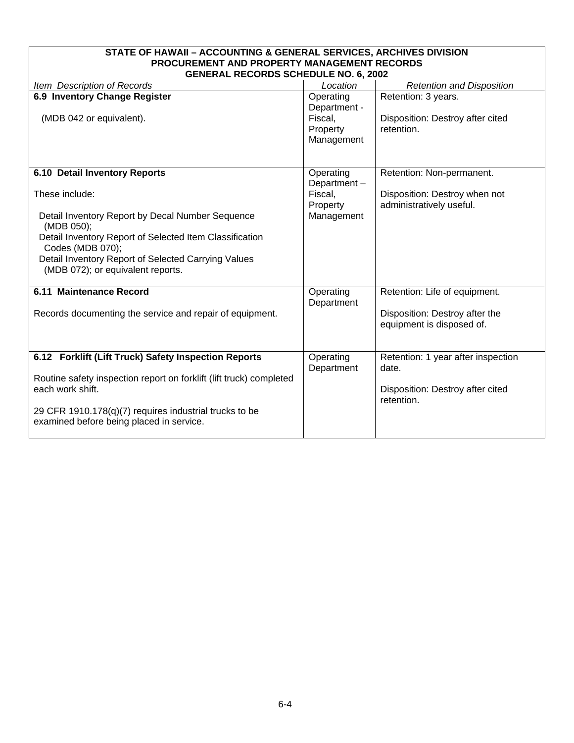| STATE OF HAWAII – ACCOUNTING & GENERAL SERVICES, ARCHIVES DIVISION<br>PROCUREMENT AND PROPERTY MANAGEMENT RECORDS<br>GENERAL RECORDS SCHEDULE NO. 6, 2002 | | |
|---|---|---|
| *Item Description of Records* | *Location* | *Retention and Disposition* |
| **6.9 Inventory Change Register**<br><br>(MDB 042 or equivalent). | Operating Department - Fiscal, Property Management | Retention: 3 years.<br><br>Disposition: Destroy after cited retention. |
| **6.10 Detail Inventory Reports**<br><br>These include:<br><br>Detail Inventory Report by Decal Number Sequence (MDB 050);<br>Detail Inventory Report of Selected Item Classification Codes (MDB 070);<br>Detail Inventory Report of Selected Carrying Values (MDB 072); or equivalent reports. | Operating Department – Fiscal, Property Management | Retention: Non-permanent.<br><br>Disposition: Destroy when not administratively useful. |
| **6.11 Maintenance Record**<br><br>Records documenting the service and repair of equipment. | Operating Department | Retention: Life of equipment.<br><br>Disposition: Destroy after the equipment is disposed of. |
| **6.12 Forklift (Lift Truck) Safety Inspection Reports**<br><br>Routine safety inspection report on forklift (lift truck) completed each work shift.<br><br>29 CFR 1910.178(q)(7) requires industrial trucks to be examined before being placed in service. | Operating Department | Retention: 1 year after inspection date.<br><br>Disposition: Destroy after cited retention. |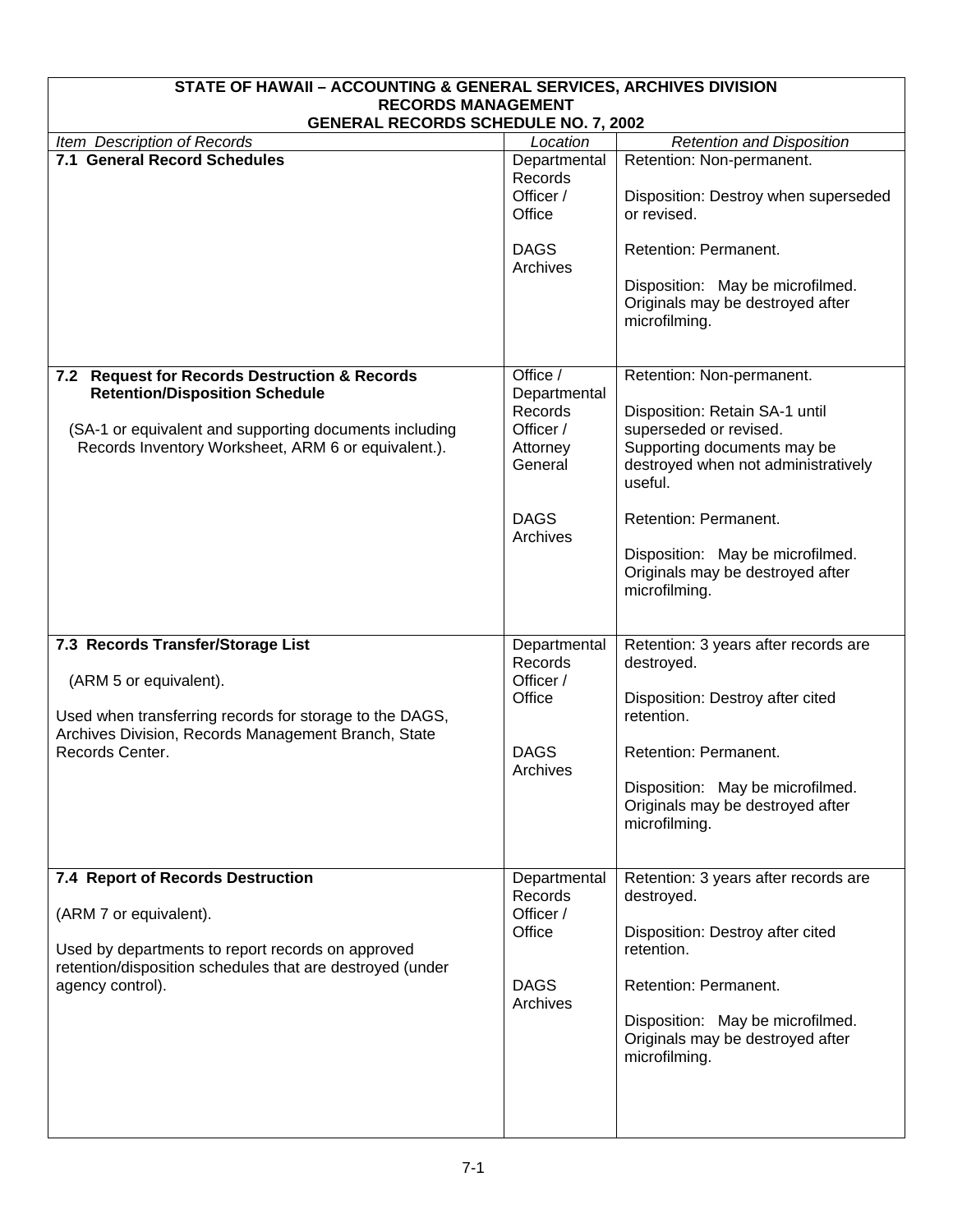| STATE OF HAWAII – ACCOUNTING & GENERAL SERVICES, ARCHIVES DIVISION<br>RECORDS MANAGEMENT<br>GENERAL RECORDS SCHEDULE NO. 7, 2002 | | |
|---|---|---|
| *Item Description of Records* | *Location* | *Retention and Disposition* |
| **7.1 General Record Schedules** | Departmental Records Officer / Office | Retention: Non-permanent.<br><br>Disposition: Destroy when superseded or revised. |
| | DAGS Archives | Retention: Permanent.<br><br>Disposition: May be microfilmed. Originals may be destroyed after microfilming. |
| **7.2 Request for Records Destruction & Records Retention/Disposition Schedule**<br><br>(SA-1 or equivalent and supporting documents including Records Inventory Worksheet, ARM 6 or equivalent.). | Office / Departmental Records Officer / Attorney General | Retention: Non-permanent.<br><br>Disposition: Retain SA-1 until superseded or revised.<br>Supporting documents may be destroyed when not administratively useful. |
| | DAGS Archives | Retention: Permanent.<br><br>Disposition: May be microfilmed. Originals may be destroyed after microfilming. |
| **7.3 Records Transfer/Storage List**<br><br>(ARM 5 or equivalent).<br><br>Used when transferring records for storage to the DAGS, Archives Division, Records Management Branch, State Records Center. | Departmental Records Officer / Office | Retention: 3 years after records are destroyed.<br><br>Disposition: Destroy after cited retention. |
| | DAGS Archives | Retention: Permanent.<br><br>Disposition: May be microfilmed. Originals may be destroyed after microfilming. |
| **7.4 Report of Records Destruction**<br><br>(ARM 7 or equivalent).<br><br>Used by departments to report records on approved retention/disposition schedules that are destroyed (under agency control). | Departmental Records Officer / Office | Retention: 3 years after records are destroyed.<br><br>Disposition: Destroy after cited retention. |
| | DAGS Archives | Retention: Permanent.<br><br>Disposition: May be microfilmed. Originals may be destroyed after microfilming. |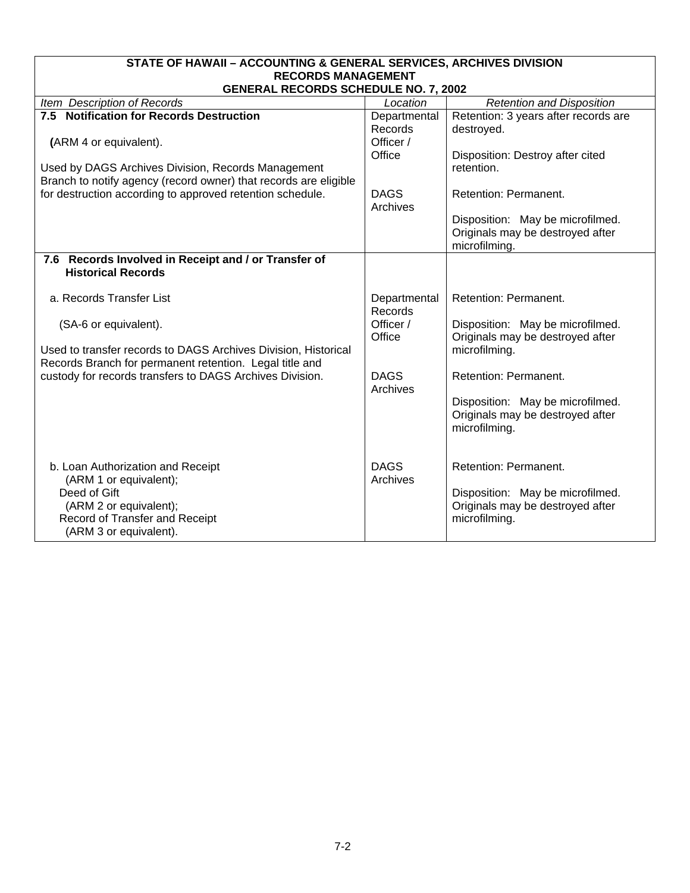| STATE OF HAWAII – ACCOUNTING & GENERAL SERVICES, ARCHIVES DIVISION<br>RECORDS MANAGEMENT<br>GENERAL RECORDS SCHEDULE NO. 7, 2002 | | |
|---|---|---|
| *Item Description of Records* | *Location* | *Retention and Disposition* |
| **7.5 Notification for Records Destruction**<br><br>(ARM 4 or equivalent).<br><br>Used by DAGS Archives Division, Records Management Branch to notify agency (record owner) that records are eligible for destruction according to approved retention schedule. | Departmental Records Officer / Office<br><br>DAGS Archives | Retention: 3 years after records are destroyed.<br><br>Disposition: Destroy after cited retention.<br><br>Retention: Permanent.<br><br>Disposition: May be microfilmed. Originals may be destroyed after microfilming. |
| **7.6 Records Involved in Receipt and / or Transfer of Historical Records** | | |
| a. Records Transfer List<br><br>(SA-6 or equivalent).<br><br>Used to transfer records to DAGS Archives Division, Historical Records Branch for permanent retention. Legal title and custody for records transfers to DAGS Archives Division. | Departmental Records Officer / Office<br><br>DAGS Archives | Retention: Permanent.<br><br>Disposition: May be microfilmed. Originals may be destroyed after microfilming.<br><br>Retention: Permanent.<br><br>Disposition: May be microfilmed. Originals may be destroyed after microfilming. |
| b. Loan Authorization and Receipt<br>(ARM 1 or equivalent);<br>Deed of Gift<br>(ARM 2 or equivalent);<br>Record of Transfer and Receipt<br>(ARM 3 or equivalent). | DAGS Archives | Retention: Permanent.<br><br>Disposition: May be microfilmed. Originals may be destroyed after microfilming. |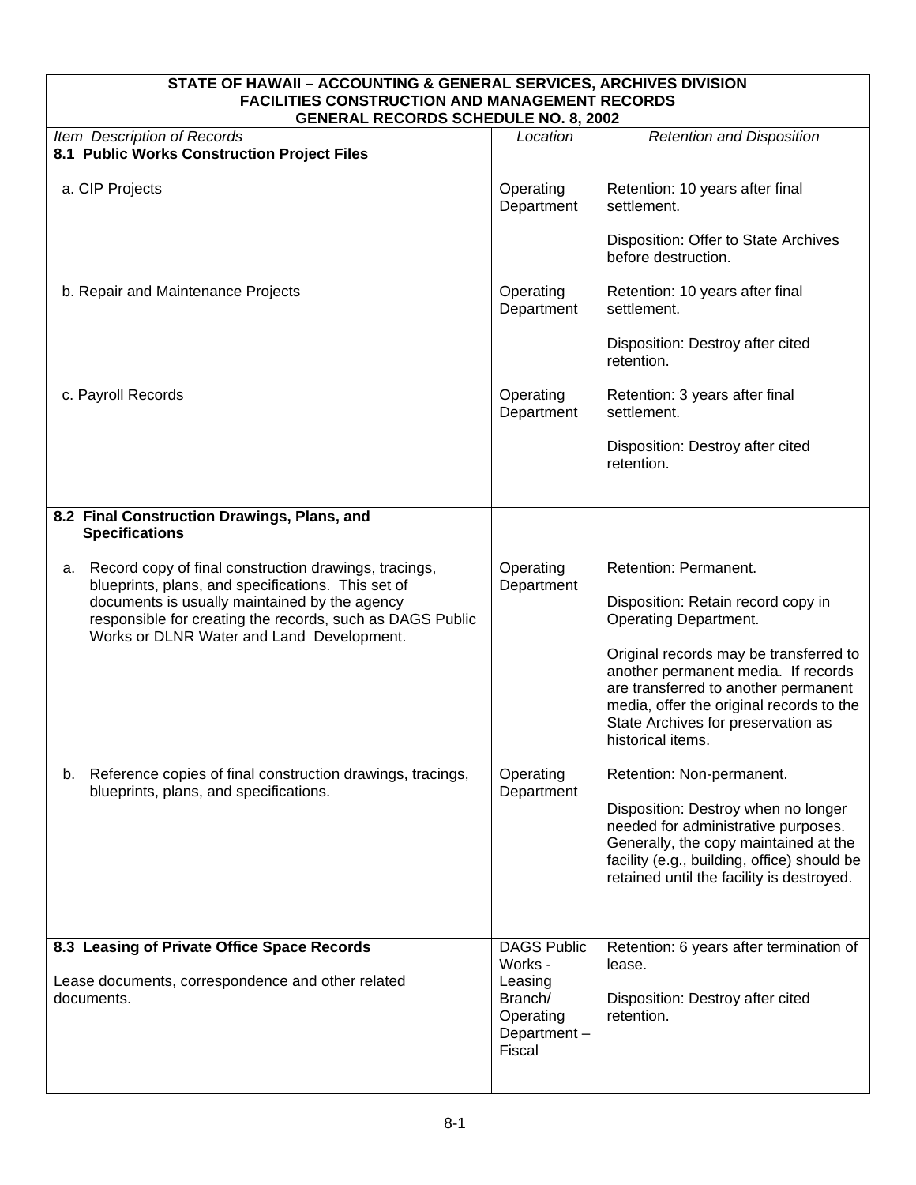**STATE OF HAWAII – ACCOUNTING & GENERAL SERVICES, ARCHIVES DIVISION**
**FACILITIES CONSTRUCTION AND MANAGEMENT RECORDS**
**GENERAL RECORDS SCHEDULE NO. 8, 2002**

| *Item Description of Records* | *Location* | *Retention and Disposition* |
|---|---|---|
| **8.1 Public Works Construction Project Files** | | |
| a. CIP Projects | Operating Department | Retention: 10 years after final settlement.<br><br>Disposition: Offer to State Archives before destruction. |
| b. Repair and Maintenance Projects | Operating Department | Retention: 10 years after final settlement.<br><br>Disposition: Destroy after cited retention. |
| c. Payroll Records | Operating Department | Retention: 3 years after final settlement.<br><br>Disposition: Destroy after cited retention. |
| **8.2 Final Construction Drawings, Plans, and Specifications** | | |
| a. Record copy of final construction drawings, tracings, blueprints, plans, and specifications. This set of documents is usually maintained by the agency responsible for creating the records, such as DAGS Public Works or DLNR Water and Land Development. | Operating Department | Retention: Permanent.<br><br>Disposition: Retain record copy in Operating Department.<br><br>Original records may be transferred to another permanent media. If records are transferred to another permanent media, offer the original records to the State Archives for preservation as historical items. |
| b. Reference copies of final construction drawings, tracings, blueprints, plans, and specifications. | Operating Department | Retention: Non-permanent.<br><br>Disposition: Destroy when no longer needed for administrative purposes. Generally, the copy maintained at the facility (e.g., building, office) should be retained until the facility is destroyed. |
| **8.3 Leasing of Private Office Space Records**<br><br>Lease documents, correspondence and other related documents. | DAGS Public Works - Leasing Branch/ Operating Department – Fiscal | Retention: 6 years after termination of lease.<br><br>Disposition: Destroy after cited retention. |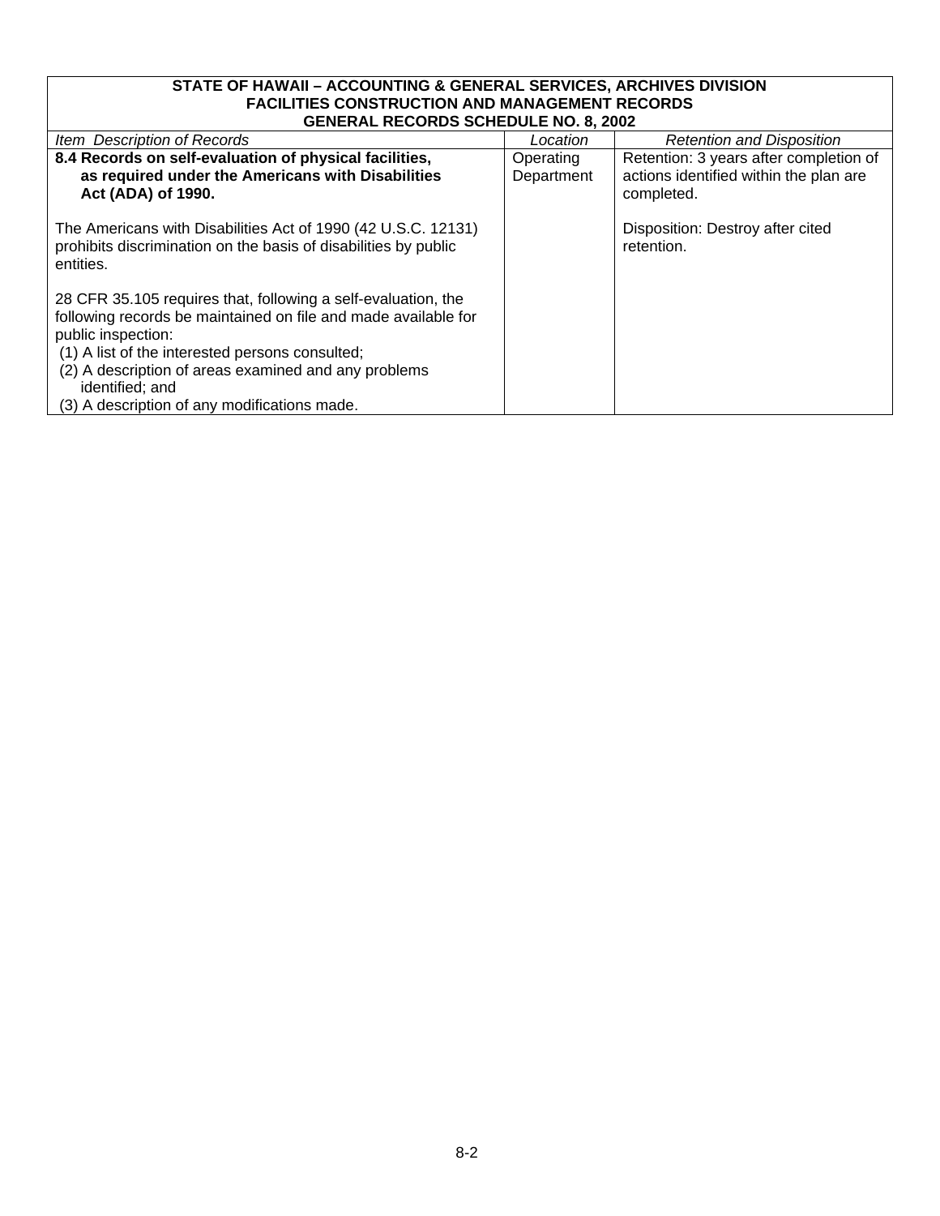| STATE OF HAWAII – ACCOUNTING & GENERAL SERVICES, ARCHIVES DIVISION<br>FACILITIES CONSTRUCTION AND MANAGEMENT RECORDS<br>GENERAL RECORDS SCHEDULE NO. 8, 2002 | | |
|---|---|---|
| *Item Description of Records* | *Location* | *Retention and Disposition* |
| **8.4 Records on self-evaluation of physical facilities, as required under the Americans with Disabilities Act (ADA) of 1990.**<br><br>The Americans with Disabilities Act of 1990 (42 U.S.C. 12131) prohibits discrimination on the basis of disabilities by public entities.<br><br>28 CFR 35.105 requires that, following a self-evaluation, the following records be maintained on file and made available for public inspection:<br>(1) A list of the interested persons consulted;<br>(2) A description of areas examined and any problems identified; and<br>(3) A description of any modifications made. | Operating Department | Retention: 3 years after completion of actions identified within the plan are completed.<br><br>Disposition: Destroy after cited retention. |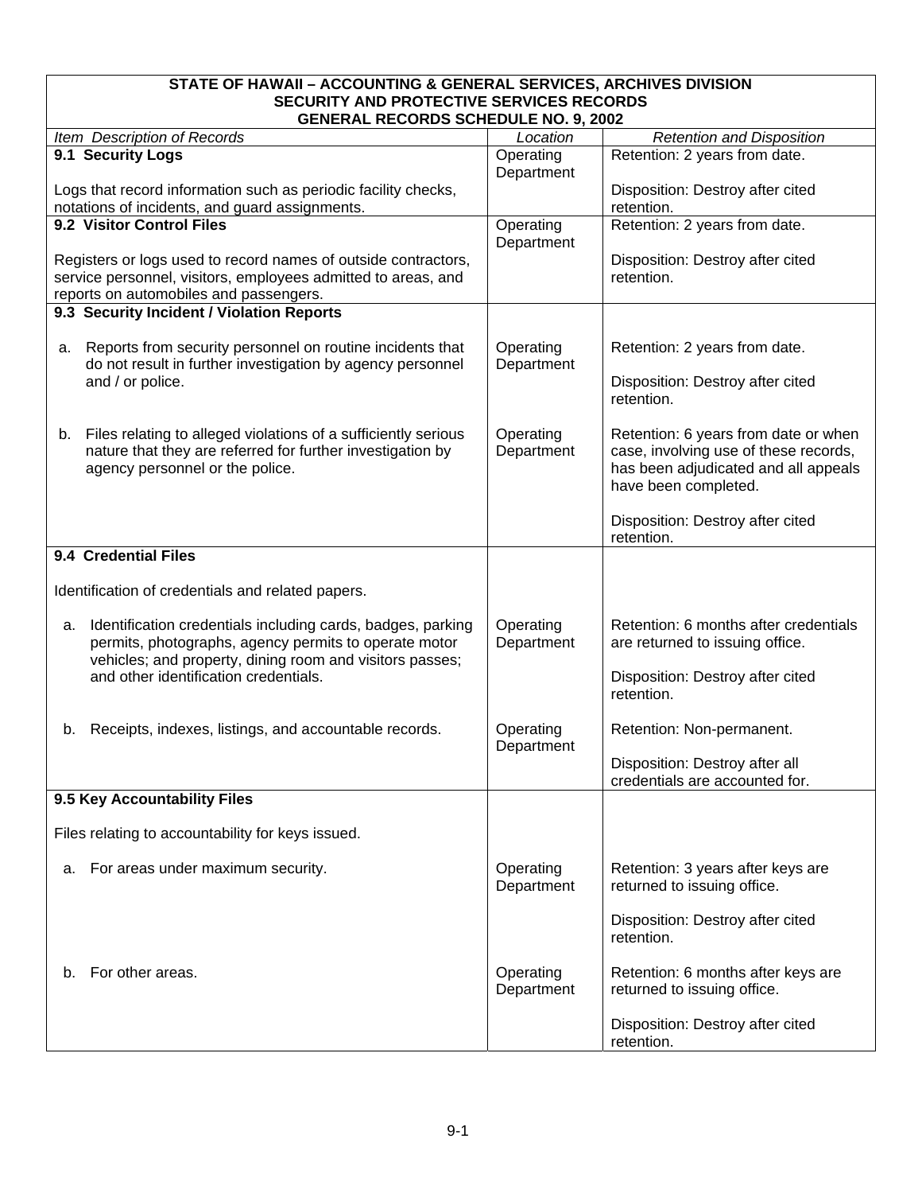**STATE OF HAWAII – ACCOUNTING & GENERAL SERVICES, ARCHIVES DIVISION**
**SECURITY AND PROTECTIVE SERVICES RECORDS**
**GENERAL RECORDS SCHEDULE NO. 9, 2002**

| *Item Description of Records* | *Location* | *Retention and Disposition* |
|---|---|---|
| **9.1 Security Logs**<br><br>Logs that record information such as periodic facility checks, notations of incidents, and guard assignments. | Operating Department | Retention: 2 years from date.<br><br>Disposition: Destroy after cited retention. |
| **9.2 Visitor Control Files**<br><br>Registers or logs used to record names of outside contractors, service personnel, visitors, employees admitted to areas, and reports on automobiles and passengers. | Operating Department | Retention: 2 years from date.<br><br>Disposition: Destroy after cited retention. |
| **9.3 Security Incident / Violation Reports** | | |
| a. Reports from security personnel on routine incidents that do not result in further investigation by agency personnel and / or police. | Operating Department | Retention: 2 years from date.<br><br>Disposition: Destroy after cited retention. |
| b. Files relating to alleged violations of a sufficiently serious nature that they are referred for further investigation by agency personnel or the police. | Operating Department | Retention: 6 years from date or when case, involving use of these records, has been adjudicated and all appeals have been completed.<br><br>Disposition: Destroy after cited retention. |
| **9.4 Credential Files**<br><br>Identification of credentials and related papers. | | |
| a. Identification credentials including cards, badges, parking permits, photographs, agency permits to operate motor vehicles; and property, dining room and visitors passes; and other identification credentials. | Operating Department | Retention: 6 months after credentials are returned to issuing office.<br><br>Disposition: Destroy after cited retention. |
| b. Receipts, indexes, listings, and accountable records. | Operating Department | Retention: Non-permanent.<br><br>Disposition: Destroy after all credentials are accounted for. |
| **9.5 Key Accountability Files**<br><br>Files relating to accountability for keys issued. | | |
| a. For areas under maximum security. | Operating Department | Retention: 3 years after keys are returned to issuing office.<br><br>Disposition: Destroy after cited retention. |
| b. For other areas. | Operating Department | Retention: 6 months after keys are returned to issuing office.<br><br>Disposition: Destroy after cited retention. |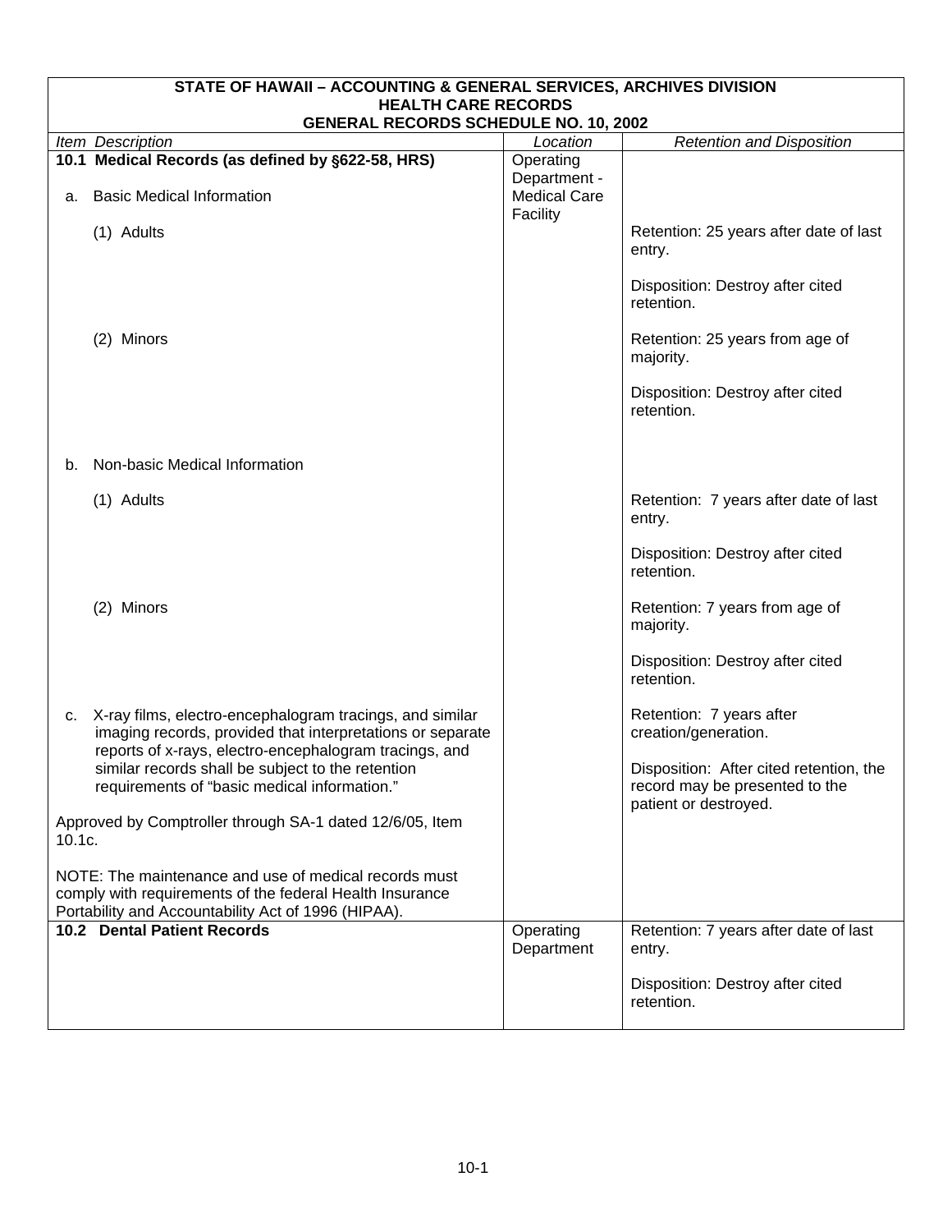**STATE OF HAWAII – ACCOUNTING & GENERAL SERVICES, ARCHIVES DIVISION**
**HEALTH CARE RECORDS**
**GENERAL RECORDS SCHEDULE NO. 10, 2002**

| *Item Description* | *Location* | *Retention and Disposition* |
|---|---|---|
| **10.1 Medical Records (as defined by §622-58, HRS)** | Operating Department - Medical Care Facility | |
| a. Basic Medical Information | | |
| (1) Adults | | Retention: 25 years after date of last entry.<br><br>Disposition: Destroy after cited retention. |
| (2) Minors | | Retention: 25 years from age of majority.<br><br>Disposition: Destroy after cited retention. |
| b. Non-basic Medical Information | | |
| (1) Adults | | Retention: 7 years after date of last entry.<br><br>Disposition: Destroy after cited retention. |
| (2) Minors | | Retention: 7 years from age of majority.<br><br>Disposition: Destroy after cited retention. |
| c. X-ray films, electro-encephalogram tracings, and similar imaging records, provided that interpretations or separate reports of x-rays, electro-encephalogram tracings, and similar records shall be subject to the retention requirements of "basic medical information."<br><br>Approved by Comptroller through SA-1 dated 12/6/05, Item 10.1c.<br><br>NOTE: The maintenance and use of medical records must comply with requirements of the federal Health Insurance Portability and Accountability Act of 1996 (HIPAA). | | Retention: 7 years after creation/generation.<br><br>Disposition: After cited retention, the record may be presented to the patient or destroyed. |
| **10.2 Dental Patient Records** | Operating Department | Retention: 7 years after date of last entry.<br><br>Disposition: Destroy after cited retention. |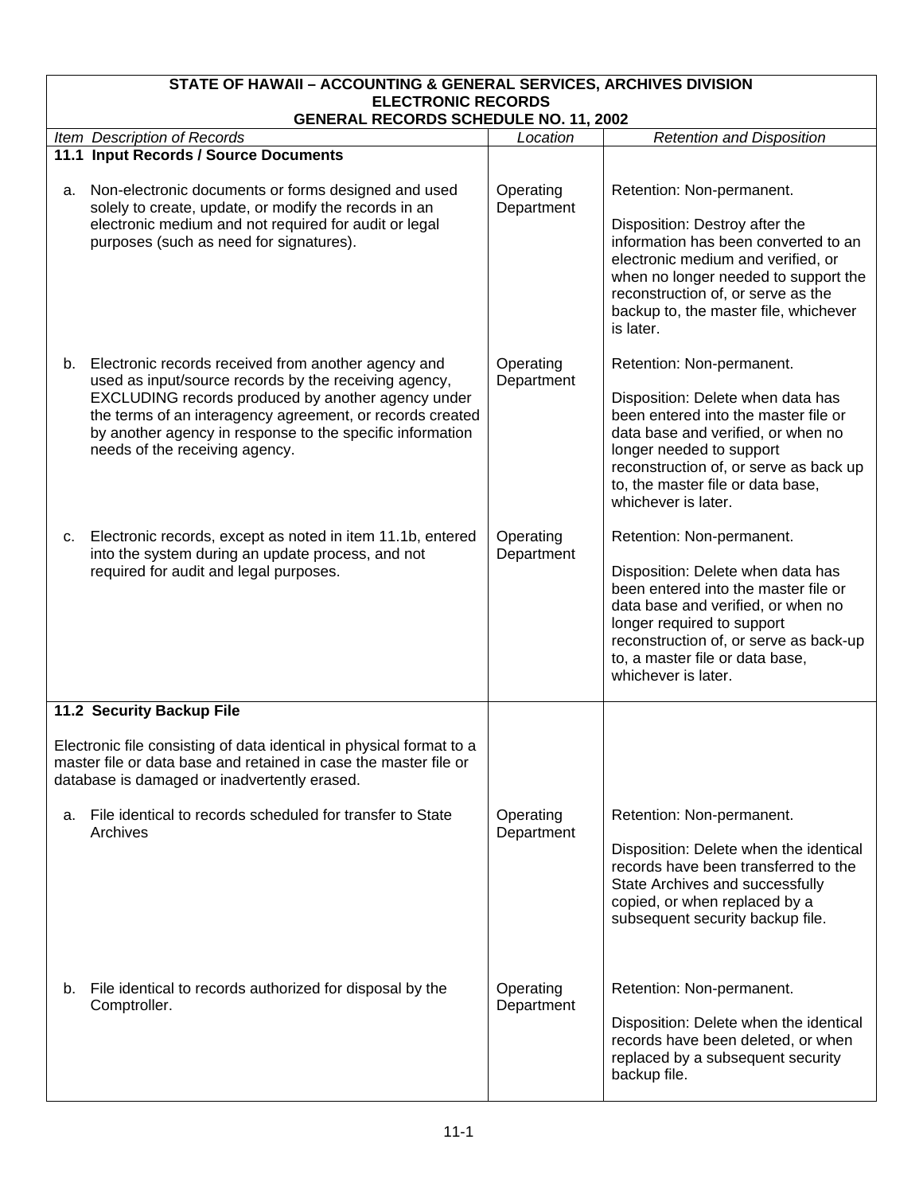**STATE OF HAWAII – ACCOUNTING & GENERAL SERVICES, ARCHIVES DIVISION**
**ELECTRONIC RECORDS**
**GENERAL RECORDS SCHEDULE NO. 11, 2002**

| *Item Description of Records* | *Location* | *Retention and Disposition* |
|---|---|---|
| **11.1 Input Records / Source Documents** | | |
| a. Non-electronic documents or forms designed and used solely to create, update, or modify the records in an electronic medium and not required for audit or legal purposes (such as need for signatures). | Operating Department | Retention: Non-permanent.<br><br>Disposition: Destroy after the information has been converted to an electronic medium and verified, or when no longer needed to support the reconstruction of, or serve as the backup to, the master file, whichever is later. |
| b. Electronic records received from another agency and used as input/source records by the receiving agency, EXCLUDING records produced by another agency under the terms of an interagency agreement, or records created by another agency in response to the specific information needs of the receiving agency. | Operating Department | Retention: Non-permanent.<br><br>Disposition: Delete when data has been entered into the master file or data base and verified, or when no longer needed to support reconstruction of, or serve as back up to, the master file or data base, whichever is later. |
| c. Electronic records, except as noted in item 11.1b, entered into the system during an update process, and not required for audit and legal purposes. | Operating Department | Retention: Non-permanent.<br><br>Disposition: Delete when data has been entered into the master file or data base and verified, or when no longer required to support reconstruction of, or serve as back-up to, a master file or data base, whichever is later. |
| **11.2 Security Backup File**<br><br>Electronic file consisting of data identical in physical format to a master file or data base and retained in case the master file or database is damaged or inadvertently erased. | | |
| a. File identical to records scheduled for transfer to State Archives | Operating Department | Retention: Non-permanent.<br><br>Disposition: Delete when the identical records have been transferred to the State Archives and successfully copied, or when replaced by a subsequent security backup file. |
| b. File identical to records authorized for disposal by the Comptroller. | Operating Department | Retention: Non-permanent.<br><br>Disposition: Delete when the identical records have been deleted, or when replaced by a subsequent security backup file. |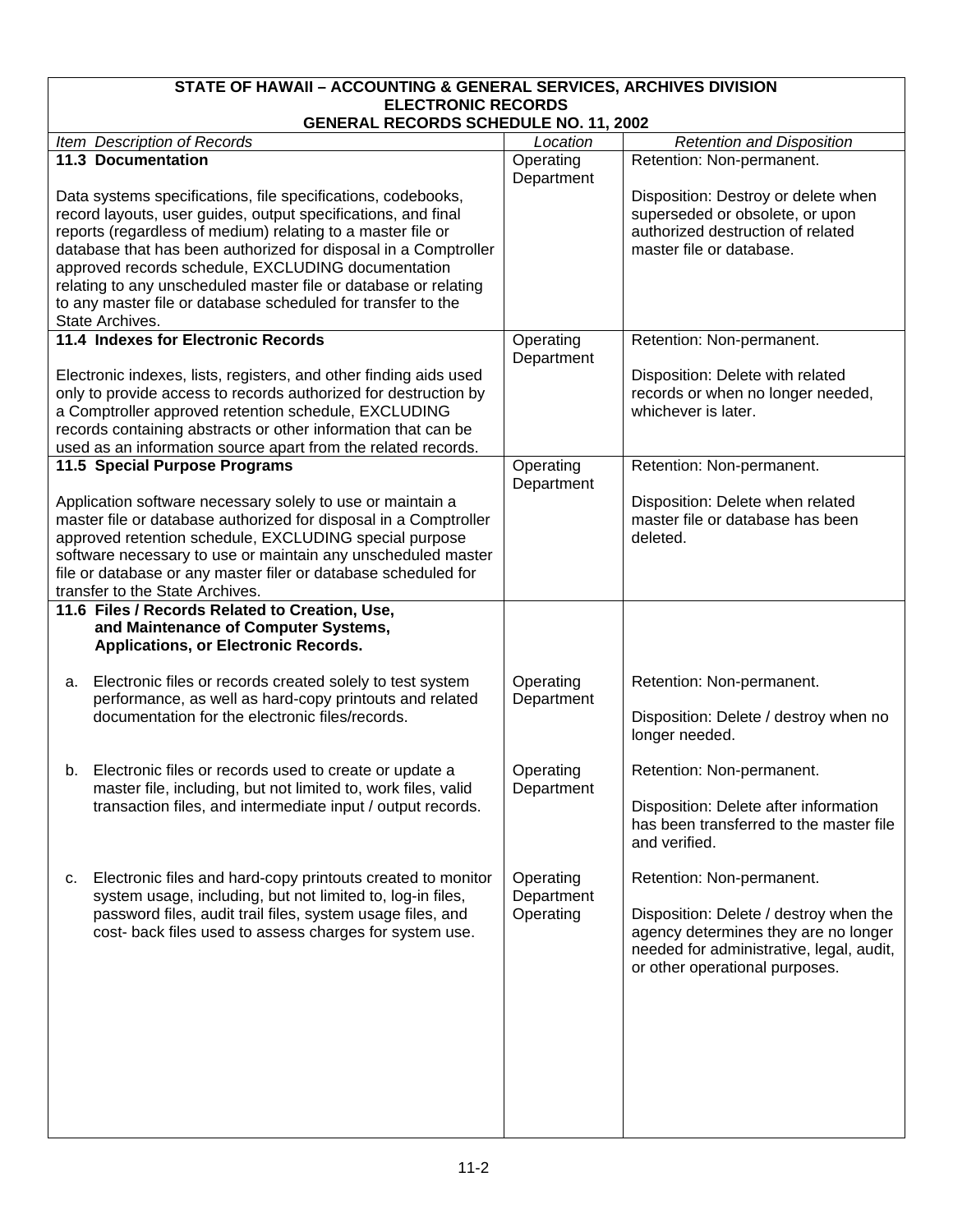| STATE OF HAWAII – ACCOUNTING & GENERAL SERVICES, ARCHIVES DIVISION<br>ELECTRONIC RECORDS<br>GENERAL RECORDS SCHEDULE NO. 11, 2002 | | |
|---|---|---|
| *Item Description of Records* | *Location* | *Retention and Disposition* |
| **11.3 Documentation**<br><br>Data systems specifications, file specifications, codebooks, record layouts, user guides, output specifications, and final reports (regardless of medium) relating to a master file or database that has been authorized for disposal in a Comptroller approved records schedule, EXCLUDING documentation relating to any unscheduled master file or database or relating to any master file or database scheduled for transfer to the State Archives. | Operating Department | Retention: Non-permanent.<br><br>Disposition: Destroy or delete when superseded or obsolete, or upon authorized destruction of related master file or database. |
| **11.4 Indexes for Electronic Records**<br><br>Electronic indexes, lists, registers, and other finding aids used only to provide access to records authorized for destruction by a Comptroller approved retention schedule, EXCLUDING records containing abstracts or other information that can be used as an information source apart from the related records. | Operating Department | Retention: Non-permanent.<br><br>Disposition: Delete with related records or when no longer needed, whichever is later. |
| **11.5 Special Purpose Programs**<br><br>Application software necessary solely to use or maintain a master file or database authorized for disposal in a Comptroller approved retention schedule, EXCLUDING special purpose software necessary to use or maintain any unscheduled master file or database or any master filer or database scheduled for transfer to the State Archives. | Operating Department | Retention: Non-permanent.<br><br>Disposition: Delete when related master file or database has been deleted. |
| **11.6 Files / Records Related to Creation, Use, and Maintenance of Computer Systems, Applications, or Electronic Records.** | | |
| a. Electronic files or records created solely to test system performance, as well as hard-copy printouts and related documentation for the electronic files/records. | Operating Department | Retention: Non-permanent.<br><br>Disposition: Delete / destroy when no longer needed. |
| b. Electronic files or records used to create or update a master file, including, but not limited to, work files, valid transaction files, and intermediate input / output records. | Operating Department | Retention: Non-permanent.<br><br>Disposition: Delete after information has been transferred to the master file and verified. |
| c. Electronic files and hard-copy printouts created to monitor system usage, including, but not limited to, log-in files, password files, audit trail files, system usage files, and cost- back files used to assess charges for system use. | Operating Department Operating | Retention: Non-permanent.<br><br>Disposition: Delete / destroy when the agency determines they are no longer needed for administrative, legal, audit, or other operational purposes. |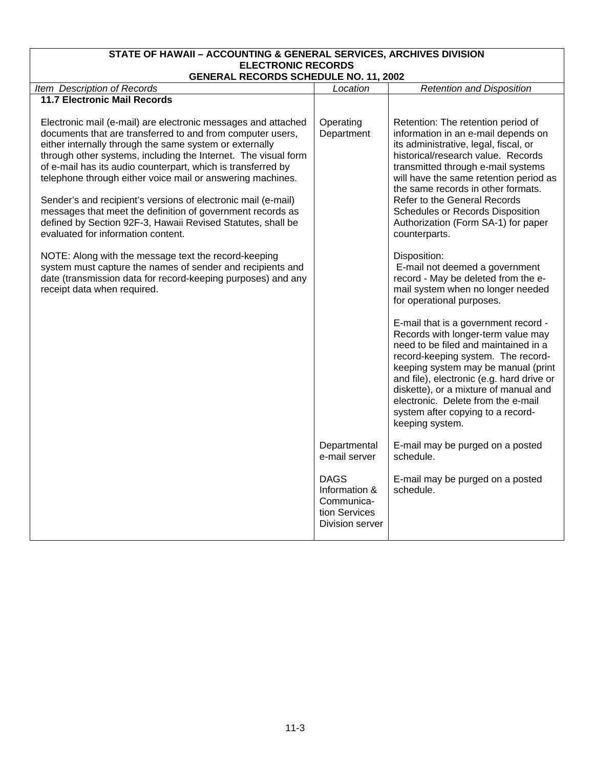| STATE OF HAWAII – ACCOUNTING & GENERAL SERVICES, ARCHIVES DIVISION<br>ELECTRONIC RECORDS<br>GENERAL RECORDS SCHEDULE NO. 11, 2002 | | |
|---|---|---|
| *Item Description of Records* | *Location* | *Retention and Disposition* |
| **11.7 Electronic Mail Records**<br><br>Electronic mail (e-mail) are electronic messages and attached documents that are transferred to and from computer users, either internally through the same system or externally through other systems, including the Internet. The visual form of e-mail has its audio counterpart, which is transferred by telephone through either voice mail or answering machines.<br><br>Sender's and recipient's versions of electronic mail (e-mail) messages that meet the definition of government records as defined by Section 92F-3, Hawaii Revised Statutes, shall be evaluated for information content.<br><br>NOTE: Along with the message text the record-keeping system must capture the names of sender and recipients and date (transmission data for record-keeping purposes) and any receipt data when required. | Operating Department | Retention: The retention period of information in an e-mail depends on its administrative, legal, fiscal, or historical/research value. Records transmitted through e-mail systems will have the same retention period as the same records in other formats. Refer to the General Records Schedules or Records Disposition Authorization (Form SA-1) for paper counterparts.<br><br>Disposition:<br>E-mail not deemed a government record - May be deleted from the e-mail system when no longer needed for operational purposes.<br><br>E-mail that is a government record - Records with longer-term value may need to be filed and maintained in a record-keeping system. The record-keeping system may be manual (print and file), electronic (e.g. hard drive or diskette), or a mixture of manual and electronic. Delete from the e-mail system after copying to a record-keeping system. |
| | Departmental e-mail server | E-mail may be purged on a posted schedule. |
| | DAGS Information & Communication Services Division server | E-mail may be purged on a posted schedule. |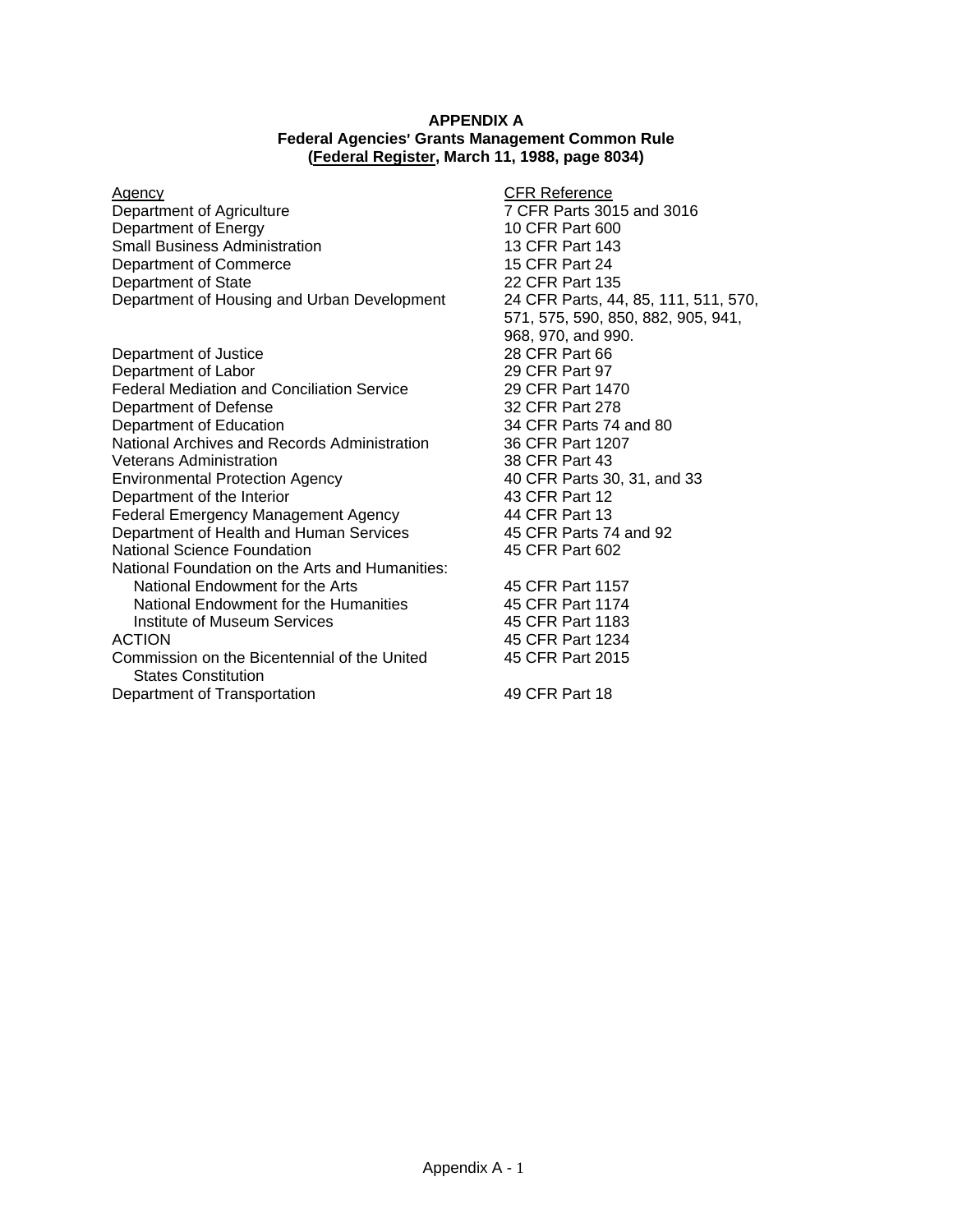**APPENDIX A**
**Federal Agencies' Grants Management Common Rule**
**(Federal Register, March 11, 1988, page 8034)**

| Agency | CFR Reference |
|---|---|
| Department of Agriculture | 7 CFR Parts 3015 and 3016 |
| Department of Energy | 10 CFR Part 600 |
| Small Business Administration | 13 CFR Part 143 |
| Department of Commerce | 15 CFR Part 24 |
| Department of State | 22 CFR Part 135 |
| Department of Housing and Urban Development | 24 CFR Parts, 44, 85, 111, 511, 570, 571, 575, 590, 850, 882, 905, 941, 968, 970, and 990. |
| Department of Justice | 28 CFR Part 66 |
| Department of Labor | 29 CFR Part 97 |
| Federal Mediation and Conciliation Service | 29 CFR Part 1470 |
| Department of Defense | 32 CFR Part 278 |
| Department of Education | 34 CFR Parts 74 and 80 |
| National Archives and Records Administration | 36 CFR Part 1207 |
| Veterans Administration | 38 CFR Part 43 |
| Environmental Protection Agency | 40 CFR Parts 30, 31, and 33 |
| Department of the Interior | 43 CFR Part 12 |
| Federal Emergency Management Agency | 44 CFR Part 13 |
| Department of Health and Human Services | 45 CFR Parts 74 and 92 |
| National Science Foundation | 45 CFR Part 602 |
| National Foundation on the Arts and Humanities: | |
| National Endowment for the Arts | 45 CFR Part 1157 |
| National Endowment for the Humanities | 45 CFR Part 1174 |
| Institute of Museum Services | 45 CFR Part 1183 |
| ACTION | 45 CFR Part 1234 |
| Commission on the Bicentennial of the United States Constitution | 45 CFR Part 2015 |
| Department of Transportation | 49 CFR Part 18 |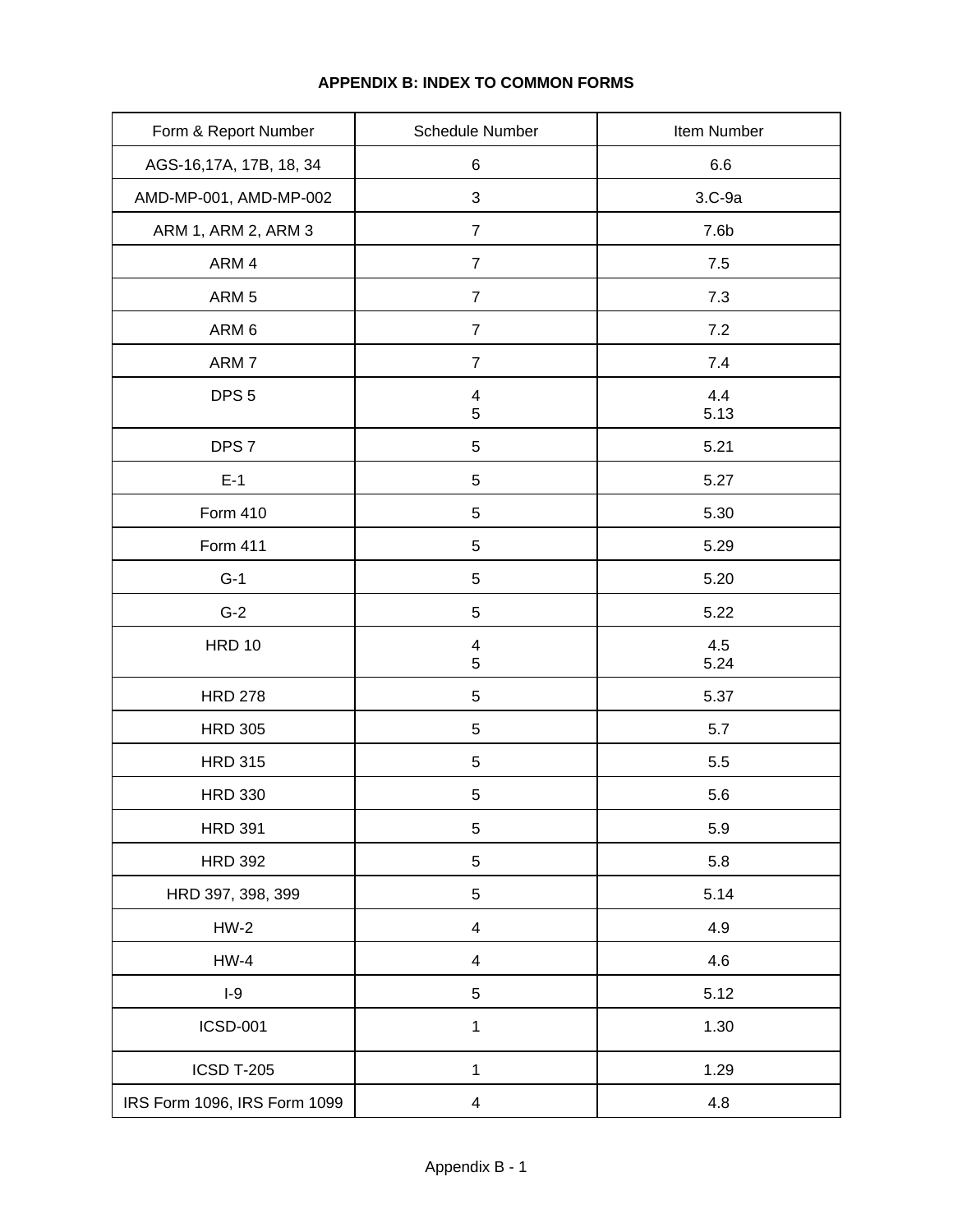## APPENDIX B: INDEX TO COMMON FORMS

| Form & Report Number | Schedule Number | Item Number |
|---|---|---|
| AGS-16,17A, 17B, 18, 34 | 6 | 6.6 |
| AMD-MP-001, AMD-MP-002 | 3 | 3.C-9a |
| ARM 1, ARM 2, ARM 3 | 7 | 7.6b |
| ARM 4 | 7 | 7.5 |
| ARM 5 | 7 | 7.3 |
| ARM 6 | 7 | 7.2 |
| ARM 7 | 7 | 7.4 |
| DPS 5 | 4<br>5 | 4.4<br>5.13 |
| DPS 7 | 5 | 5.21 |
| E-1 | 5 | 5.27 |
| Form 410 | 5 | 5.30 |
| Form 411 | 5 | 5.29 |
| G-1 | 5 | 5.20 |
| G-2 | 5 | 5.22 |
| HRD 10 | 4<br>5 | 4.5<br>5.24 |
| HRD 278 | 5 | 5.37 |
| HRD 305 | 5 | 5.7 |
| HRD 315 | 5 | 5.5 |
| HRD 330 | 5 | 5.6 |
| HRD 391 | 5 | 5.9 |
| HRD 392 | 5 | 5.8 |
| HRD 397, 398, 399 | 5 | 5.14 |
| HW-2 | 4 | 4.9 |
| HW-4 | 4 | 4.6 |
| I-9 | 5 | 5.12 |
| ICSD-001 | 1 | 1.30 |
| ICSD T-205 | 1 | 1.29 |
| IRS Form 1096, IRS Form 1099 | 4 | 4.8 |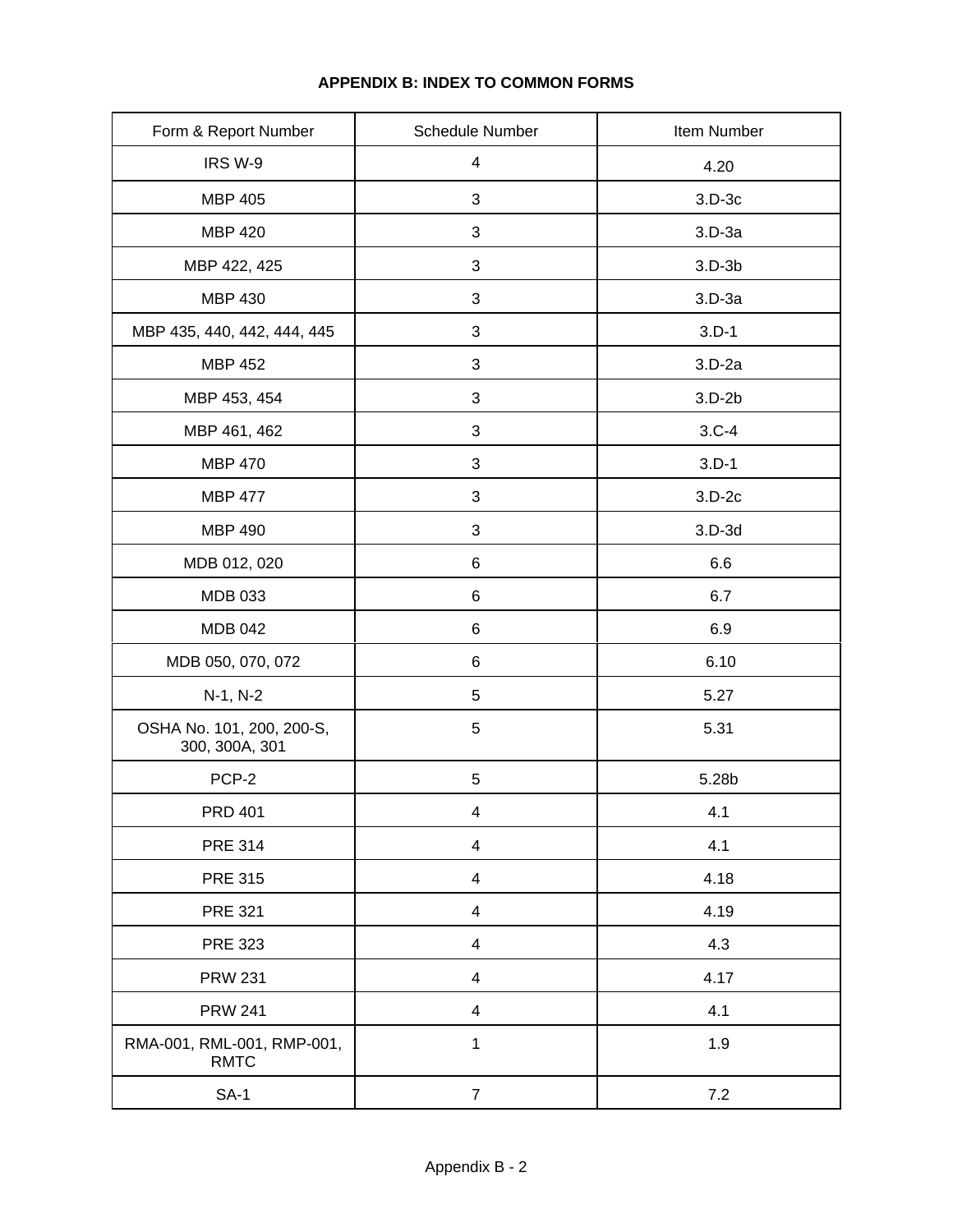### APPENDIX B: INDEX TO COMMON FORMS

| Form & Report Number | Schedule Number | Item Number |
|---|---|---|
| IRS W-9 | 4 | 4.20 |
| MBP 405 | 3 | 3.D-3c |
| MBP 420 | 3 | 3.D-3a |
| MBP 422, 425 | 3 | 3.D-3b |
| MBP 430 | 3 | 3.D-3a |
| MBP 435, 440, 442, 444, 445 | 3 | 3.D-1 |
| MBP 452 | 3 | 3.D-2a |
| MBP 453, 454 | 3 | 3.D-2b |
| MBP 461, 462 | 3 | 3.C-4 |
| MBP 470 | 3 | 3.D-1 |
| MBP 477 | 3 | 3.D-2c |
| MBP 490 | 3 | 3.D-3d |
| MDB 012, 020 | 6 | 6.6 |
| MDB 033 | 6 | 6.7 |
| MDB 042 | 6 | 6.9 |
| MDB 050, 070, 072 | 6 | 6.10 |
| N-1, N-2 | 5 | 5.27 |
| OSHA No. 101, 200, 200-S, 300, 300A, 301 | 5 | 5.31 |
| PCP-2 | 5 | 5.28b |
| PRD 401 | 4 | 4.1 |
| PRE 314 | 4 | 4.1 |
| PRE 315 | 4 | 4.18 |
| PRE 321 | 4 | 4.19 |
| PRE 323 | 4 | 4.3 |
| PRW 231 | 4 | 4.17 |
| PRW 241 | 4 | 4.1 |
| RMA-001, RML-001, RMP-001, RMTC | 1 | 1.9 |
| SA-1 | 7 | 7.2 |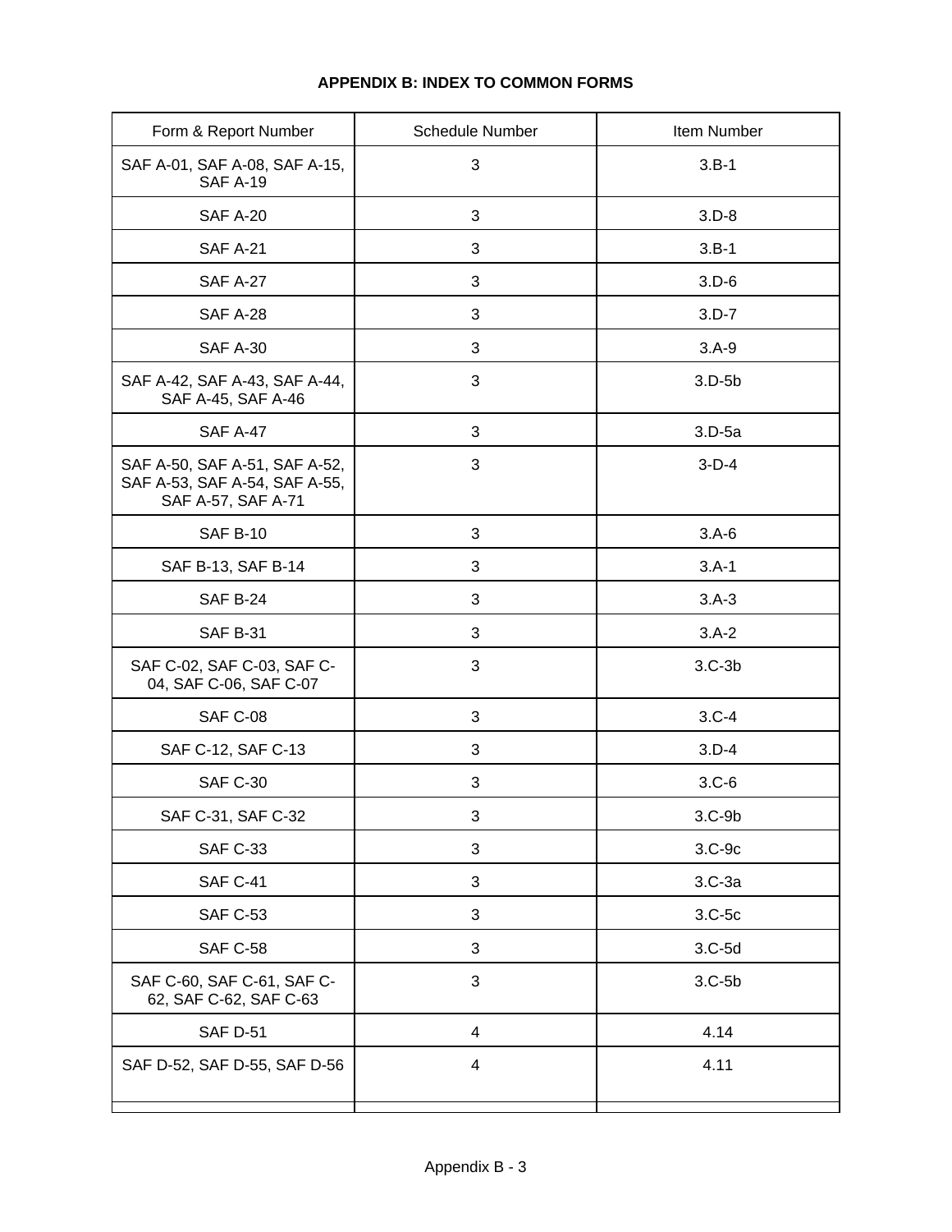**APPENDIX B: INDEX TO COMMON FORMS**

| Form & Report Number | Schedule Number | Item Number |
|---|---|---|
| SAF A-01, SAF A-08, SAF A-15, SAF A-19 | 3 | 3.B-1 |
| SAF A-20 | 3 | 3.D-8 |
| SAF A-21 | 3 | 3.B-1 |
| SAF A-27 | 3 | 3.D-6 |
| SAF A-28 | 3 | 3.D-7 |
| SAF A-30 | 3 | 3.A-9 |
| SAF A-42, SAF A-43, SAF A-44, SAF A-45, SAF A-46 | 3 | 3.D-5b |
| SAF A-47 | 3 | 3.D-5a |
| SAF A-50, SAF A-51, SAF A-52, SAF A-53, SAF A-54, SAF A-55, SAF A-57, SAF A-71 | 3 | 3-D-4 |
| SAF B-10 | 3 | 3.A-6 |
| SAF B-13, SAF B-14 | 3 | 3.A-1 |
| SAF B-24 | 3 | 3.A-3 |
| SAF B-31 | 3 | 3.A-2 |
| SAF C-02, SAF C-03, SAF C-04, SAF C-06, SAF C-07 | 3 | 3.C-3b |
| SAF C-08 | 3 | 3.C-4 |
| SAF C-12, SAF C-13 | 3 | 3.D-4 |
| SAF C-30 | 3 | 3.C-6 |
| SAF C-31, SAF C-32 | 3 | 3.C-9b |
| SAF C-33 | 3 | 3.C-9c |
| SAF C-41 | 3 | 3.C-3a |
| SAF C-53 | 3 | 3.C-5c |
| SAF C-58 | 3 | 3.C-5d |
| SAF C-60, SAF C-61, SAF C-62, SAF C-62, SAF C-63 | 3 | 3.C-5b |
| SAF D-51 | 4 | 4.14 |
| SAF D-52, SAF D-55, SAF D-56 | 4 | 4.11 |
| | | |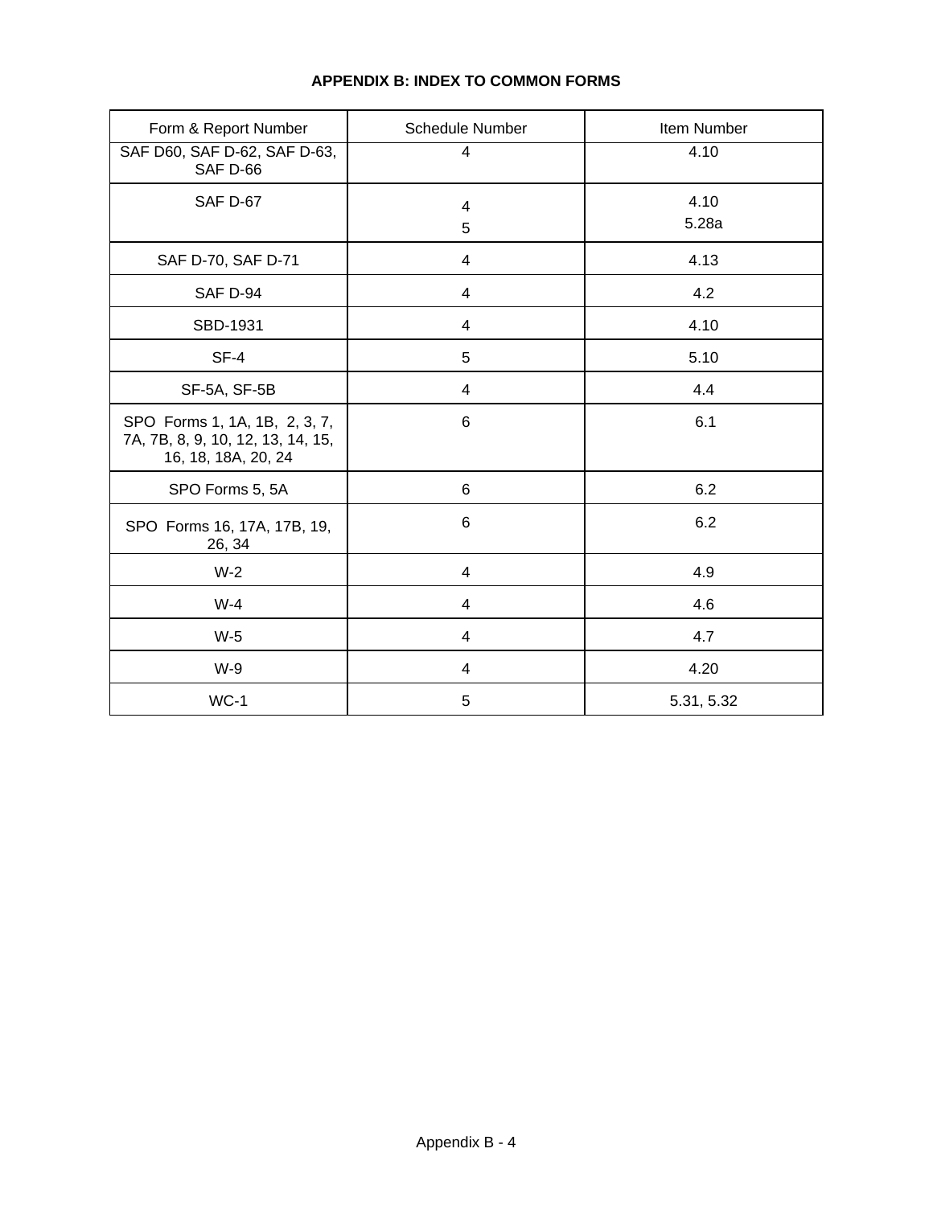**APPENDIX B: INDEX TO COMMON FORMS**

| Form & Report Number | Schedule Number | Item Number |
|---|---|---|
| SAF D60, SAF D-62, SAF D-63, SAF D-66 | 4 | 4.10 |
| SAF D-67 | 4<br>5 | 4.10<br>5.28a |
| SAF D-70, SAF D-71 | 4 | 4.13 |
| SAF D-94 | 4 | 4.2 |
| SBD-1931 | 4 | 4.10 |
| SF-4 | 5 | 5.10 |
| SF-5A, SF-5B | 4 | 4.4 |
| SPO Forms 1, 1A, 1B, 2, 3, 7, 7A, 7B, 8, 9, 10, 12, 13, 14, 15, 16, 18, 18A, 20, 24 | 6 | 6.1 |
| SPO Forms 5, 5A | 6 | 6.2 |
| SPO Forms 16, 17A, 17B, 19, 26, 34 | 6 | 6.2 |
| W-2 | 4 | 4.9 |
| W-4 | 4 | 4.6 |
| W-5 | 4 | 4.7 |
| W-9 | 4 | 4.20 |
| WC-1 | 5 | 5.31, 5.32 |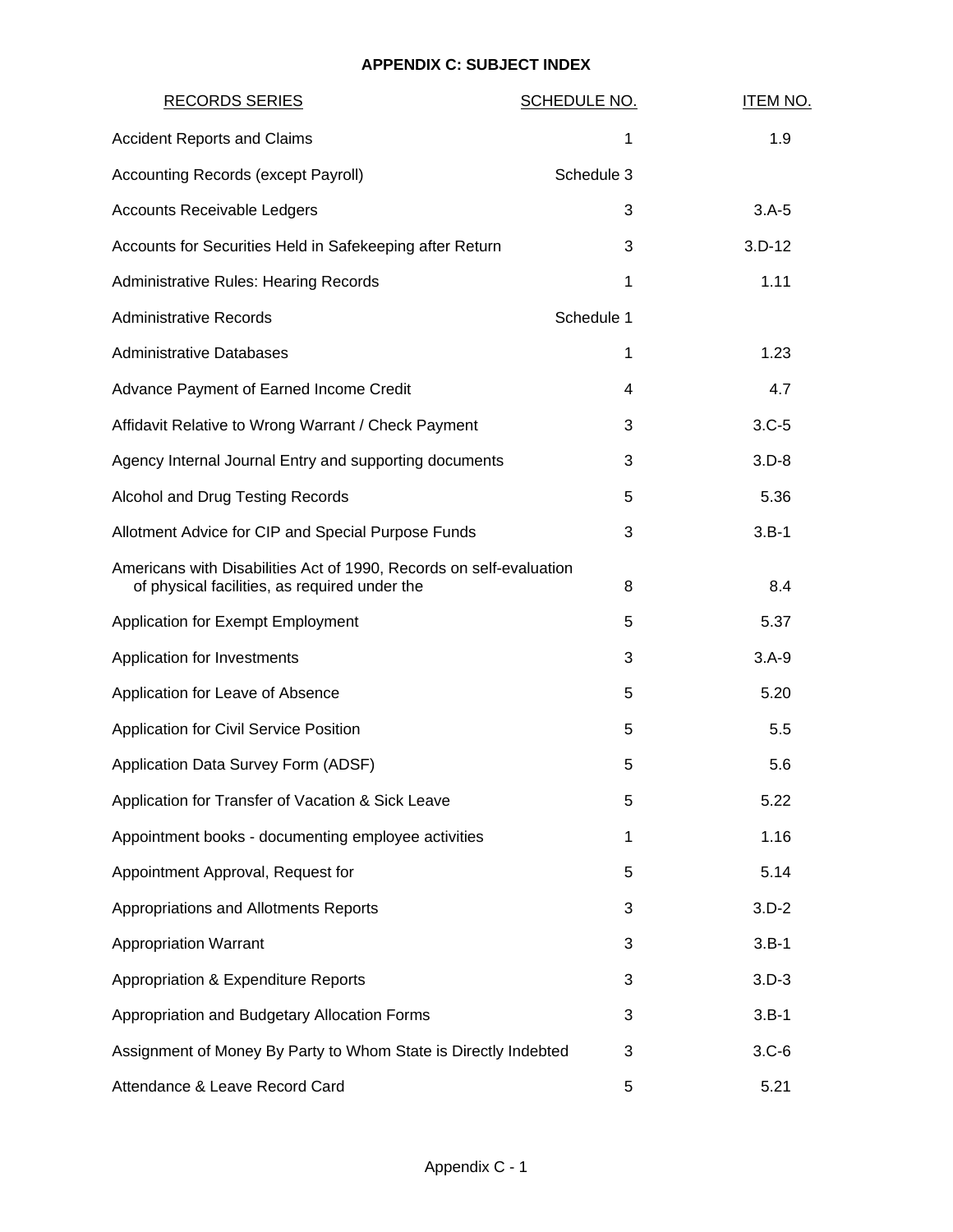## APPENDIX C: SUBJECT INDEX

| RECORDS SERIES | SCHEDULE NO. | ITEM NO. |
|---|---|---|
| Accident Reports and Claims | 1 | 1.9 |
| Accounting Records (except Payroll) | Schedule 3 | |
| Accounts Receivable Ledgers | 3 | 3.A-5 |
| Accounts for Securities Held in Safekeeping after Return | 3 | 3.D-12 |
| Administrative Rules: Hearing Records | 1 | 1.11 |
| Administrative Records | Schedule 1 | |
| Administrative Databases | 1 | 1.23 |
| Advance Payment of Earned Income Credit | 4 | 4.7 |
| Affidavit Relative to Wrong Warrant / Check Payment | 3 | 3.C-5 |
| Agency Internal Journal Entry and supporting documents | 3 | 3.D-8 |
| Alcohol and Drug Testing Records | 5 | 5.36 |
| Allotment Advice for CIP and Special Purpose Funds | 3 | 3.B-1 |
| Americans with Disabilities Act of 1990, Records on self-evaluation of physical facilities, as required under the | 8 | 8.4 |
| Application for Exempt Employment | 5 | 5.37 |
| Application for Investments | 3 | 3.A-9 |
| Application for Leave of Absence | 5 | 5.20 |
| Application for Civil Service Position | 5 | 5.5 |
| Application Data Survey Form (ADSF) | 5 | 5.6 |
| Application for Transfer of Vacation & Sick Leave | 5 | 5.22 |
| Appointment books - documenting employee activities | 1 | 1.16 |
| Appointment Approval, Request for | 5 | 5.14 |
| Appropriations and Allotments Reports | 3 | 3.D-2 |
| Appropriation Warrant | 3 | 3.B-1 |
| Appropriation & Expenditure Reports | 3 | 3.D-3 |
| Appropriation and Budgetary Allocation Forms | 3 | 3.B-1 |
| Assignment of Money By Party to Whom State is Directly Indebted | 3 | 3.C-6 |
| Attendance & Leave Record Card | 5 | 5.21 |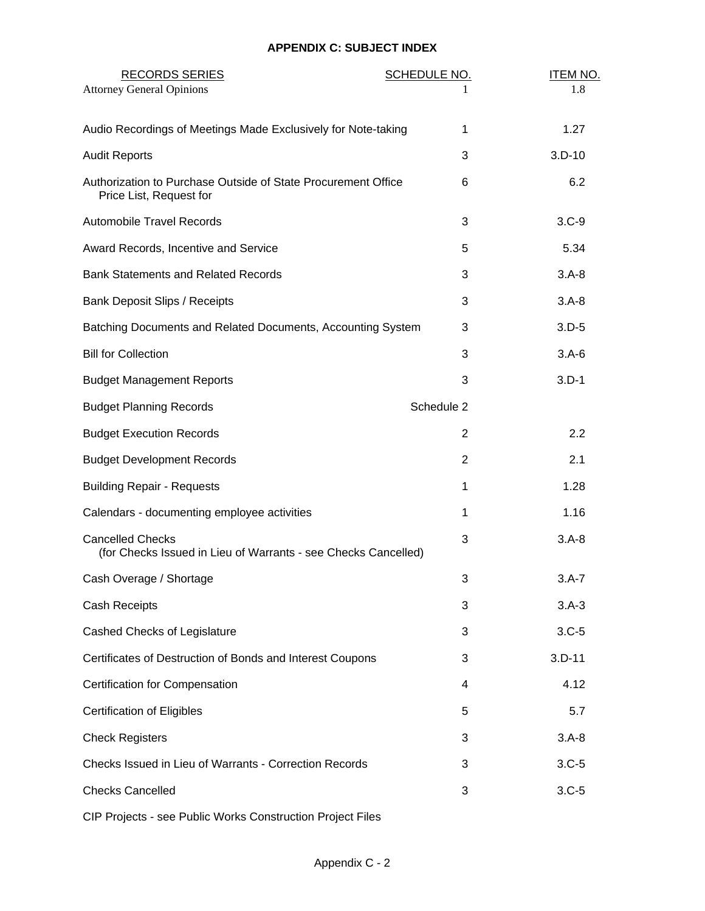**APPENDIX C: SUBJECT INDEX**

| RECORDS SERIES | SCHEDULE NO. | ITEM NO. |
|---|---|---|
| Attorney General Opinions | 1 | 1.8 |
| Audio Recordings of Meetings Made Exclusively for Note-taking | 1 | 1.27 |
| Audit Reports | 3 | 3.D-10 |
| Authorization to Purchase Outside of State Procurement Office Price List, Request for | 6 | 6.2 |
| Automobile Travel Records | 3 | 3.C-9 |
| Award Records, Incentive and Service | 5 | 5.34 |
| Bank Statements and Related Records | 3 | 3.A-8 |
| Bank Deposit Slips / Receipts | 3 | 3.A-8 |
| Batching Documents and Related Documents, Accounting System | 3 | 3.D-5 |
| Bill for Collection | 3 | 3.A-6 |
| Budget Management Reports | 3 | 3.D-1 |
| Budget Planning Records | Schedule 2 | |
| Budget Execution Records | 2 | 2.2 |
| Budget Development Records | 2 | 2.1 |
| Building Repair - Requests | 1 | 1.28 |
| Calendars - documenting employee activities | 1 | 1.16 |
| Cancelled Checks (for Checks Issued in Lieu of Warrants - see Checks Cancelled) | 3 | 3.A-8 |
| Cash Overage / Shortage | 3 | 3.A-7 |
| Cash Receipts | 3 | 3.A-3 |
| Cashed Checks of Legislature | 3 | 3.C-5 |
| Certificates of Destruction of Bonds and Interest Coupons | 3 | 3.D-11 |
| Certification for Compensation | 4 | 4.12 |
| Certification of Eligibles | 5 | 5.7 |
| Check Registers | 3 | 3.A-8 |
| Checks Issued in Lieu of Warrants - Correction Records | 3 | 3.C-5 |
| Checks Cancelled | 3 | 3.C-5 |
| CIP Projects - see Public Works Construction Project Files | | |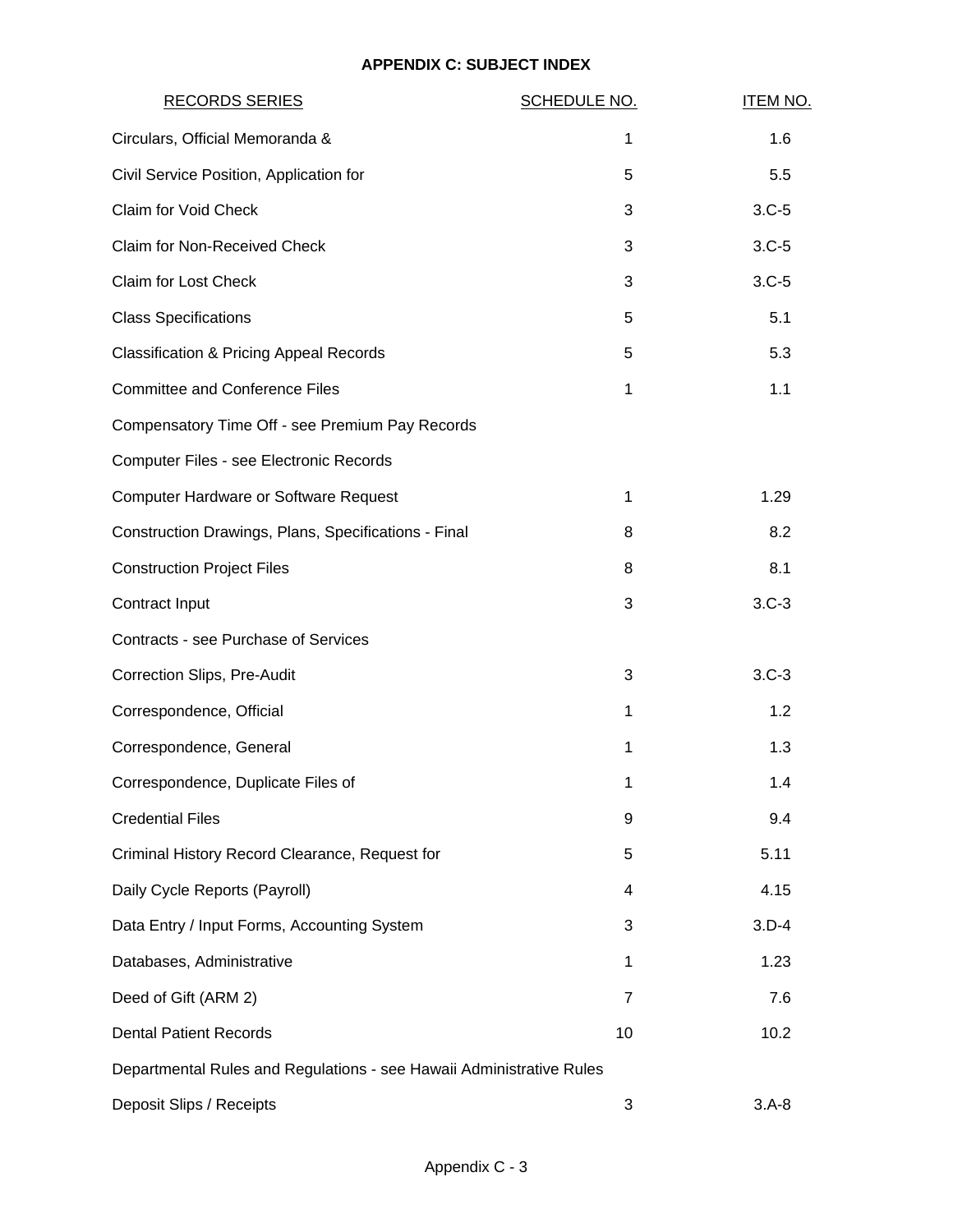## APPENDIX C: SUBJECT INDEX

| RECORDS SERIES | SCHEDULE NO. | ITEM NO. |
|---|---|---|
| Circulars, Official Memoranda & | 1 | 1.6 |
| Civil Service Position, Application for | 5 | 5.5 |
| Claim for Void Check | 3 | 3.C-5 |
| Claim for Non-Received Check | 3 | 3.C-5 |
| Claim for Lost Check | 3 | 3.C-5 |
| Class Specifications | 5 | 5.1 |
| Classification & Pricing Appeal Records | 5 | 5.3 |
| Committee and Conference Files | 1 | 1.1 |
| Compensatory Time Off - see Premium Pay Records | | |
| Computer Files - see Electronic Records | | |
| Computer Hardware or Software Request | 1 | 1.29 |
| Construction Drawings, Plans, Specifications - Final | 8 | 8.2 |
| Construction Project Files | 8 | 8.1 |
| Contract Input | 3 | 3.C-3 |
| Contracts - see Purchase of Services | | |
| Correction Slips, Pre-Audit | 3 | 3.C-3 |
| Correspondence, Official | 1 | 1.2 |
| Correspondence, General | 1 | 1.3 |
| Correspondence, Duplicate Files of | 1 | 1.4 |
| Credential Files | 9 | 9.4 |
| Criminal History Record Clearance, Request for | 5 | 5.11 |
| Daily Cycle Reports (Payroll) | 4 | 4.15 |
| Data Entry / Input Forms, Accounting System | 3 | 3.D-4 |
| Databases, Administrative | 1 | 1.23 |
| Deed of Gift (ARM 2) | 7 | 7.6 |
| Dental Patient Records | 10 | 10.2 |
| Departmental Rules and Regulations - see Hawaii Administrative Rules | | |
| Deposit Slips / Receipts | 3 | 3.A-8 |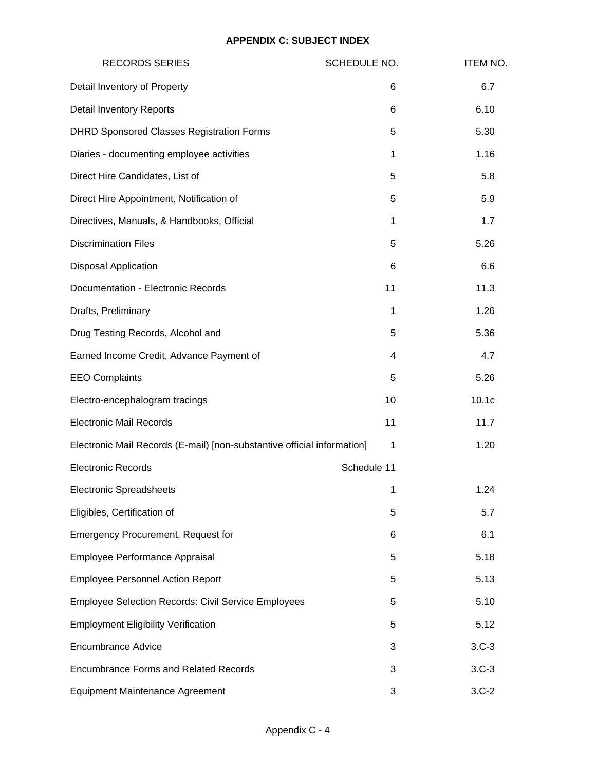## APPENDIX C: SUBJECT INDEX

| RECORDS SERIES | SCHEDULE NO. | ITEM NO. |
|---|---|---|
| Detail Inventory of Property | 6 | 6.7 |
| Detail Inventory Reports | 6 | 6.10 |
| DHRD Sponsored Classes Registration Forms | 5 | 5.30 |
| Diaries - documenting employee activities | 1 | 1.16 |
| Direct Hire Candidates, List of | 5 | 5.8 |
| Direct Hire Appointment, Notification of | 5 | 5.9 |
| Directives, Manuals, & Handbooks, Official | 1 | 1.7 |
| Discrimination Files | 5 | 5.26 |
| Disposal Application | 6 | 6.6 |
| Documentation - Electronic Records | 11 | 11.3 |
| Drafts, Preliminary | 1 | 1.26 |
| Drug Testing Records, Alcohol and | 5 | 5.36 |
| Earned Income Credit, Advance Payment of | 4 | 4.7 |
| EEO Complaints | 5 | 5.26 |
| Electro-encephalogram tracings | 10 | 10.1c |
| Electronic Mail Records | 11 | 11.7 |
| Electronic Mail Records (E-mail) [non-substantive official information] | 1 | 1.20 |
| Electronic Records | Schedule 11 | |
| Electronic Spreadsheets | 1 | 1.24 |
| Eligibles, Certification of | 5 | 5.7 |
| Emergency Procurement, Request for | 6 | 6.1 |
| Employee Performance Appraisal | 5 | 5.18 |
| Employee Personnel Action Report | 5 | 5.13 |
| Employee Selection Records: Civil Service Employees | 5 | 5.10 |
| Employment Eligibility Verification | 5 | 5.12 |
| Encumbrance Advice | 3 | 3.C-3 |
| Encumbrance Forms and Related Records | 3 | 3.C-3 |
| Equipment Maintenance Agreement | 3 | 3.C-2 |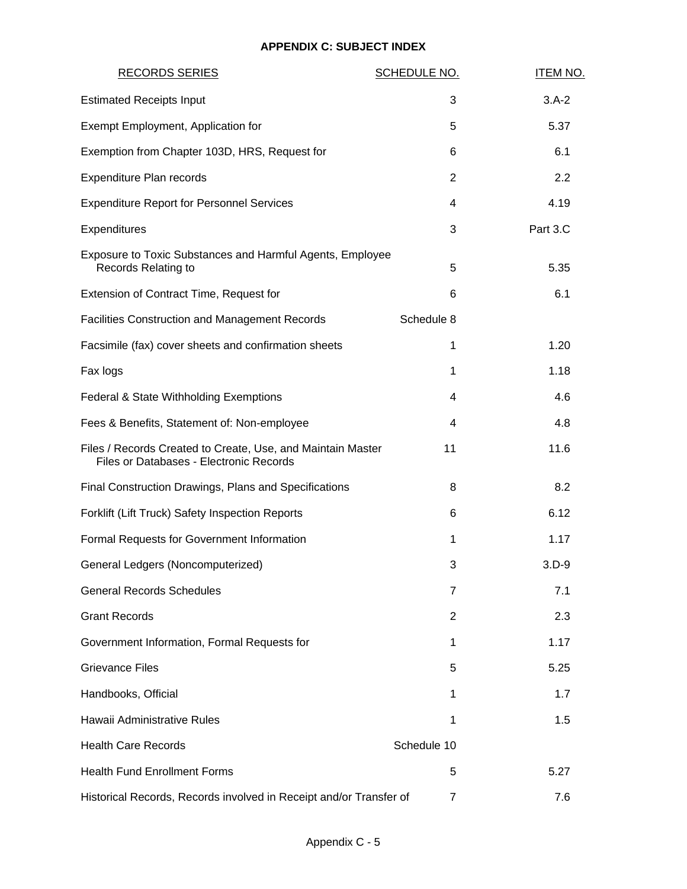# APPENDIX C: SUBJECT INDEX

| RECORDS SERIES | SCHEDULE NO. | ITEM NO. |
|---|---|---|
| Estimated Receipts Input | 3 | 3.A-2 |
| Exempt Employment, Application for | 5 | 5.37 |
| Exemption from Chapter 103D, HRS, Request for | 6 | 6.1 |
| Expenditure Plan records | 2 | 2.2 |
| Expenditure Report for Personnel Services | 4 | 4.19 |
| Expenditures | 3 | Part 3.C |
| Exposure to Toxic Substances and Harmful Agents, Employee Records Relating to | 5 | 5.35 |
| Extension of Contract Time, Request for | 6 | 6.1 |
| Facilities Construction and Management Records | Schedule 8 | |
| Facsimile (fax) cover sheets and confirmation sheets | 1 | 1.20 |
| Fax logs | 1 | 1.18 |
| Federal & State Withholding Exemptions | 4 | 4.6 |
| Fees & Benefits, Statement of: Non-employee | 4 | 4.8 |
| Files / Records Created to Create, Use, and Maintain Master Files or Databases - Electronic Records | 11 | 11.6 |
| Final Construction Drawings, Plans and Specifications | 8 | 8.2 |
| Forklift (Lift Truck) Safety Inspection Reports | 6 | 6.12 |
| Formal Requests for Government Information | 1 | 1.17 |
| General Ledgers (Noncomputerized) | 3 | 3.D-9 |
| General Records Schedules | 7 | 7.1 |
| Grant Records | 2 | 2.3 |
| Government Information, Formal Requests for | 1 | 1.17 |
| Grievance Files | 5 | 5.25 |
| Handbooks, Official | 1 | 1.7 |
| Hawaii Administrative Rules | 1 | 1.5 |
| Health Care Records | Schedule 10 | |
| Health Fund Enrollment Forms | 5 | 5.27 |
| Historical Records, Records involved in Receipt and/or Transfer of | 7 | 7.6 |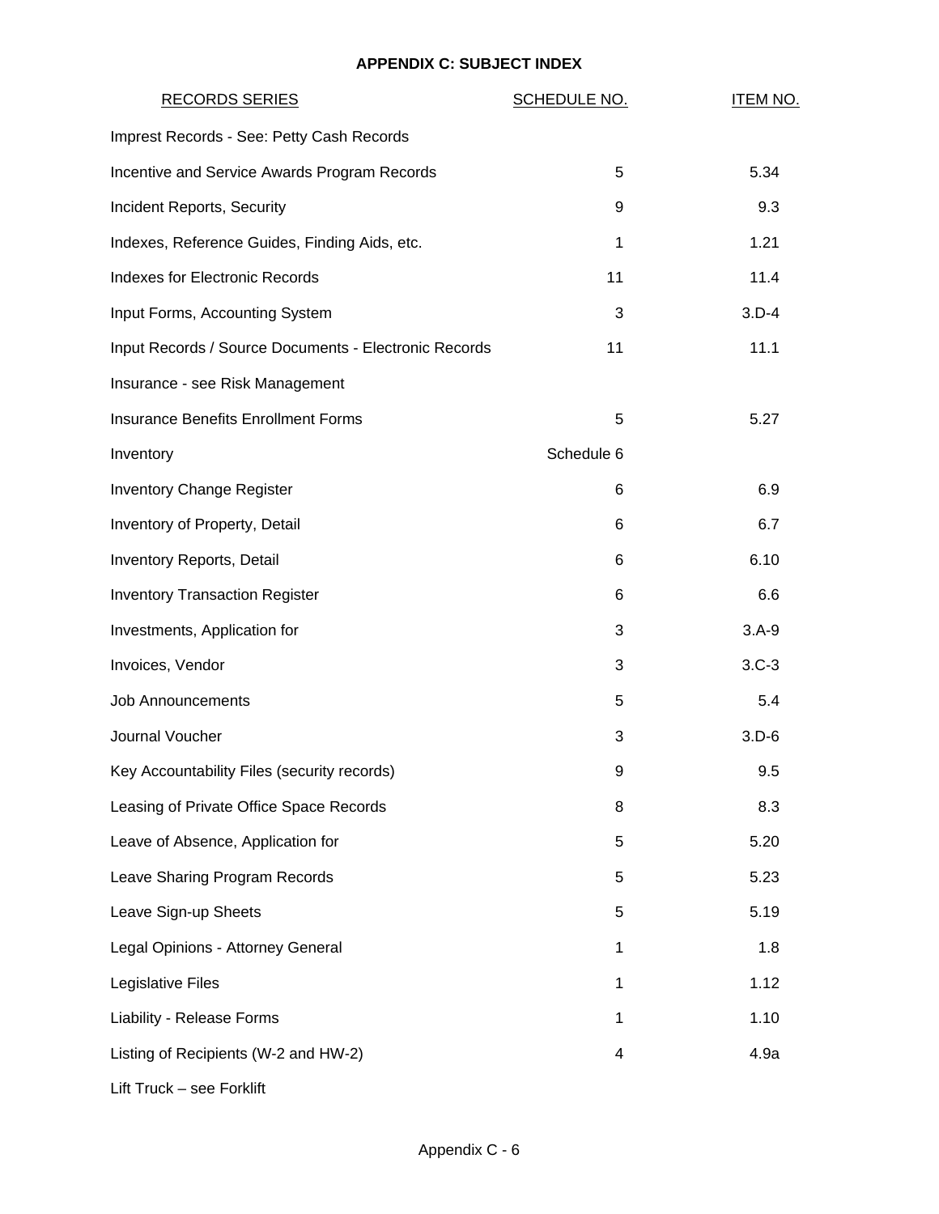## APPENDIX C: SUBJECT INDEX

| RECORDS SERIES | SCHEDULE NO. | ITEM NO. |
|---|---|---|
| Imprest Records - See: Petty Cash Records | | |
| Incentive and Service Awards Program Records | 5 | 5.34 |
| Incident Reports, Security | 9 | 9.3 |
| Indexes, Reference Guides, Finding Aids, etc. | 1 | 1.21 |
| Indexes for Electronic Records | 11 | 11.4 |
| Input Forms, Accounting System | 3 | 3.D-4 |
| Input Records / Source Documents - Electronic Records | 11 | 11.1 |
| Insurance - see Risk Management | | |
| Insurance Benefits Enrollment Forms | 5 | 5.27 |
| Inventory | Schedule 6 | |
| Inventory Change Register | 6 | 6.9 |
| Inventory of Property, Detail | 6 | 6.7 |
| Inventory Reports, Detail | 6 | 6.10 |
| Inventory Transaction Register | 6 | 6.6 |
| Investments, Application for | 3 | 3.A-9 |
| Invoices, Vendor | 3 | 3.C-3 |
| Job Announcements | 5 | 5.4 |
| Journal Voucher | 3 | 3.D-6 |
| Key Accountability Files (security records) | 9 | 9.5 |
| Leasing of Private Office Space Records | 8 | 8.3 |
| Leave of Absence, Application for | 5 | 5.20 |
| Leave Sharing Program Records | 5 | 5.23 |
| Leave Sign-up Sheets | 5 | 5.19 |
| Legal Opinions - Attorney General | 1 | 1.8 |
| Legislative Files | 1 | 1.12 |
| Liability - Release Forms | 1 | 1.10 |
| Listing of Recipients (W-2 and HW-2) | 4 | 4.9a |
| Lift Truck – see Forklift | | |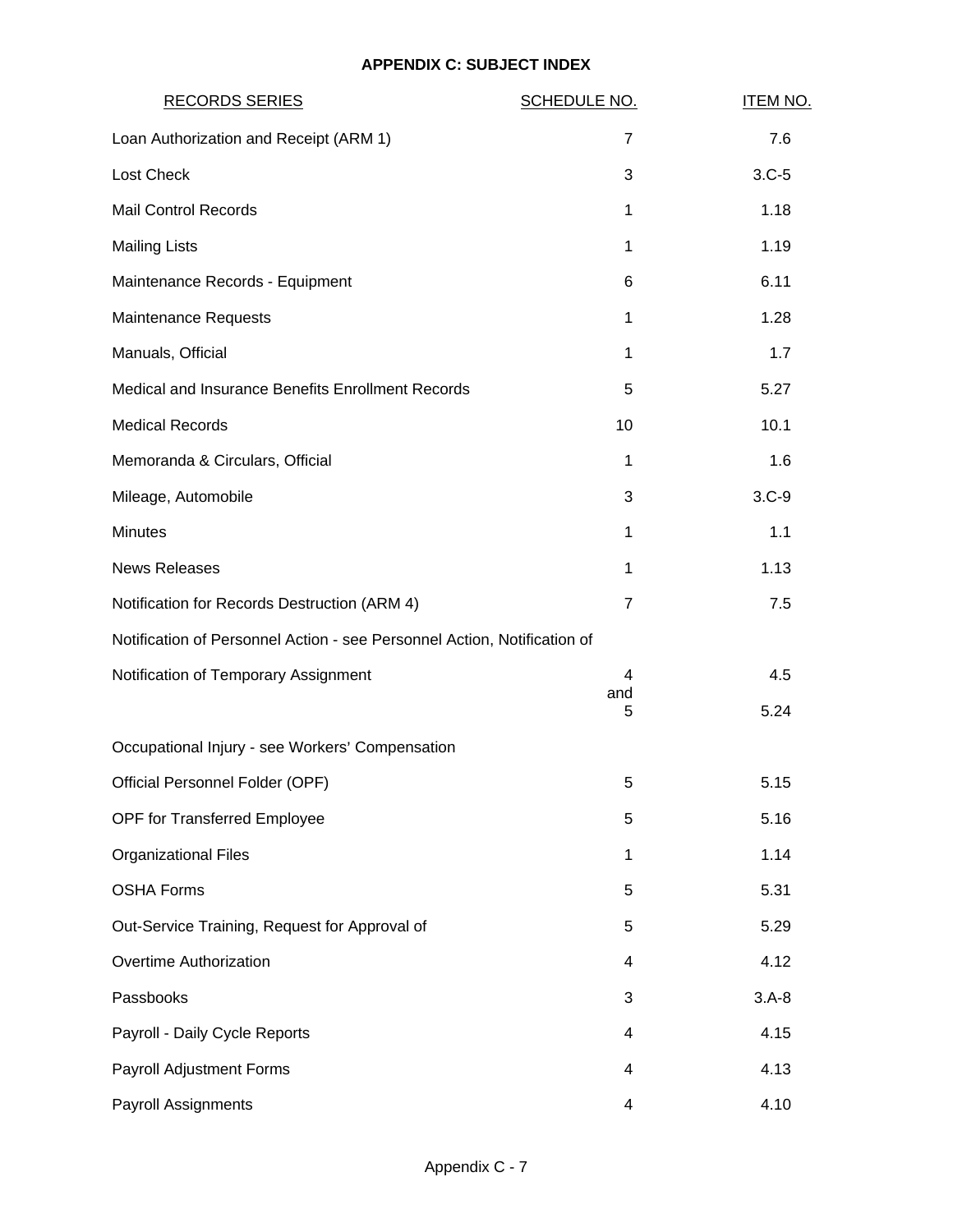**APPENDIX C: SUBJECT INDEX**

| RECORDS SERIES | SCHEDULE NO. | ITEM NO. |
|---|---|---|
| Loan Authorization and Receipt (ARM 1) | 7 | 7.6 |
| Lost Check | 3 | 3.C-5 |
| Mail Control Records | 1 | 1.18 |
| Mailing Lists | 1 | 1.19 |
| Maintenance Records - Equipment | 6 | 6.11 |
| Maintenance Requests | 1 | 1.28 |
| Manuals, Official | 1 | 1.7 |
| Medical and Insurance Benefits Enrollment Records | 5 | 5.27 |
| Medical Records | 10 | 10.1 |
| Memoranda & Circulars, Official | 1 | 1.6 |
| Mileage, Automobile | 3 | 3.C-9 |
| Minutes | 1 | 1.1 |
| News Releases | 1 | 1.13 |
| Notification for Records Destruction (ARM 4) | 7 | 7.5 |
| Notification of Personnel Action - see Personnel Action, Notification of | | |
| Notification of Temporary Assignment | 4 and 5 | 4.5 5.24 |
| Occupational Injury - see Workers' Compensation | | |
| Official Personnel Folder (OPF) | 5 | 5.15 |
| OPF for Transferred Employee | 5 | 5.16 |
| Organizational Files | 1 | 1.14 |
| OSHA Forms | 5 | 5.31 |
| Out-Service Training, Request for Approval of | 5 | 5.29 |
| Overtime Authorization | 4 | 4.12 |
| Passbooks | 3 | 3.A-8 |
| Payroll - Daily Cycle Reports | 4 | 4.15 |
| Payroll Adjustment Forms | 4 | 4.13 |
| Payroll Assignments | 4 | 4.10 |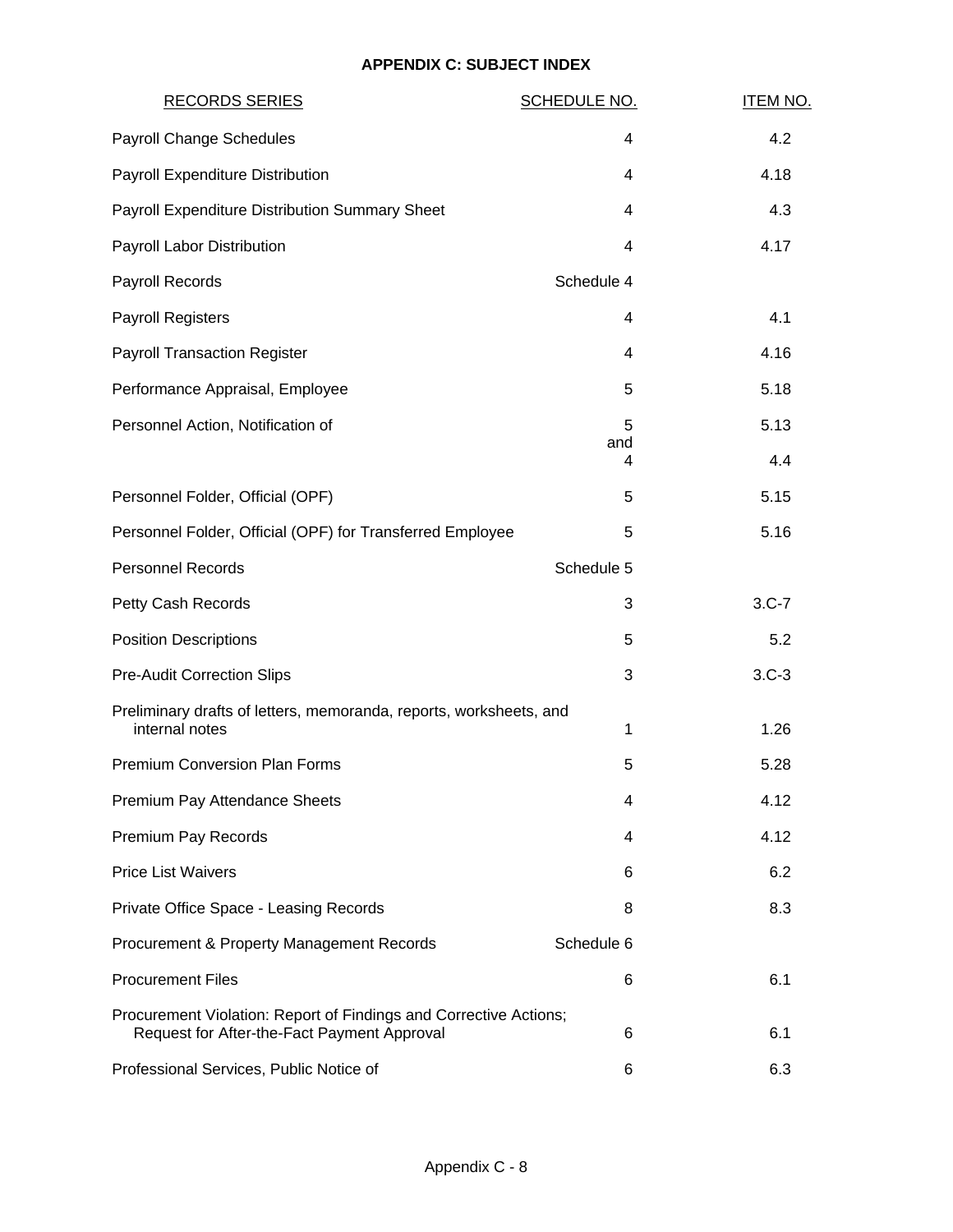## APPENDIX C: SUBJECT INDEX

| RECORDS SERIES | SCHEDULE NO. | ITEM NO. |
|---|---|---|
| Payroll Change Schedules | 4 | 4.2 |
| Payroll Expenditure Distribution | 4 | 4.18 |
| Payroll Expenditure Distribution Summary Sheet | 4 | 4.3 |
| Payroll Labor Distribution | 4 | 4.17 |
| Payroll Records | Schedule 4 | |
| Payroll Registers | 4 | 4.1 |
| Payroll Transaction Register | 4 | 4.16 |
| Performance Appraisal, Employee | 5 | 5.18 |
| Personnel Action, Notification of | 5 and 4 | 5.13 4.4 |
| Personnel Folder, Official (OPF) | 5 | 5.15 |
| Personnel Folder, Official (OPF) for Transferred Employee | 5 | 5.16 |
| Personnel Records | Schedule 5 | |
| Petty Cash Records | 3 | 3.C-7 |
| Position Descriptions | 5 | 5.2 |
| Pre-Audit Correction Slips | 3 | 3.C-3 |
| Preliminary drafts of letters, memoranda, reports, worksheets, and internal notes | 1 | 1.26 |
| Premium Conversion Plan Forms | 5 | 5.28 |
| Premium Pay Attendance Sheets | 4 | 4.12 |
| Premium Pay Records | 4 | 4.12 |
| Price List Waivers | 6 | 6.2 |
| Private Office Space - Leasing Records | 8 | 8.3 |
| Procurement & Property Management Records | Schedule 6 | |
| Procurement Files | 6 | 6.1 |
| Procurement Violation: Report of Findings and Corrective Actions; Request for After-the-Fact Payment Approval | 6 | 6.1 |
| Professional Services, Public Notice of | 6 | 6.3 |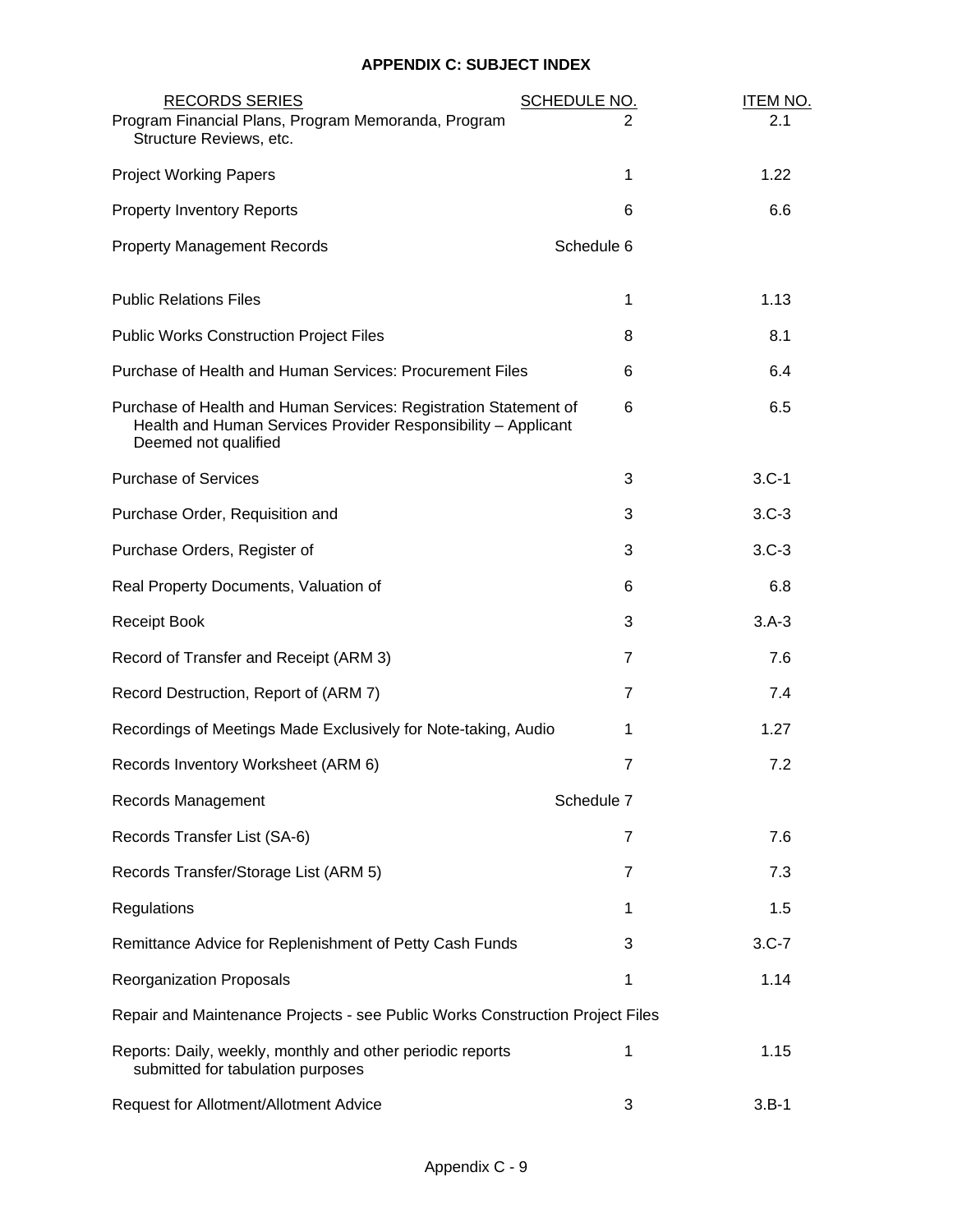## APPENDIX C: SUBJECT INDEX

| RECORDS SERIES | SCHEDULE NO. | ITEM NO. |
|---|---|---|
| Program Financial Plans, Program Memoranda, Program Structure Reviews, etc. | 2 | 2.1 |
| Project Working Papers | 1 | 1.22 |
| Property Inventory Reports | 6 | 6.6 |
| Property Management Records | Schedule 6 | |
| Public Relations Files | 1 | 1.13 |
| Public Works Construction Project Files | 8 | 8.1 |
| Purchase of Health and Human Services: Procurement Files | 6 | 6.4 |
| Purchase of Health and Human Services: Registration Statement of Health and Human Services Provider Responsibility – Applicant Deemed not qualified | 6 | 6.5 |
| Purchase of Services | 3 | 3.C-1 |
| Purchase Order, Requisition and | 3 | 3.C-3 |
| Purchase Orders, Register of | 3 | 3.C-3 |
| Real Property Documents, Valuation of | 6 | 6.8 |
| Receipt Book | 3 | 3.A-3 |
| Record of Transfer and Receipt (ARM 3) | 7 | 7.6 |
| Record Destruction, Report of (ARM 7) | 7 | 7.4 |
| Recordings of Meetings Made Exclusively for Note-taking, Audio | 1 | 1.27 |
| Records Inventory Worksheet (ARM 6) | 7 | 7.2 |
| Records Management | Schedule 7 | |
| Records Transfer List (SA-6) | 7 | 7.6 |
| Records Transfer/Storage List (ARM 5) | 7 | 7.3 |
| Regulations | 1 | 1.5 |
| Remittance Advice for Replenishment of Petty Cash Funds | 3 | 3.C-7 |
| Reorganization Proposals | 1 | 1.14 |
| Repair and Maintenance Projects - see Public Works Construction Project Files | | |
| Reports: Daily, weekly, monthly and other periodic reports submitted for tabulation purposes | 1 | 1.15 |
| Request for Allotment/Allotment Advice | 3 | 3.B-1 |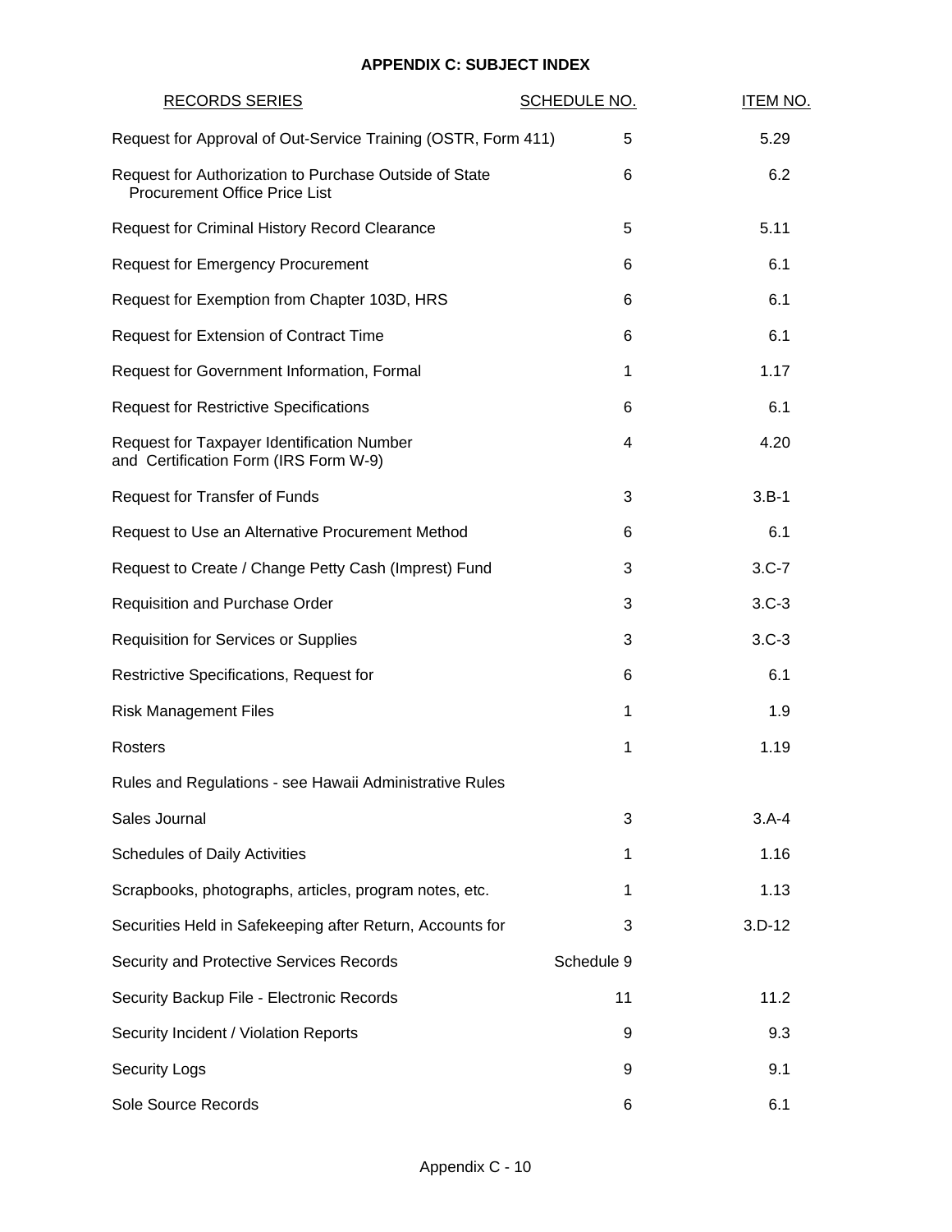# APPENDIX C: SUBJECT INDEX

| RECORDS SERIES | SCHEDULE NO. | ITEM NO. |
|---|---|---|
| Request for Approval of Out-Service Training (OSTR, Form 411) | 5 | 5.29 |
| Request for Authorization to Purchase Outside of State Procurement Office Price List | 6 | 6.2 |
| Request for Criminal History Record Clearance | 5 | 5.11 |
| Request for Emergency Procurement | 6 | 6.1 |
| Request for Exemption from Chapter 103D, HRS | 6 | 6.1 |
| Request for Extension of Contract Time | 6 | 6.1 |
| Request for Government Information, Formal | 1 | 1.17 |
| Request for Restrictive Specifications | 6 | 6.1 |
| Request for Taxpayer Identification Number and Certification Form (IRS Form W-9) | 4 | 4.20 |
| Request for Transfer of Funds | 3 | 3.B-1 |
| Request to Use an Alternative Procurement Method | 6 | 6.1 |
| Request to Create / Change Petty Cash (Imprest) Fund | 3 | 3.C-7 |
| Requisition and Purchase Order | 3 | 3.C-3 |
| Requisition for Services or Supplies | 3 | 3.C-3 |
| Restrictive Specifications, Request for | 6 | 6.1 |
| Risk Management Files | 1 | 1.9 |
| Rosters | 1 | 1.19 |
| Rules and Regulations - see Hawaii Administrative Rules | | |
| Sales Journal | 3 | 3.A-4 |
| Schedules of Daily Activities | 1 | 1.16 |
| Scrapbooks, photographs, articles, program notes, etc. | 1 | 1.13 |
| Securities Held in Safekeeping after Return, Accounts for | 3 | 3.D-12 |
| Security and Protective Services Records | Schedule 9 | |
| Security Backup File - Electronic Records | 11 | 11.2 |
| Security Incident / Violation Reports | 9 | 9.3 |
| Security Logs | 9 | 9.1 |
| Sole Source Records | 6 | 6.1 |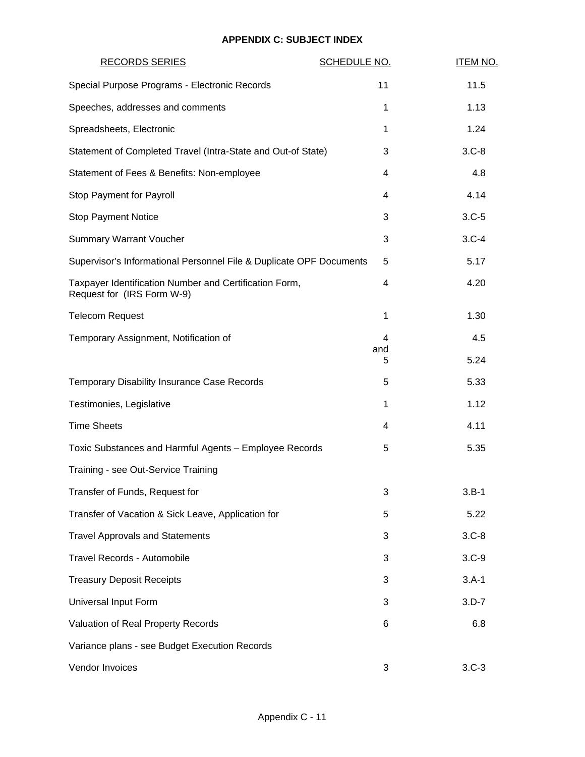**APPENDIX C: SUBJECT INDEX**

| RECORDS SERIES | SCHEDULE NO. | ITEM NO. |
|---|---|---|
| Special Purpose Programs - Electronic Records | 11 | 11.5 |
| Speeches, addresses and comments | 1 | 1.13 |
| Spreadsheets, Electronic | 1 | 1.24 |
| Statement of Completed Travel (Intra-State and Out-of State) | 3 | 3.C-8 |
| Statement of Fees & Benefits: Non-employee | 4 | 4.8 |
| Stop Payment for Payroll | 4 | 4.14 |
| Stop Payment Notice | 3 | 3.C-5 |
| Summary Warrant Voucher | 3 | 3.C-4 |
| Supervisor's Informational Personnel File & Duplicate OPF Documents | 5 | 5.17 |
| Taxpayer Identification Number and Certification Form, Request for (IRS Form W-9) | 4 | 4.20 |
| Telecom Request | 1 | 1.30 |
| Temporary Assignment, Notification of | 4 and 5 | 4.5 5.24 |
| Temporary Disability Insurance Case Records | 5 | 5.33 |
| Testimonies, Legislative | 1 | 1.12 |
| Time Sheets | 4 | 4.11 |
| Toxic Substances and Harmful Agents – Employee Records | 5 | 5.35 |
| Training - see Out-Service Training | | |
| Transfer of Funds, Request for | 3 | 3.B-1 |
| Transfer of Vacation & Sick Leave, Application for | 5 | 5.22 |
| Travel Approvals and Statements | 3 | 3.C-8 |
| Travel Records - Automobile | 3 | 3.C-9 |
| Treasury Deposit Receipts | 3 | 3.A-1 |
| Universal Input Form | 3 | 3.D-7 |
| Valuation of Real Property Records | 6 | 6.8 |
| Variance plans - see Budget Execution Records | | |
| Vendor Invoices | 3 | 3.C-3 |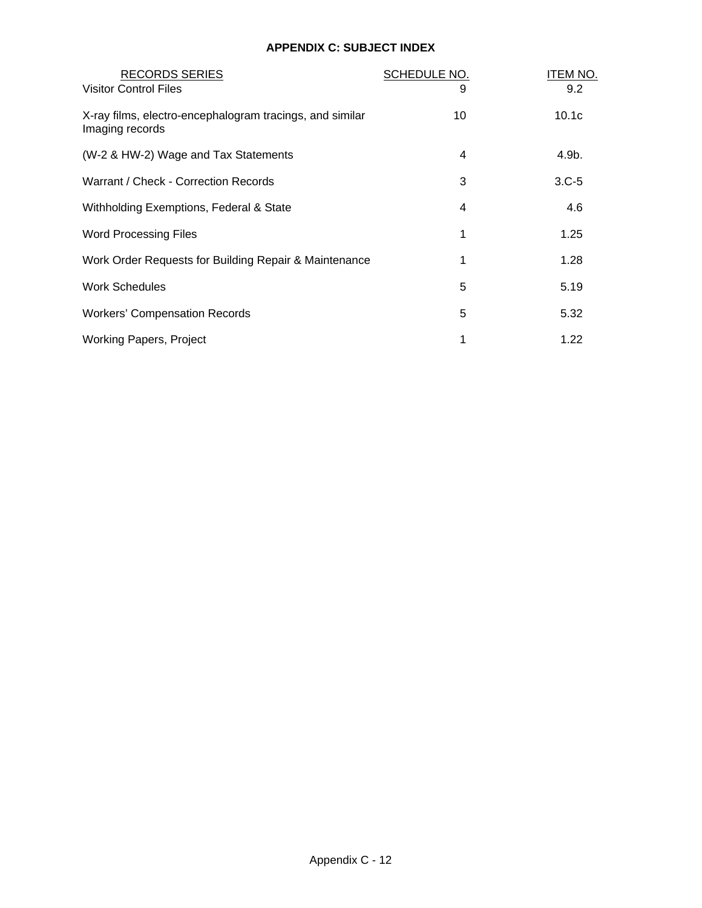**APPENDIX C: SUBJECT INDEX**

| RECORDS SERIES | SCHEDULE NO. | ITEM NO. |
|---|---|---|
| Visitor Control Files | 9 | 9.2 |
| X-ray films, electro-encephalogram tracings, and similar Imaging records | 10 | 10.1c |
| (W-2 & HW-2) Wage and Tax Statements | 4 | 4.9b. |
| Warrant / Check - Correction Records | 3 | 3.C-5 |
| Withholding Exemptions, Federal & State | 4 | 4.6 |
| Word Processing Files | 1 | 1.25 |
| Work Order Requests for Building Repair & Maintenance | 1 | 1.28 |
| Work Schedules | 5 | 5.19 |
| Workers' Compensation Records | 5 | 5.32 |
| Working Papers, Project | 1 | 1.22 |